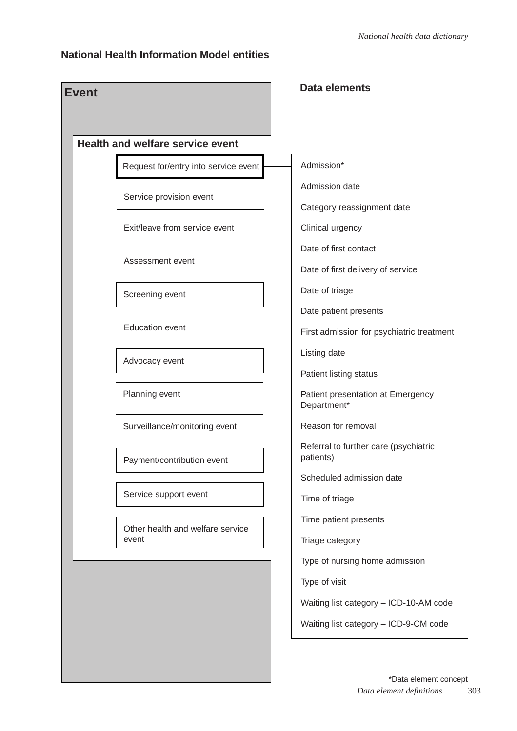## National Health Information Model entities

**Event**

**Health and welfare service event**

- **Request for/entry into service event**
- Service provision event
- Exit/leave from service event
- Assessment event
- Screening event
- Education event
- Advocacy event
- Planning event
- Surveillance/monitoring event
- Payment/contribution event
- Service support event
- Other health and welfare service event

**Data elements**

Admission*

Admission date

Category reassignment date

Clinical urgency

Date of first contact

Date of first delivery of service

Date of triage

Date patient presents

First admission for psychiatric treatment

Listing date

Patient listing status

Patient presentation at Emergency Department*

Reason for removal

Referral to further care (psychiatric patients)

Scheduled admission date

Time of triage

Time patient presents

Triage category

Type of nursing home admission

Type of visit

Waiting list category – ICD-10-AM code

Waiting list category – ICD-9-CM code

*Data element concept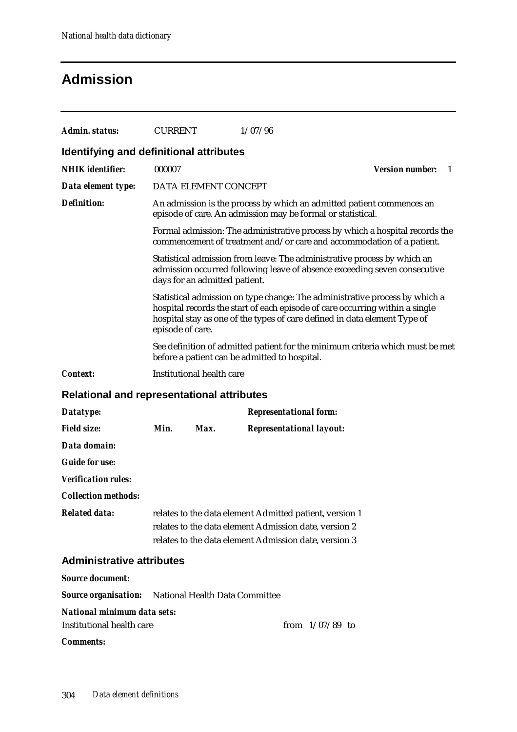# Admission

***Admin. status:*** CURRENT 1/07/96

## Identifying and definitional attributes

***NHIK identifier:*** 000007 ***Version number:*** 1

***Data element type:*** DATA ELEMENT CONCEPT

***Definition:*** An admission is the process by which an admitted patient commences an episode of care. An admission may be formal or statistical.

Formal admission: The administrative process by which a hospital records the commencement of treatment and/or care and accommodation of a patient.

Statistical admission from leave: The administrative process by which an admission occurred following leave of absence exceeding seven consecutive days for an admitted patient.

Statistical admission on type change: The administrative process by which a hospital records the start of each episode of care occurring within a single hospital stay as one of the types of care defined in data element Type of episode of care.

See definition of admitted patient for the minimum criteria which must be met before a patient can be admitted to hospital.

***Context:*** Institutional health care

## Relational and representational attributes

***Datatype:*** ***Representational form:***

***Field size:*** ***Min.*** ***Max.*** ***Representational layout:***

***Data domain:***

***Guide for use:***

***Verification rules:***

***Collection methods:***

***Related data:*** relates to the data element Admitted patient, version 1
relates to the data element Admission date, version 2
relates to the data element Admission date, version 3

## Administrative attributes

***Source document:***

***Source organisation:*** National Health Data Committee

***National minimum data sets:***
Institutional health care from 1/07/89 to

***Comments:***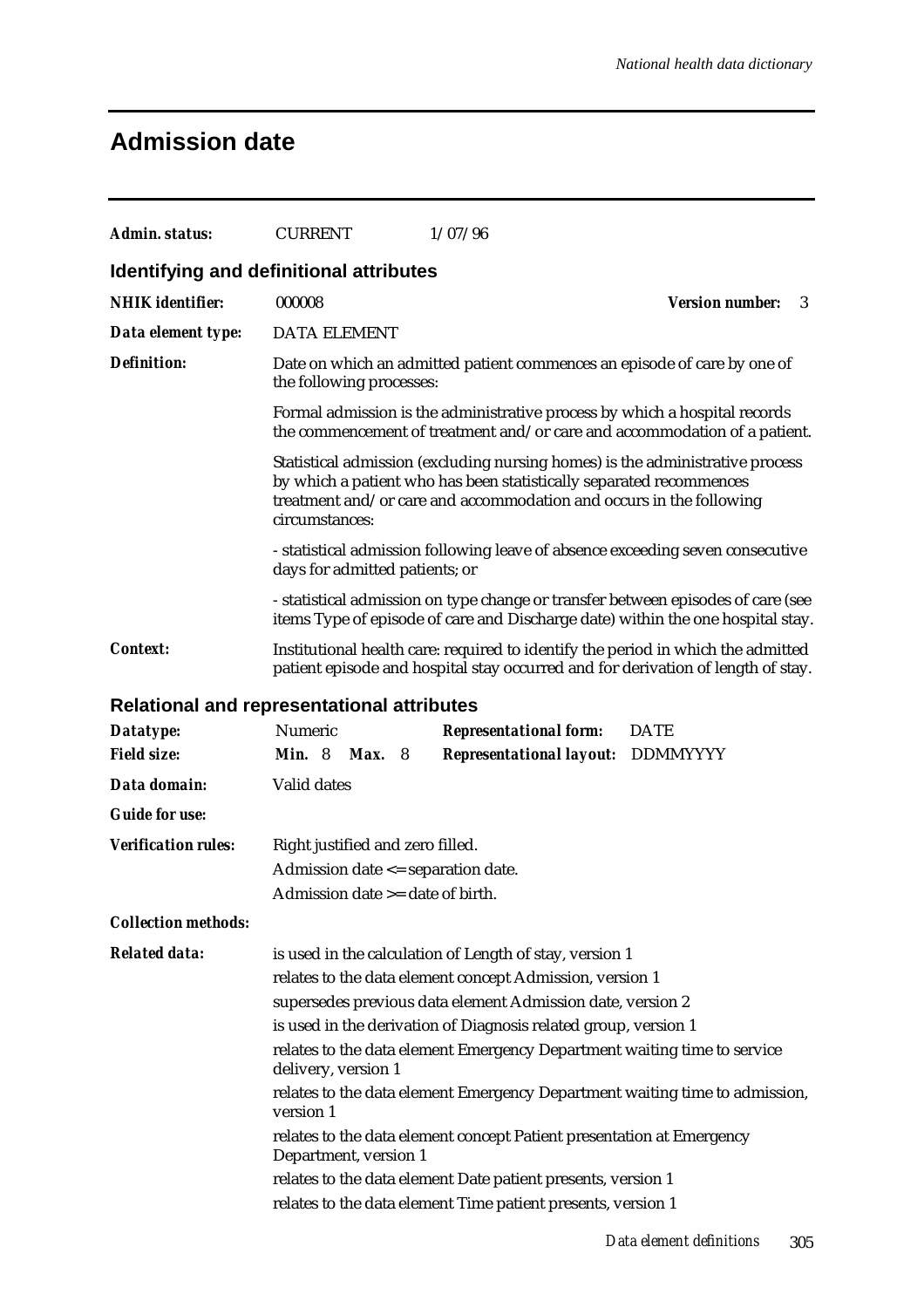# Admission date

***Admin. status:*** CURRENT 1/07/96

## Identifying and definitional attributes

***NHIK identifier:*** 000008 ***Version number:*** 3

***Data element type:*** DATA ELEMENT

***Definition:*** Date on which an admitted patient commences an episode of care by one of the following processes:

Formal admission is the administrative process by which a hospital records the commencement of treatment and/or care and accommodation of a patient.

Statistical admission (excluding nursing homes) is the administrative process by which a patient who has been statistically separated recommences treatment and/or care and accommodation and occurs in the following circumstances:

- statistical admission following leave of absence exceeding seven consecutive days for admitted patients; or

- statistical admission on type change or transfer between episodes of care (see items Type of episode of care and Discharge date) within the one hospital stay.

***Context:*** Institutional health care: required to identify the period in which the admitted patient episode and hospital stay occurred and for derivation of length of stay.

## Relational and representational attributes

***Datatype:*** Numeric ***Representational form:*** DATE

***Field size:*** **Min.** 8 **Max.** 8 ***Representational layout:*** DDMMYYYY

***Data domain:*** Valid dates

***Guide for use:***

***Verification rules:*** Right justified and zero filled.

Admission date <= separation date.

Admission date >= date of birth.

***Collection methods:***

***Related data:*** is used in the calculation of Length of stay, version 1

relates to the data element concept Admission, version 1

supersedes previous data element Admission date, version 2

is used in the derivation of Diagnosis related group, version 1

relates to the data element Emergency Department waiting time to service delivery, version 1

relates to the data element Emergency Department waiting time to admission, version 1

relates to the data element concept Patient presentation at Emergency Department, version 1

relates to the data element Date patient presents, version 1

relates to the data element Time patient presents, version 1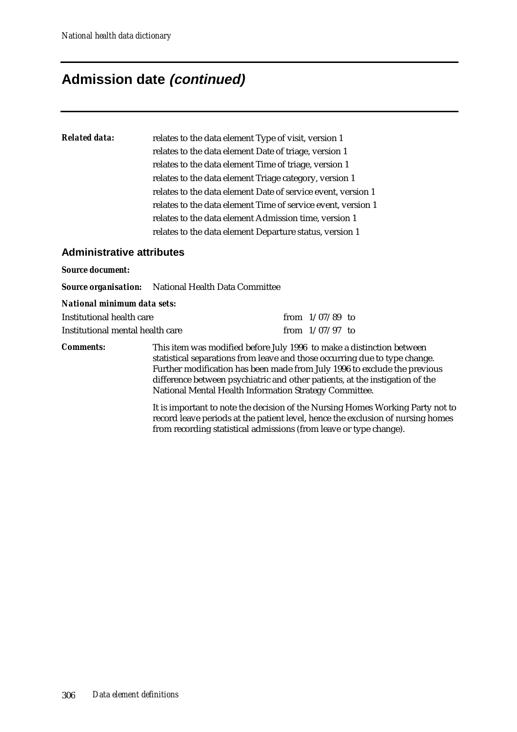# Admission date *(continued)*

***Related data:*** relates to the data element Type of visit, version 1
relates to the data element Date of triage, version 1
relates to the data element Time of triage, version 1
relates to the data element Triage category, version 1
relates to the data element Date of service event, version 1
relates to the data element Time of service event, version 1
relates to the data element Admission time, version 1
relates to the data element Departure status, version 1

## Administrative attributes

***Source document:***

***Source organisation:*** National Health Data Committee

***National minimum data sets:***

| | |
|---|---|
| Institutional health care | from 1/07/89 to |
| Institutional mental health care | from 1/07/97 to |

***Comments:*** This item was modified before July 1996 to make a distinction between statistical separations from leave and those occurring due to type change. Further modification has been made from July 1996 to exclude the previous difference between psychiatric and other patients, at the instigation of the National Mental Health Information Strategy Committee.

It is important to note the decision of the Nursing Homes Working Party not to record leave periods at the patient level, hence the exclusion of nursing homes from recording statistical admissions (from leave or type change).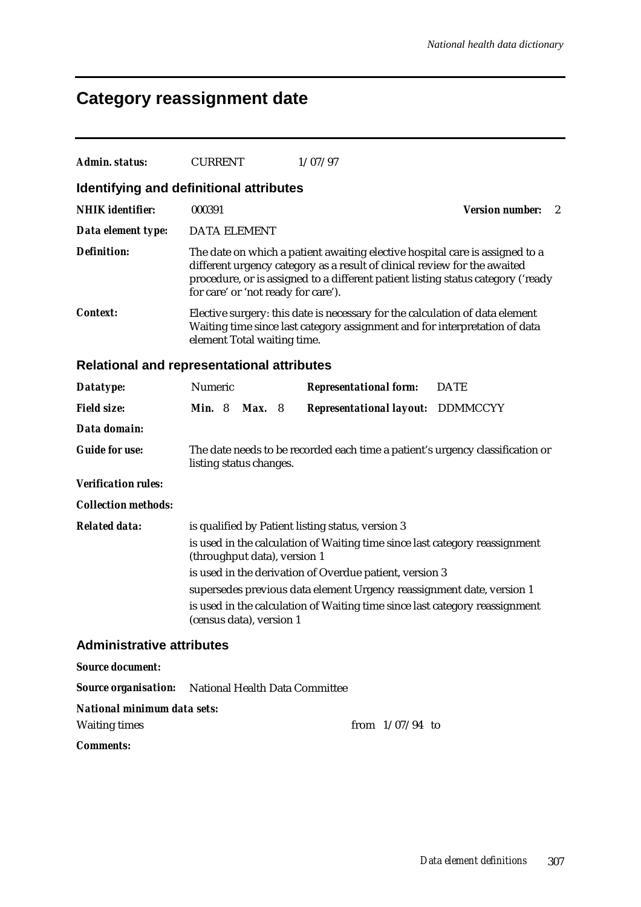# Category reassignment date

**Admin. status:** CURRENT 1/07/97

## Identifying and definitional attributes

**NHIK identifier:** 000391 **Version number:** 2

**Data element type:** DATA ELEMENT

**Definition:** The date on which a patient awaiting elective hospital care is assigned to a different urgency category as a result of clinical review for the awaited procedure, or is assigned to a different patient listing status category ('ready for care' or 'not ready for care').

**Context:** Elective surgery: this date is necessary for the calculation of data element Waiting time since last category assignment and for interpretation of data element Total waiting time.

## Relational and representational attributes

**Datatype:** Numeric **Representational form:** DATE

**Field size:** **Min.** 8 **Max.** 8 **Representational layout:** DDMMCCYY

**Data domain:**

**Guide for use:** The date needs to be recorded each time a patient's urgency classification or listing status changes.

**Verification rules:**

**Collection methods:**

**Related data:** is qualified by Patient listing status, version 3

is used in the calculation of Waiting time since last category reassignment (throughput data), version 1

is used in the derivation of Overdue patient, version 3

supersedes previous data element Urgency reassignment date, version 1

is used in the calculation of Waiting time since last category reassignment (census data), version 1

## Administrative attributes

**Source document:**

**Source organisation:** National Health Data Committee

**National minimum data sets:**

Waiting times from 1/07/94 to

**Comments:**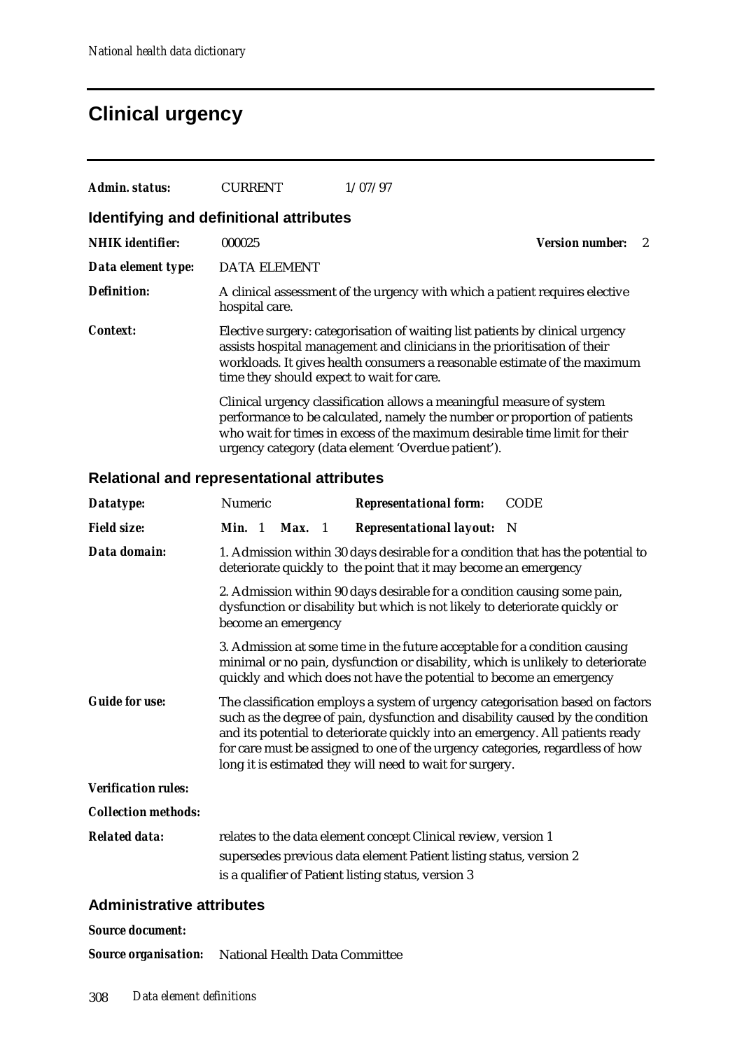# Clinical urgency

***Admin. status:*** CURRENT 1/07/97

## Identifying and definitional attributes

***NHIK identifier:*** 000025 ***Version number:*** 2

***Data element type:*** DATA ELEMENT

***Definition:*** A clinical assessment of the urgency with which a patient requires elective hospital care.

***Context:*** Elective surgery: categorisation of waiting list patients by clinical urgency assists hospital management and clinicians in the prioritisation of their workloads. It gives health consumers a reasonable estimate of the maximum time they should expect to wait for care.

Clinical urgency classification allows a meaningful measure of system performance to be calculated, namely the number or proportion of patients who wait for times in excess of the maximum desirable time limit for their urgency category (data element 'Overdue patient').

## Relational and representational attributes

***Datatype:*** Numeric ***Representational form:*** CODE

***Field size:*** ***Min.*** 1 ***Max.*** 1 ***Representational layout:*** N

***Data domain:*** 1. Admission within 30 days desirable for a condition that has the potential to deteriorate quickly to the point that it may become an emergency

2. Admission within 90 days desirable for a condition causing some pain, dysfunction or disability but which is not likely to deteriorate quickly or become an emergency

3. Admission at some time in the future acceptable for a condition causing minimal or no pain, dysfunction or disability, which is unlikely to deteriorate quickly and which does not have the potential to become an emergency

***Guide for use:*** The classification employs a system of urgency categorisation based on factors such as the degree of pain, dysfunction and disability caused by the condition and its potential to deteriorate quickly into an emergency. All patients ready for care must be assigned to one of the urgency categories, regardless of how long it is estimated they will need to wait for surgery.

***Verification rules:***

***Collection methods:***

***Related data:*** relates to the data element concept Clinical review, version 1

supersedes previous data element Patient listing status, version 2

is a qualifier of Patient listing status, version 3

## Administrative attributes

***Source document:***

***Source organisation:*** National Health Data Committee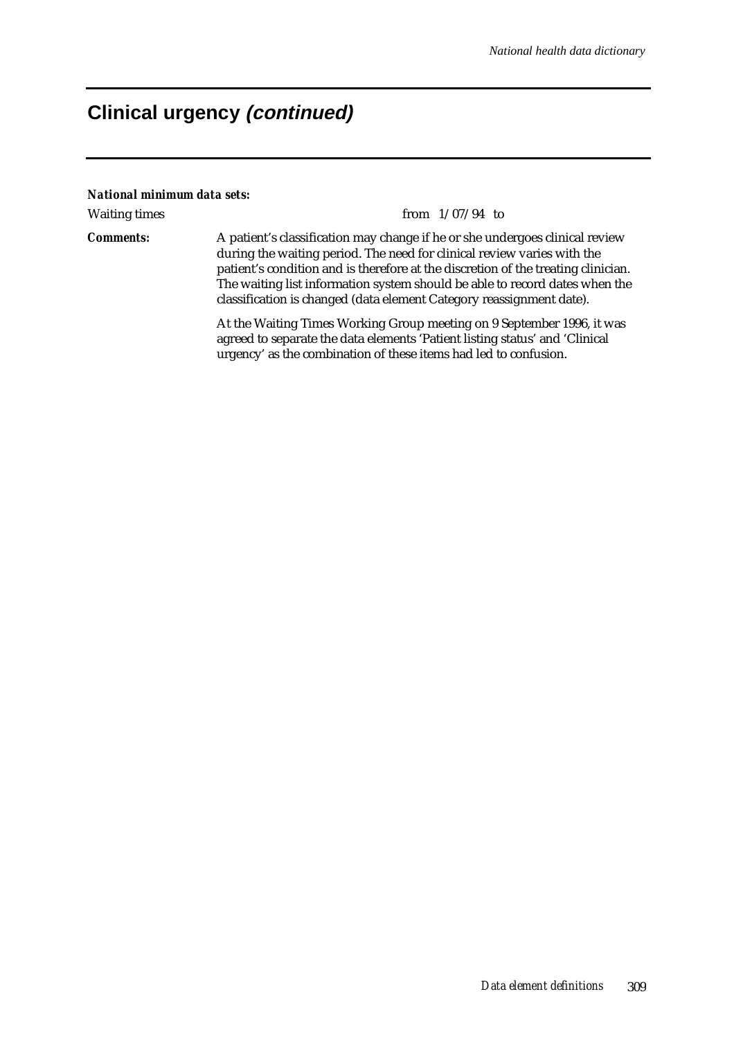# Clinical urgency *(continued)*

***National minimum data sets:***

Waiting times from 1/07/94 to

***Comments:*** A patient's classification may change if he or she undergoes clinical review during the waiting period. The need for clinical review varies with the patient's condition and is therefore at the discretion of the treating clinician. The waiting list information system should be able to record dates when the classification is changed (data element Category reassignment date).

At the Waiting Times Working Group meeting on 9 September 1996, it was agreed to separate the data elements 'Patient listing status' and 'Clinical urgency' as the combination of these items had led to confusion.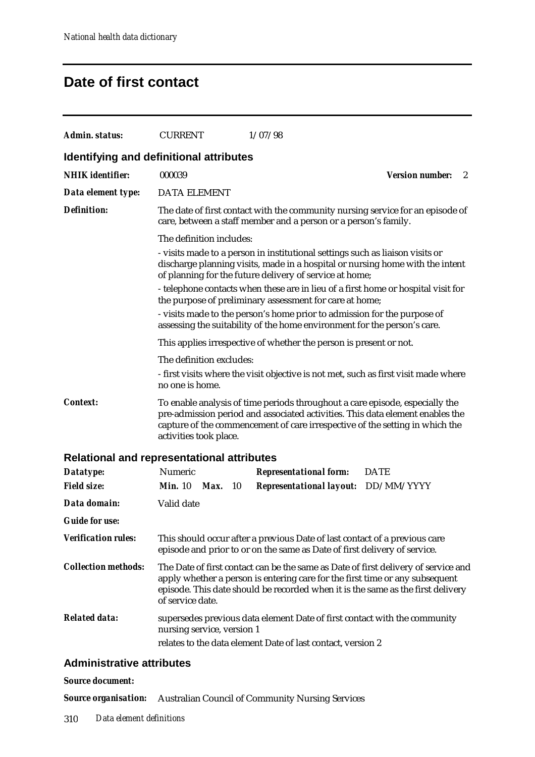# Date of first contact

**Admin. status:** CURRENT 1/07/98

## Identifying and definitional attributes

**NHIK identifier:** 000039 **Version number:** 2

**Data element type:** DATA ELEMENT

**Definition:** The date of first contact with the community nursing service for an episode of care, between a staff member and a person or a person's family.

The definition includes:

- visits made to a person in institutional settings such as liaison visits or discharge planning visits, made in a hospital or nursing home with the intent of planning for the future delivery of service at home;

- telephone contacts when these are in lieu of a first home or hospital visit for the purpose of preliminary assessment for care at home;

- visits made to the person's home prior to admission for the purpose of assessing the suitability of the home environment for the person's care.

This applies irrespective of whether the person is present or not.

The definition excludes:

- first visits where the visit objective is not met, such as first visit made where no one is home.

**Context:** To enable analysis of time periods throughout a care episode, especially the pre-admission period and associated activities. This data element enables the capture of the commencement of care irrespective of the setting in which the activities took place.

## Relational and representational attributes

**Datatype:** Numeric **Representational form:** DATE

**Field size:** **Min.** 10 **Max.** 10 **Representational layout:** DD/MM/YYYY

**Data domain:** Valid date

**Guide for use:**

**Verification rules:** This should occur after a previous Date of last contact of a previous care episode and prior to or on the same as Date of first delivery of service.

**Collection methods:** The Date of first contact can be the same as Date of first delivery of service and apply whether a person is entering care for the first time or any subsequent episode. This date should be recorded when it is the same as the first delivery of service date.

**Related data:** supersedes previous data element Date of first contact with the community nursing service, version 1

relates to the data element Date of last contact, version 2

## Administrative attributes

**Source document:**

**Source organisation:** Australian Council of Community Nursing Services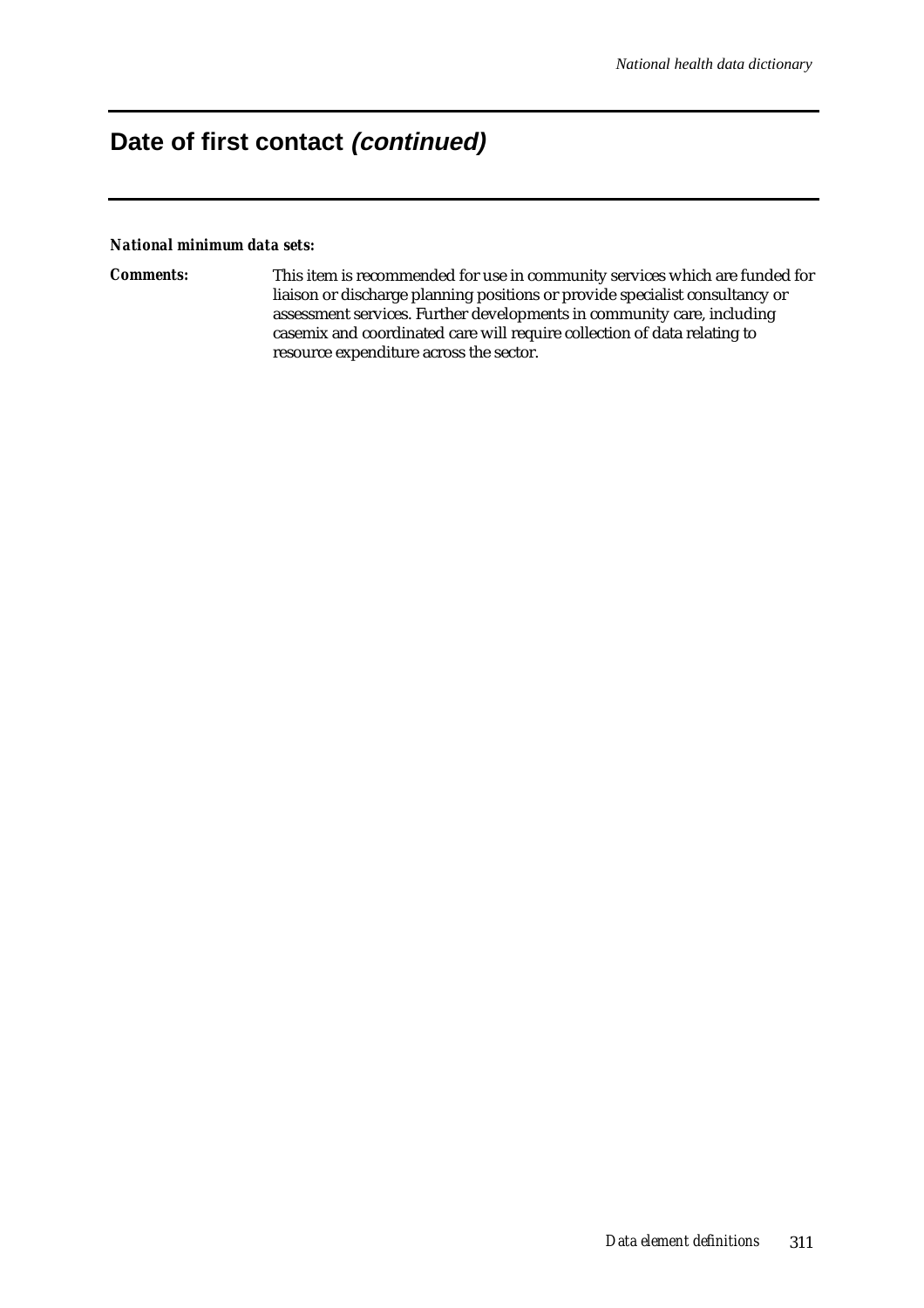## Date of first contact *(continued)*

***National minimum data sets:***

***Comments:*** This item is recommended for use in community services which are funded for liaison or discharge planning positions or provide specialist consultancy or assessment services. Further developments in community care, including casemix and coordinated care will require collection of data relating to resource expenditure across the sector.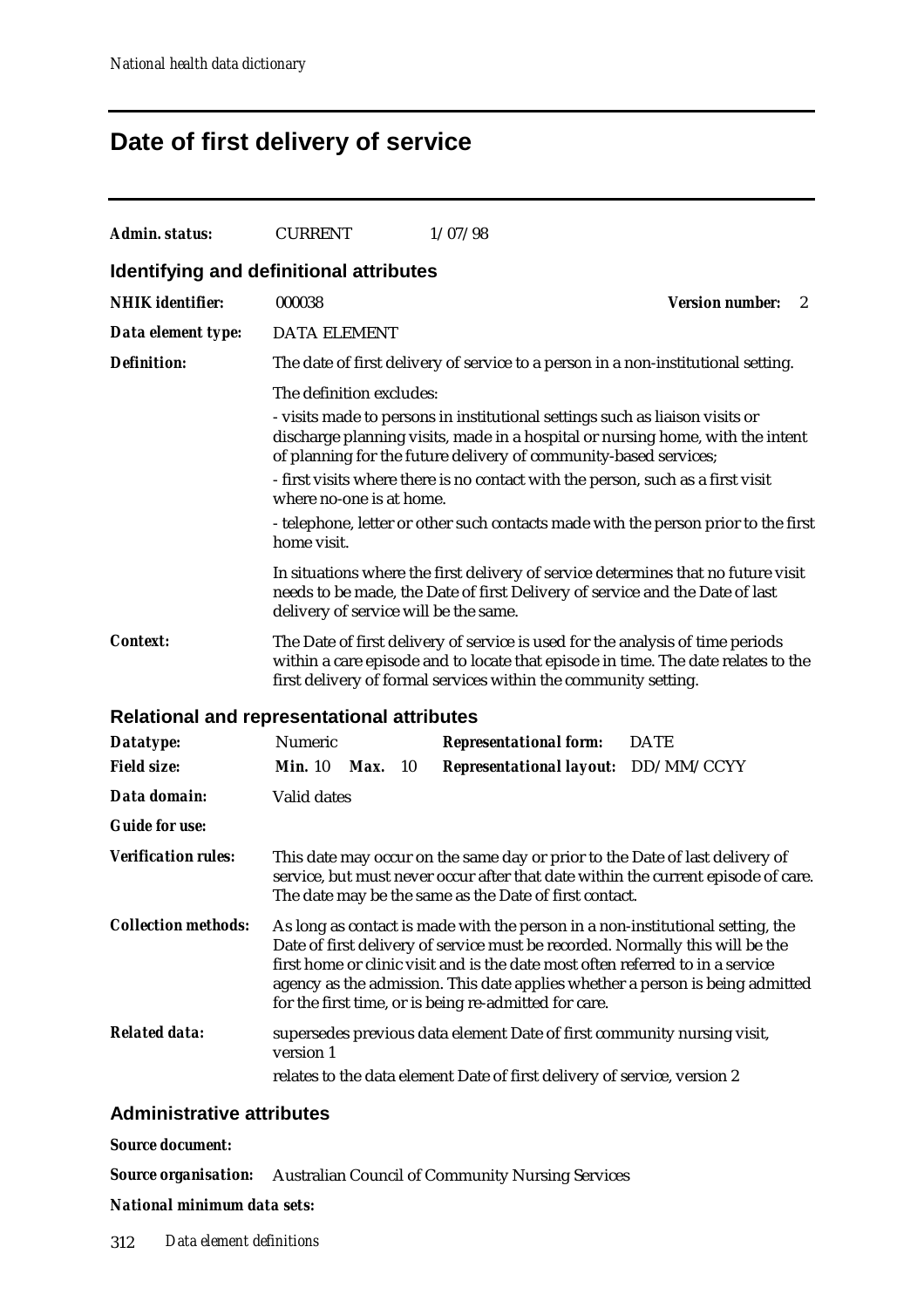# Date of first delivery of service

**Admin. status:** CURRENT 1/07/98

## Identifying and definitional attributes

**NHIK identifier:** 000038 **Version number:** 2

**Data element type:** DATA ELEMENT

**Definition:** The date of first delivery of service to a person in a non-institutional setting.

The definition excludes:

- visits made to persons in institutional settings such as liaison visits or discharge planning visits, made in a hospital or nursing home, with the intent of planning for the future delivery of community-based services;

- first visits where there is no contact with the person, such as a first visit where no-one is at home.

- telephone, letter or other such contacts made with the person prior to the first home visit.

In situations where the first delivery of service determines that no future visit needs to be made, the Date of first Delivery of service and the Date of last delivery of service will be the same.

**Context:** The Date of first delivery of service is used for the analysis of time periods within a care episode and to locate that episode in time. The date relates to the first delivery of formal services within the community setting.

## Relational and representational attributes

**Datatype:** Numeric **Representational form:** DATE

**Field size:** **Min.** 10 **Max.** 10 **Representational layout:** DD/MM/CCYY

**Data domain:** Valid dates

**Guide for use:**

**Verification rules:** This date may occur on the same day or prior to the Date of last delivery of service, but must never occur after that date within the current episode of care. The date may be the same as the Date of first contact.

**Collection methods:** As long as contact is made with the person in a non-institutional setting, the Date of first delivery of service must be recorded. Normally this will be the first home or clinic visit and is the date most often referred to in a service agency as the admission. This date applies whether a person is being admitted for the first time, or is being re-admitted for care.

**Related data:** supersedes previous data element Date of first community nursing visit, version 1

relates to the data element Date of first delivery of service, version 2

## Administrative attributes

**Source document:**

**Source organisation:** Australian Council of Community Nursing Services

**National minimum data sets:**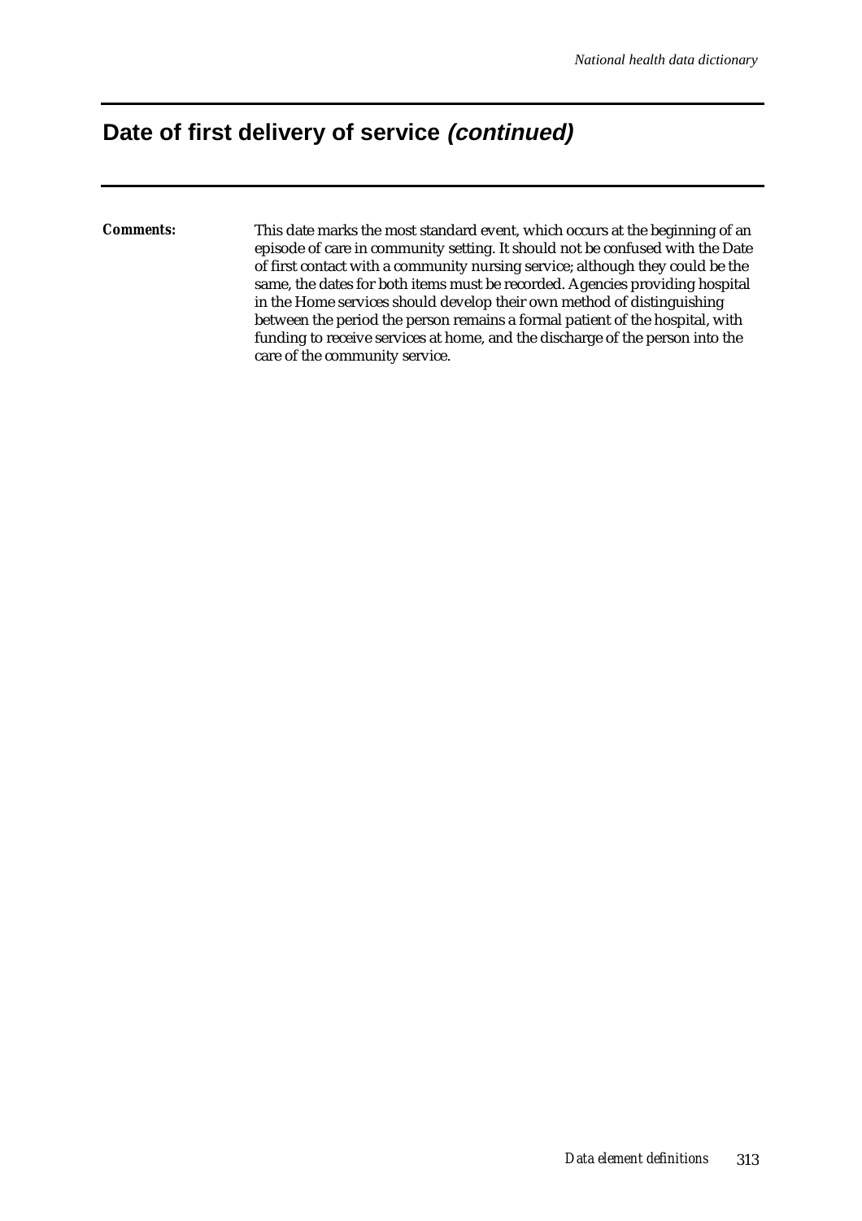## Date of first delivery of service *(continued)*

***Comments:*** This date marks the most standard event, which occurs at the beginning of an episode of care in community setting. It should not be confused with the Date of first contact with a community nursing service; although they could be the same, the dates for both items must be recorded. Agencies providing hospital in the Home services should develop their own method of distinguishing between the period the person remains a formal patient of the hospital, with funding to receive services at home, and the discharge of the person into the care of the community service.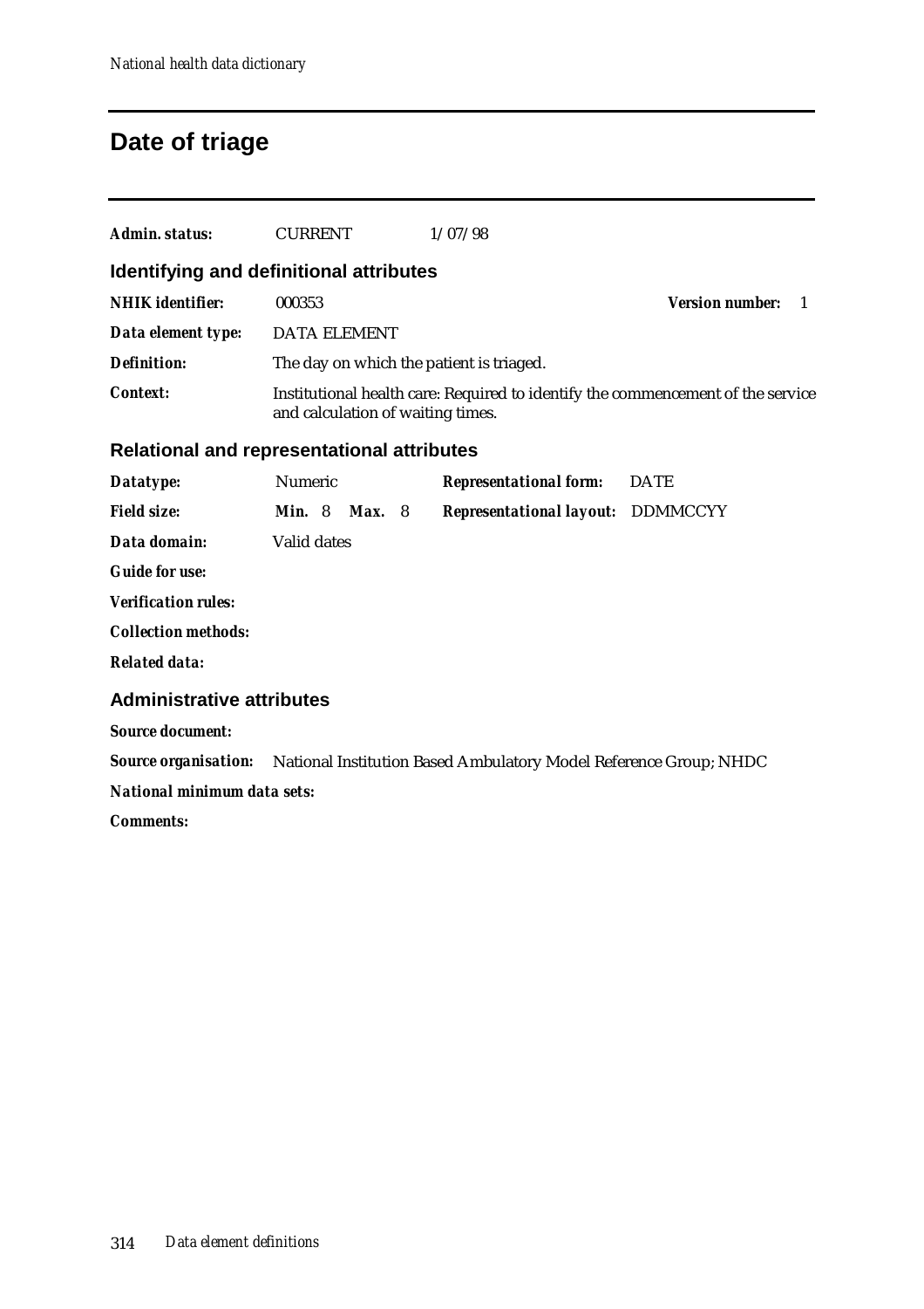# Date of triage

***Admin. status:*** CURRENT 1/07/98

## Identifying and definitional attributes

***NHIK identifier:*** 000353 ***Version number:*** 1

***Data element type:*** DATA ELEMENT

***Definition:*** The day on which the patient is triaged.

***Context:*** Institutional health care: Required to identify the commencement of the service and calculation of waiting times.

## Relational and representational attributes

***Datatype:*** Numeric ***Representational form:*** DATE

***Field size:*** ***Min.*** 8 ***Max.*** 8 ***Representational layout:*** DDMMCCYY

***Data domain:*** Valid dates

***Guide for use:***

***Verification rules:***

***Collection methods:***

***Related data:***

## Administrative attributes

***Source document:***

***Source organisation:*** National Institution Based Ambulatory Model Reference Group; NHDC

***National minimum data sets:***

***Comments:***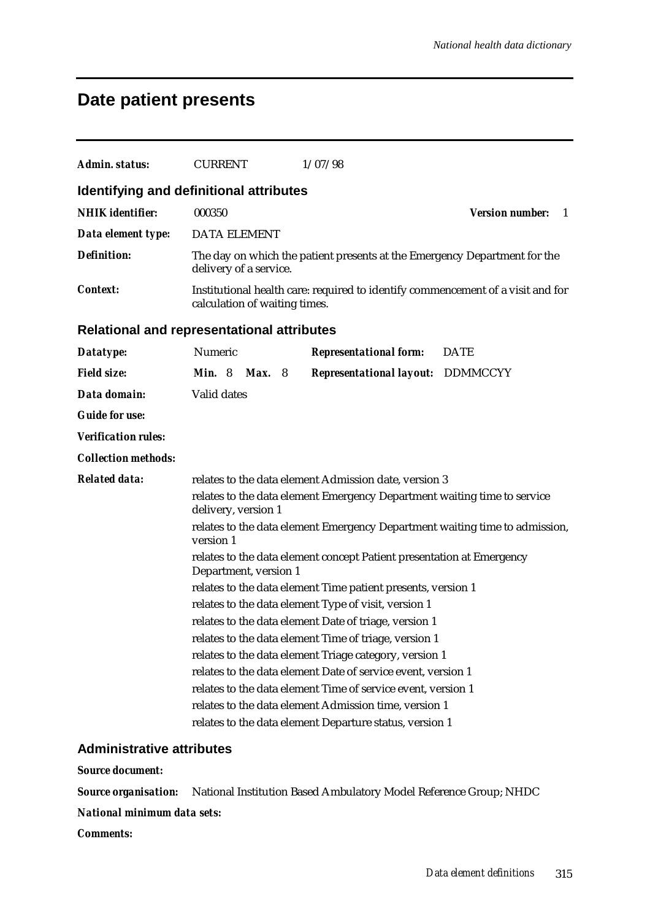# Date patient presents

***Admin. status:*** CURRENT 1/07/98

## Identifying and definitional attributes

***NHIK identifier:*** 000350 ***Version number:*** 1

***Data element type:*** DATA ELEMENT

***Definition:*** The day on which the patient presents at the Emergency Department for the delivery of a service.

***Context:*** Institutional health care: required to identify commencement of a visit and for calculation of waiting times.

## Relational and representational attributes

***Datatype:*** Numeric ***Representational form:*** DATE

***Field size:*** ***Min.*** 8 ***Max.*** 8 ***Representational layout:*** DDMMCCYY

***Data domain:*** Valid dates

***Guide for use:***

***Verification rules:***

***Collection methods:***

***Related data:***

relates to the data element Admission date, version 3

relates to the data element Emergency Department waiting time to service delivery, version 1

relates to the data element Emergency Department waiting time to admission, version 1

relates to the data element concept Patient presentation at Emergency Department, version 1

relates to the data element Time patient presents, version 1

relates to the data element Type of visit, version 1

relates to the data element Date of triage, version 1

relates to the data element Time of triage, version 1

relates to the data element Triage category, version 1

relates to the data element Date of service event, version 1

relates to the data element Time of service event, version 1

relates to the data element Admission time, version 1

relates to the data element Departure status, version 1

## Administrative attributes

***Source document:***

***Source organisation:*** National Institution Based Ambulatory Model Reference Group; NHDC

***National minimum data sets:***

***Comments:***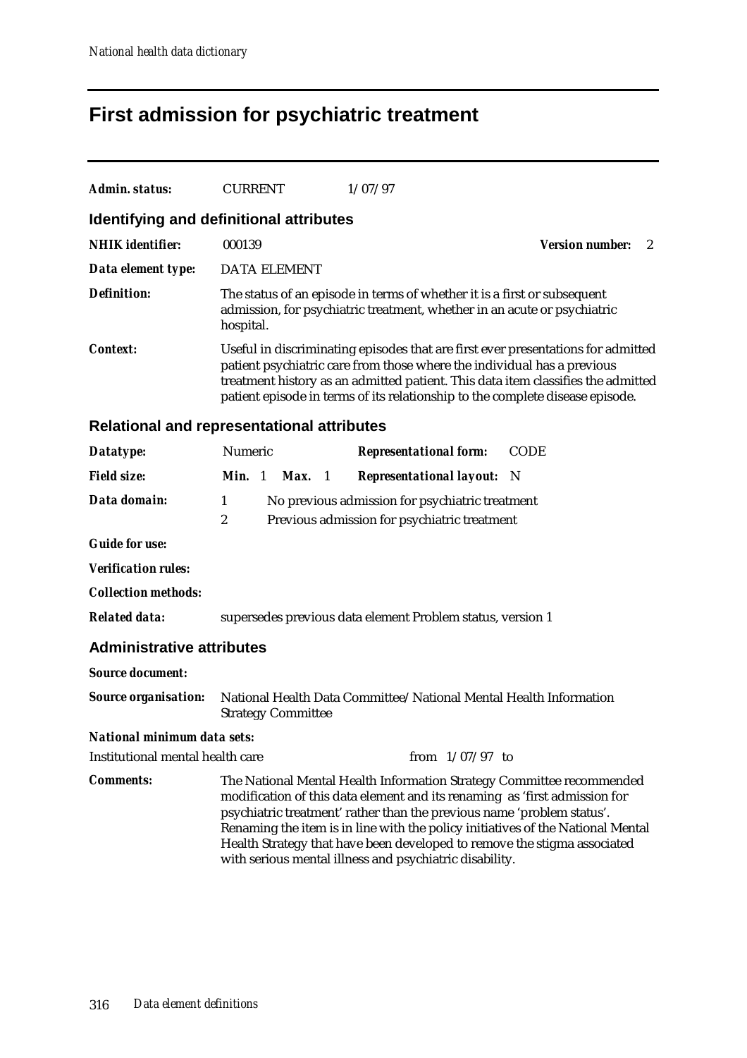# First admission for psychiatric treatment

| | | |
|---|---|---|
| ***Admin. status:*** | CURRENT | 1/07/97 |

## Identifying and definitional attributes

| | | |
|---|---|---|
| ***NHIK identifier:*** | 000139 | ***Version number:*** 2 |
| ***Data element type:*** | DATA ELEMENT | |
| ***Definition:*** | The status of an episode in terms of whether it is a first or subsequent admission, for psychiatric treatment, whether in an acute or psychiatric hospital. | |
| ***Context:*** | Useful in discriminating episodes that are first ever presentations for admitted patient psychiatric care from those where the individual has a previous treatment history as an admitted patient. This data item classifies the admitted patient episode in terms of its relationship to the complete disease episode. | |

## Relational and representational attributes

| | | | | |
|---|---|---|---|---|
| ***Datatype:*** | Numeric | | ***Representational form:*** | CODE |
| ***Field size:*** | ***Min.*** 1 | ***Max.*** 1 | ***Representational layout:*** | N |

***Data domain:***

1 No previous admission for psychiatric treatment
2 Previous admission for psychiatric treatment

***Guide for use:***

***Verification rules:***

***Collection methods:***

***Related data:*** supersedes previous data element Problem status, version 1

## Administrative attributes

***Source document:***

***Source organisation:*** National Health Data Committee/National Mental Health Information Strategy Committee

***National minimum data sets:***

Institutional mental health care from 1/07/97 to

***Comments:*** The National Mental Health Information Strategy Committee recommended modification of this data element and its renaming as 'first admission for psychiatric treatment' rather than the previous name 'problem status'. Renaming the item is in line with the policy initiatives of the National Mental Health Strategy that have been developed to remove the stigma associated with serious mental illness and psychiatric disability.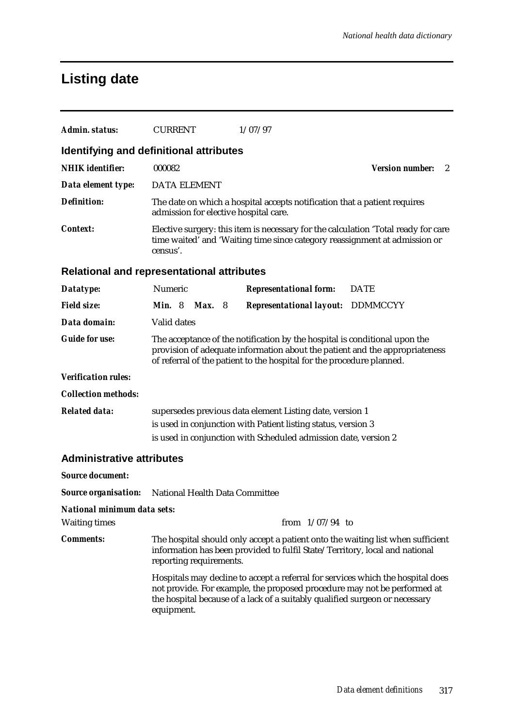# Listing date

***Admin. status:*** CURRENT 1/07/97

## Identifying and definitional attributes

***NHIK identifier:*** 000082 ***Version number:*** 2

***Data element type:*** DATA ELEMENT

***Definition:*** The date on which a hospital accepts notification that a patient requires admission for elective hospital care.

***Context:*** Elective surgery: this item is necessary for the calculation 'Total ready for care time waited' and 'Waiting time since category reassignment at admission or census'.

## Relational and representational attributes

***Datatype:*** Numeric ***Representational form:*** DATE

***Field size:*** ***Min.*** 8 ***Max.*** 8 ***Representational layout:*** DDMMCCYY

***Data domain:*** Valid dates

***Guide for use:*** The acceptance of the notification by the hospital is conditional upon the provision of adequate information about the patient and the appropriateness of referral of the patient to the hospital for the procedure planned.

***Verification rules:***

***Collection methods:***

***Related data:*** supersedes previous data element Listing date, version 1

is used in conjunction with Patient listing status, version 3

is used in conjunction with Scheduled admission date, version 2

## Administrative attributes

***Source document:***

***Source organisation:*** National Health Data Committee

***National minimum data sets:***

Waiting times from 1/07/94 to

***Comments:*** The hospital should only accept a patient onto the waiting list when sufficient information has been provided to fulfil State/Territory, local and national reporting requirements.

Hospitals may decline to accept a referral for services which the hospital does not provide. For example, the proposed procedure may not be performed at the hospital because of a lack of a suitably qualified surgeon or necessary equipment.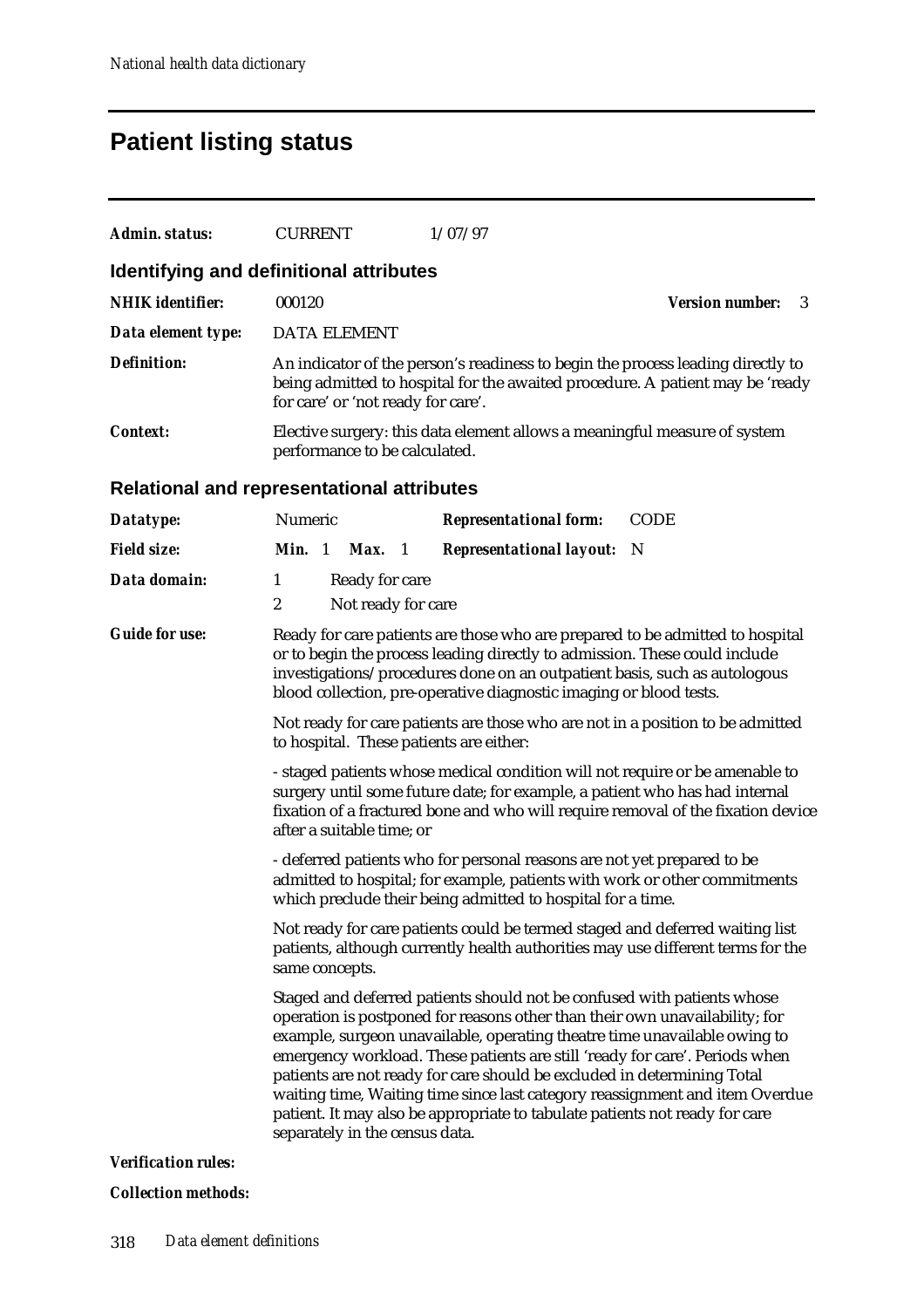# Patient listing status

| | | | |
|---|---|---|---|
| ***Admin. status:*** | CURRENT | 1/07/97 | |

## Identifying and definitional attributes

| | | | |
|---|---|---|---|
| ***NHIK identifier:*** | 000120 | ***Version number:*** | 3 |
| ***Data element type:*** | DATA ELEMENT | | |
| ***Definition:*** | An indicator of the person's readiness to begin the process leading directly to being admitted to hospital for the awaited procedure. A patient may be 'ready for care' or 'not ready for care'. | | |
| ***Context:*** | Elective surgery: this data element allows a meaningful measure of system performance to be calculated. | | |

## Relational and representational attributes

| | | | |
|---|---|---|---|
| ***Datatype:*** | Numeric | ***Representational form:*** | CODE |
| ***Field size:*** | ***Min.*** 1 ***Max.*** 1 | ***Representational layout:*** | N |
| ***Data domain:*** | 1 Ready for care<br>2 Not ready for care | | |

***Guide for use:***

Ready for care patients are those who are prepared to be admitted to hospital or to begin the process leading directly to admission. These could include investigations/procedures done on an outpatient basis, such as autologous blood collection, pre-operative diagnostic imaging or blood tests.

Not ready for care patients are those who are not in a position to be admitted to hospital. These patients are either:

- staged patients whose medical condition will not require or be amenable to surgery until some future date; for example, a patient who has had internal fixation of a fractured bone and who will require removal of the fixation device after a suitable time; or

- deferred patients who for personal reasons are not yet prepared to be admitted to hospital; for example, patients with work or other commitments which preclude their being admitted to hospital for a time.

Not ready for care patients could be termed staged and deferred waiting list patients, although currently health authorities may use different terms for the same concepts.

Staged and deferred patients should not be confused with patients whose operation is postponed for reasons other than their own unavailability; for example, surgeon unavailable, operating theatre time unavailable owing to emergency workload. These patients are still 'ready for care'. Periods when patients are not ready for care should be excluded in determining Total waiting time, Waiting time since last category reassignment and item Overdue patient. It may also be appropriate to tabulate patients not ready for care separately in the census data.

***Verification rules:***

***Collection methods:***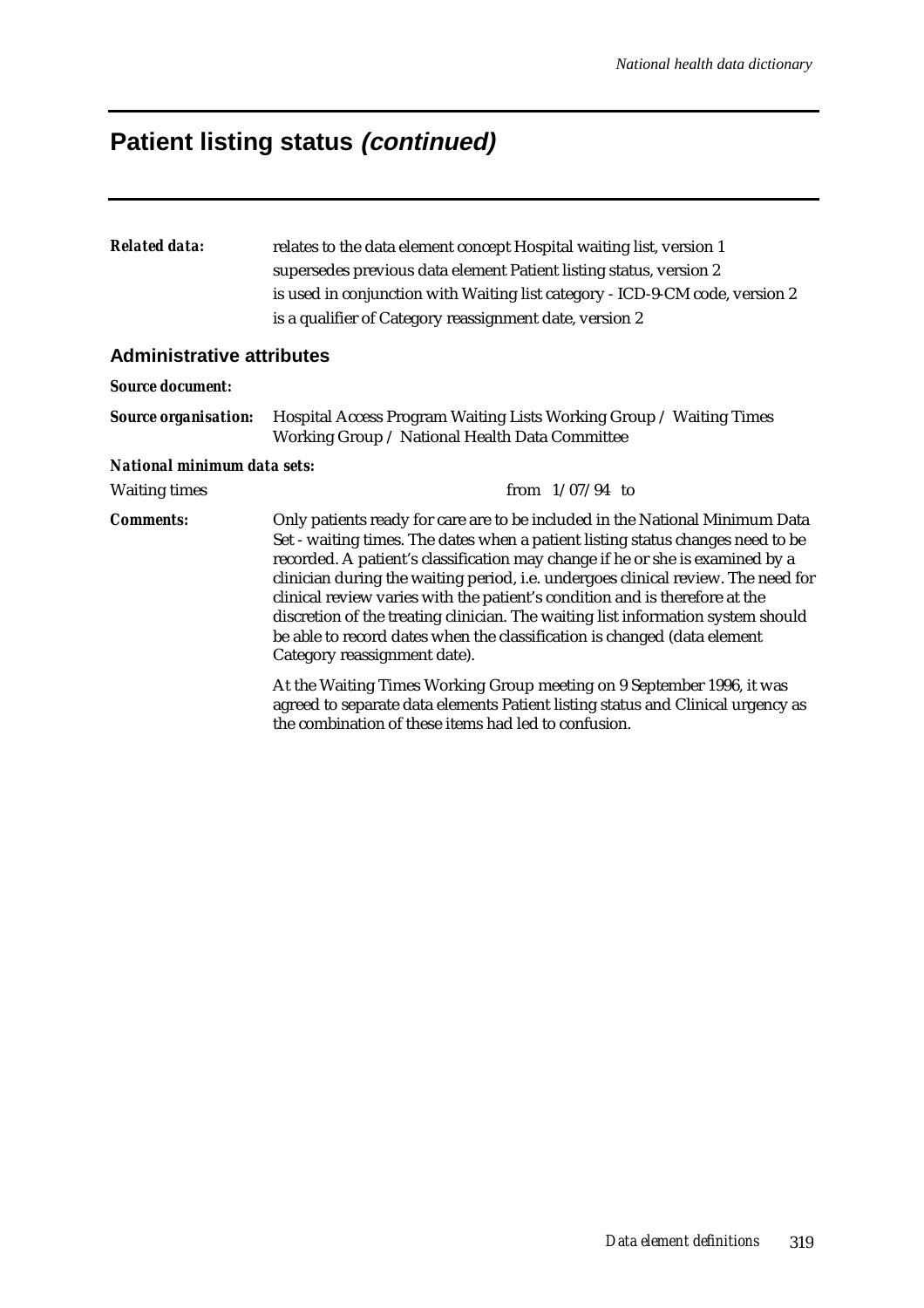# Patient listing status *(continued)*

***Related data:*** relates to the data element concept Hospital waiting list, version 1
supersedes previous data element Patient listing status, version 2
is used in conjunction with Waiting list category - ICD-9-CM code, version 2
is a qualifier of Category reassignment date, version 2

## Administrative attributes

***Source document:***

***Source organisation:*** Hospital Access Program Waiting Lists Working Group / Waiting Times Working Group / National Health Data Committee

***National minimum data sets:***

Waiting times from 1/07/94 to

***Comments:*** Only patients ready for care are to be included in the National Minimum Data Set - waiting times. The dates when a patient listing status changes need to be recorded. A patient's classification may change if he or she is examined by a clinician during the waiting period, i.e. undergoes clinical review. The need for clinical review varies with the patient's condition and is therefore at the discretion of the treating clinician. The waiting list information system should be able to record dates when the classification is changed (data element Category reassignment date).

At the Waiting Times Working Group meeting on 9 September 1996, it was agreed to separate data elements Patient listing status and Clinical urgency as the combination of these items had led to confusion.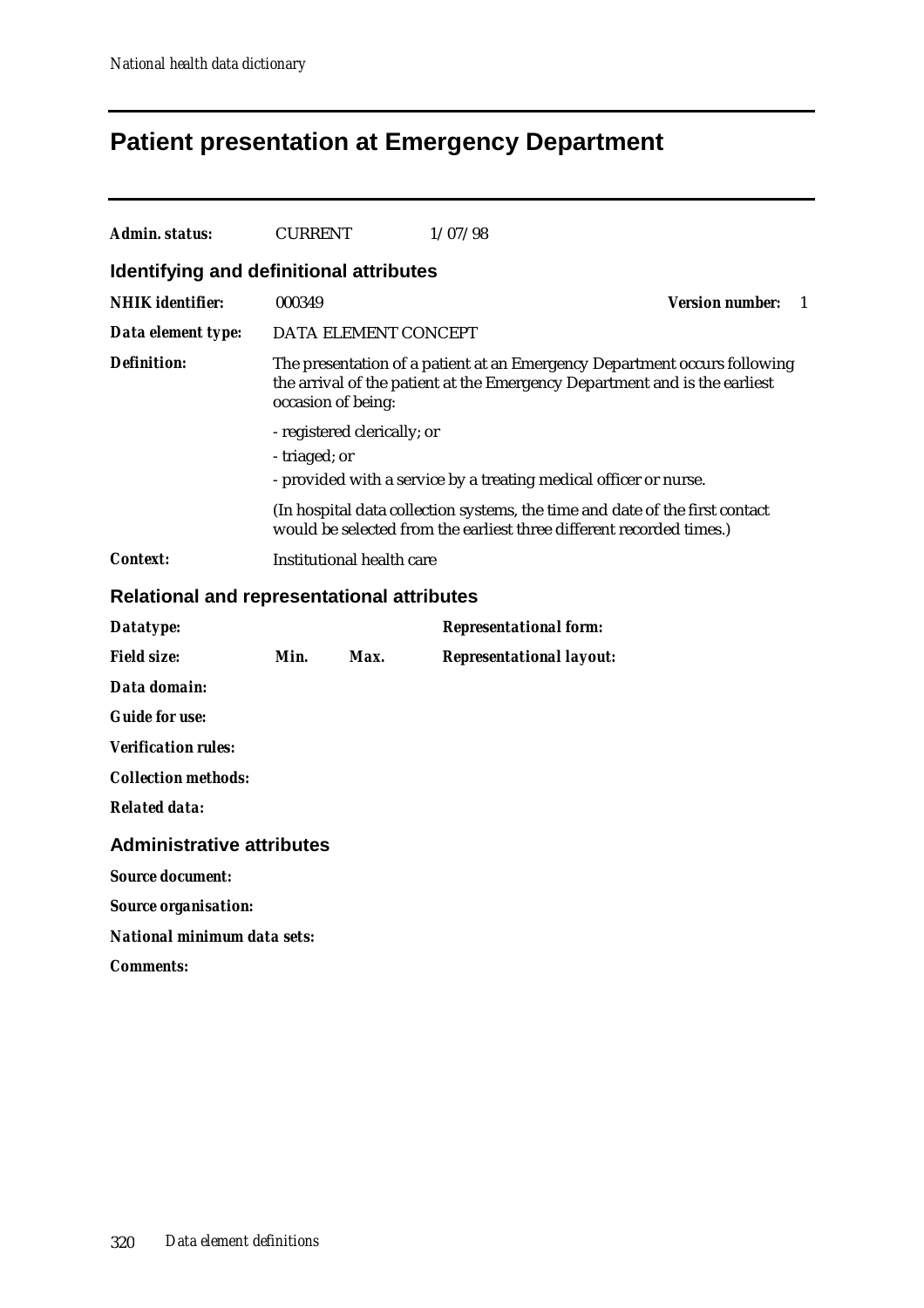# Patient presentation at Emergency Department

***Admin. status:*** CURRENT 1/07/98

## Identifying and definitional attributes

***NHIK identifier:*** 000349 ***Version number:*** 1

***Data element type:*** DATA ELEMENT CONCEPT

***Definition:*** The presentation of a patient at an Emergency Department occurs following the arrival of the patient at the Emergency Department and is the earliest occasion of being:

- registered clerically; or
- triaged; or
- provided with a service by a treating medical officer or nurse.

(In hospital data collection systems, the time and date of the first contact would be selected from the earliest three different recorded times.)

***Context:*** Institutional health care

## Relational and representational attributes

***Datatype:*** ***Representational form:***

***Field size:*** ***Min.*** ***Max.*** ***Representational layout:***

***Data domain:***

***Guide for use:***

***Verification rules:***

***Collection methods:***

***Related data:***

## Administrative attributes

***Source document:***

***Source organisation:***

***National minimum data sets:***

***Comments:***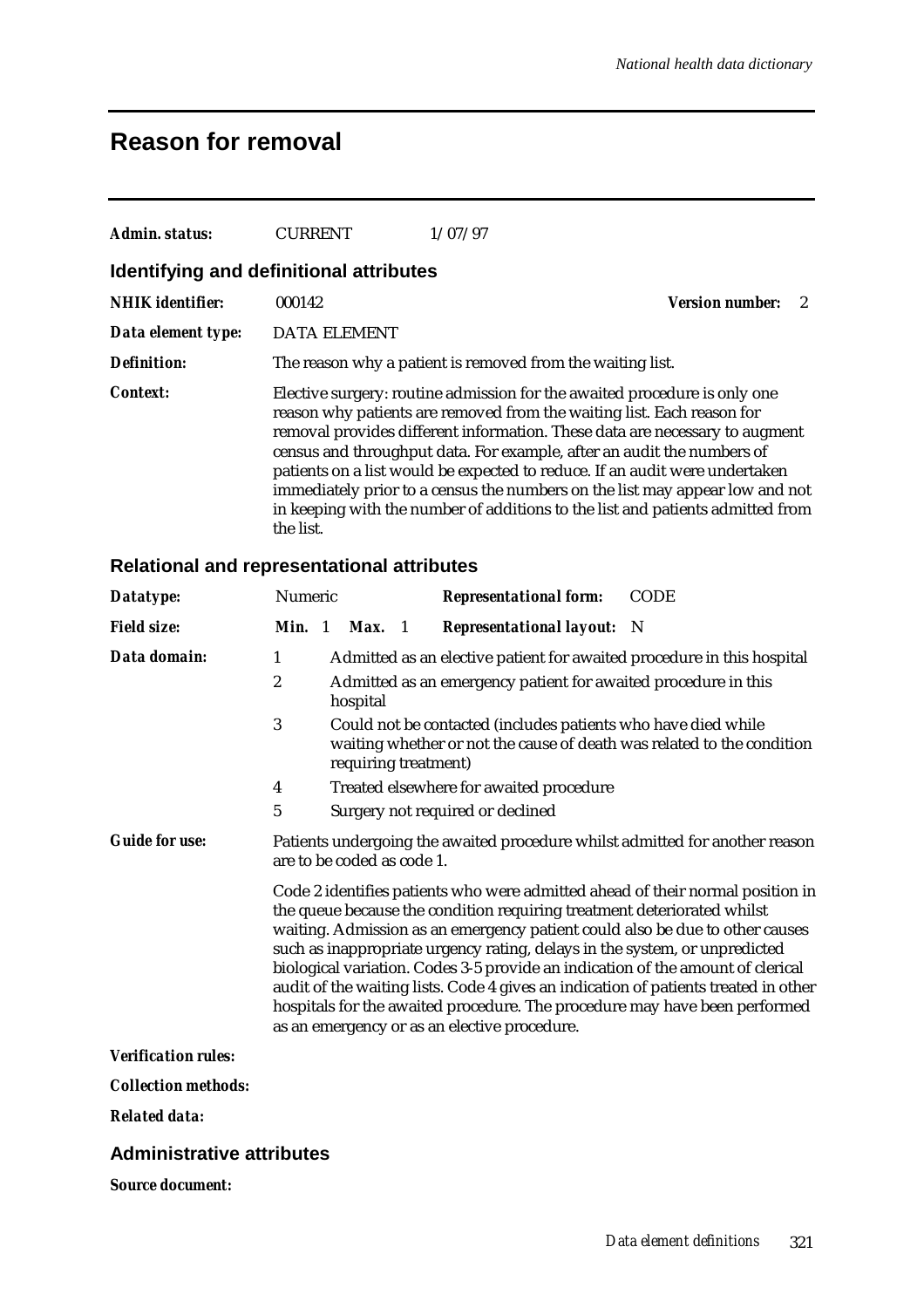# Reason for removal

**Admin. status:** CURRENT 1/07/97

## Identifying and definitional attributes

**NHIK identifier:** 000142 **Version number:** 2

**Data element type:** DATA ELEMENT

**Definition:** The reason why a patient is removed from the waiting list.

**Context:** Elective surgery: routine admission for the awaited procedure is only one reason why patients are removed from the waiting list. Each reason for removal provides different information. These data are necessary to augment census and throughput data. For example, after an audit the numbers of patients on a list would be expected to reduce. If an audit were undertaken immediately prior to a census the numbers on the list may appear low and not in keeping with the number of additions to the list and patients admitted from the list.

## Relational and representational attributes

**Datatype:** Numeric **Representational form:** CODE

**Field size:** **Min.** 1 **Max.** 1 **Representational layout:** N

**Data domain:**

1 Admitted as an elective patient for awaited procedure in this hospital

2 Admitted as an emergency patient for awaited procedure in this hospital

3 Could not be contacted (includes patients who have died while waiting whether or not the cause of death was related to the condition requiring treatment)

4 Treated elsewhere for awaited procedure

5 Surgery not required or declined

**Guide for use:** Patients undergoing the awaited procedure whilst admitted for another reason are to be coded as code 1.

Code 2 identifies patients who were admitted ahead of their normal position in the queue because the condition requiring treatment deteriorated whilst waiting. Admission as an emergency patient could also be due to other causes such as inappropriate urgency rating, delays in the system, or unpredicted biological variation. Codes 3-5 provide an indication of the amount of clerical audit of the waiting lists. Code 4 gives an indication of patients treated in other hospitals for the awaited procedure. The procedure may have been performed as an emergency or as an elective procedure.

**Verification rules:**

**Collection methods:**

**Related data:**

## Administrative attributes

**Source document:**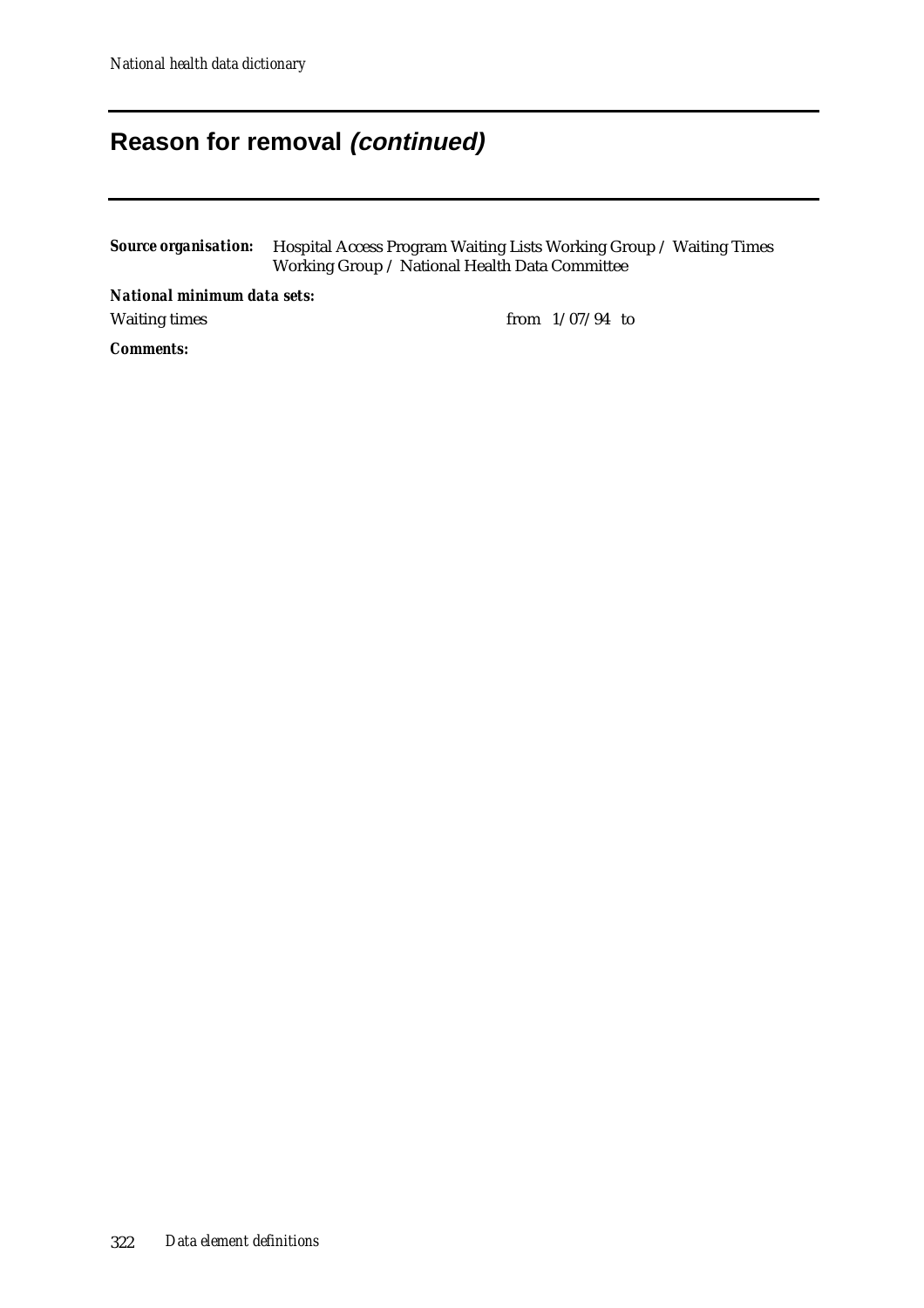# Reason for removal *(continued)*

***Source organisation:*** Hospital Access Program Waiting Lists Working Group / Waiting Times Working Group / National Health Data Committee

***National minimum data sets:***

Waiting times from 1/07/94 to

***Comments:***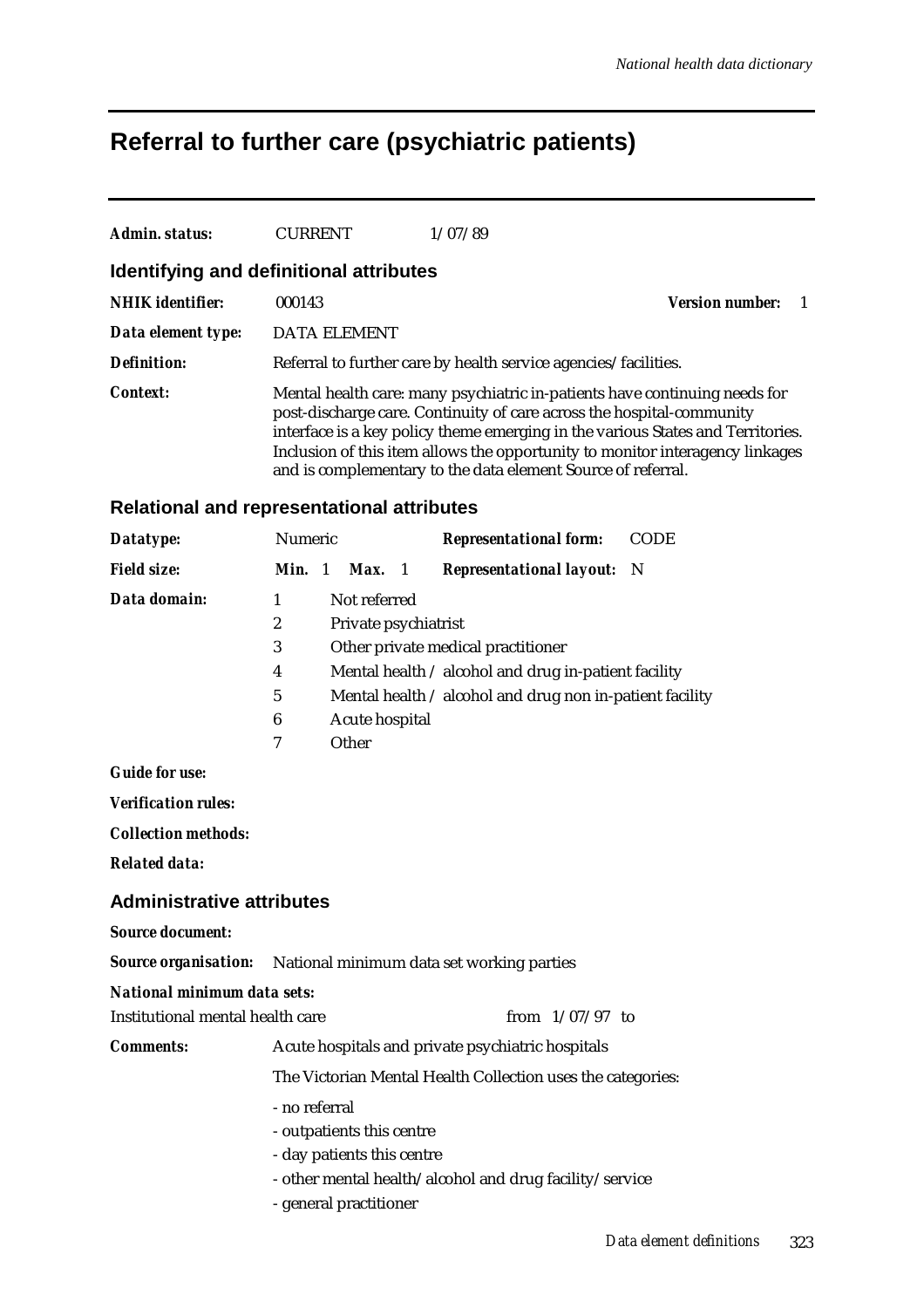# Referral to further care (psychiatric patients)

**Admin. status:** CURRENT 1/07/89

## Identifying and definitional attributes

**NHIK identifier:** 000143 **Version number:** 1

**Data element type:** DATA ELEMENT

**Definition:** Referral to further care by health service agencies/facilities.

**Context:** Mental health care: many psychiatric in-patients have continuing needs for post-discharge care. Continuity of care across the hospital-community interface is a key policy theme emerging in the various States and Territories. Inclusion of this item allows the opportunity to monitor interagency linkages and is complementary to the data element Source of referral.

## Relational and representational attributes

**Datatype:** Numeric **Representational form:** CODE

**Field size:** **Min.** 1 **Max.** 1 **Representational layout:** N

**Data domain:**

| | |
|---|---|
| 1 | Not referred |
| 2 | Private psychiatrist |
| 3 | Other private medical practitioner |
| 4 | Mental health / alcohol and drug in-patient facility |
| 5 | Mental health / alcohol and drug non in-patient facility |
| 6 | Acute hospital |
| 7 | Other |

**Guide for use:**

**Verification rules:**

**Collection methods:**

**Related data:**

## Administrative attributes

**Source document:**

**Source organisation:** National minimum data set working parties

**National minimum data sets:**

Institutional mental health care from 1/07/97 to

**Comments:** Acute hospitals and private psychiatric hospitals

The Victorian Mental Health Collection uses the categories:

- no referral
- outpatients this centre
- day patients this centre
- other mental health/alcohol and drug facility/service
- general practitioner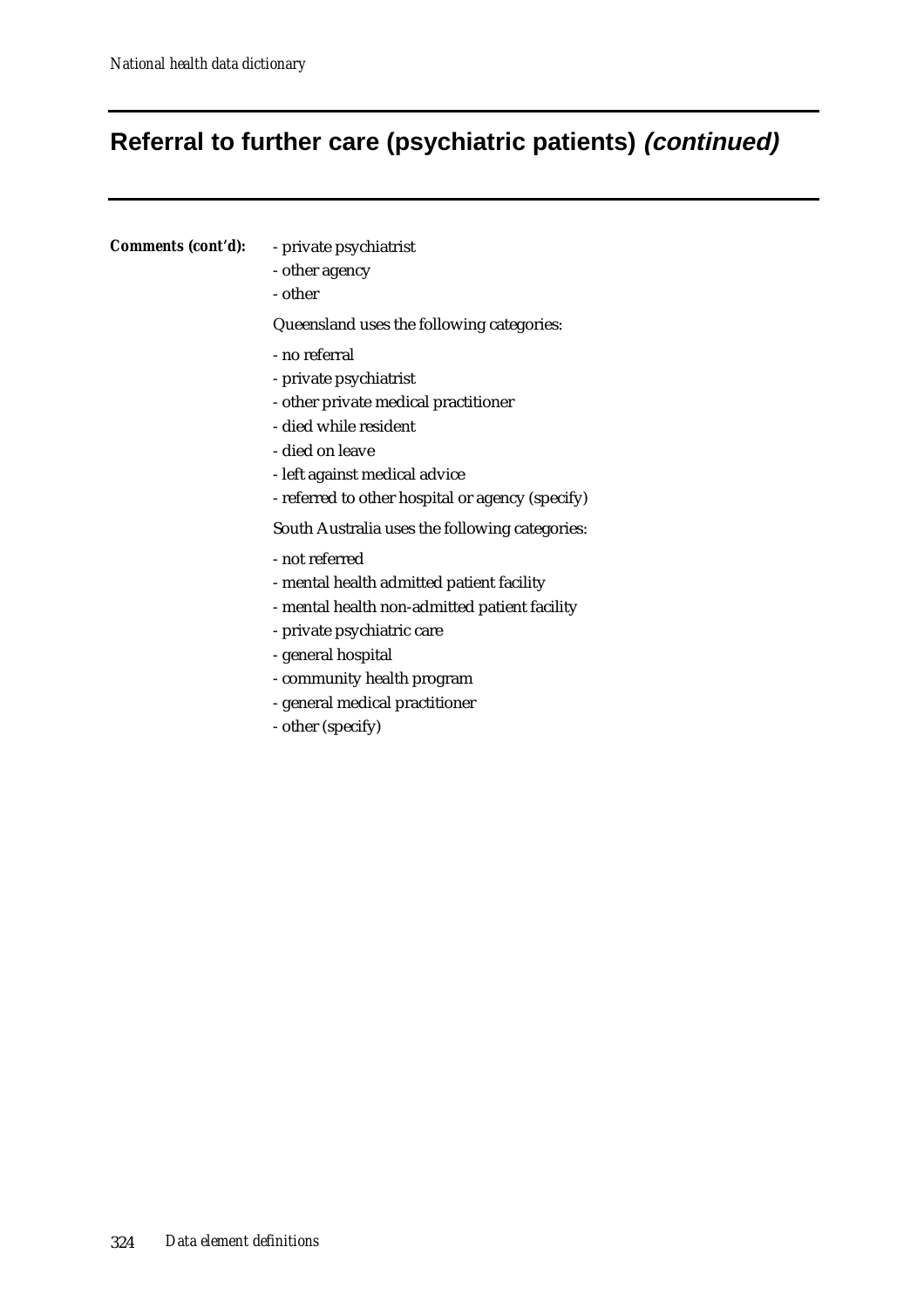## Referral to further care (psychiatric patients) *(continued)*

**Comments (cont'd):**

- private psychiatrist
- other agency
- other

Queensland uses the following categories:

- no referral
- private psychiatrist
- other private medical practitioner
- died while resident
- died on leave
- left against medical advice
- referred to other hospital or agency (specify)

South Australia uses the following categories:

- not referred
- mental health admitted patient facility
- mental health non-admitted patient facility
- private psychiatric care
- general hospital
- community health program
- general medical practitioner
- other (specify)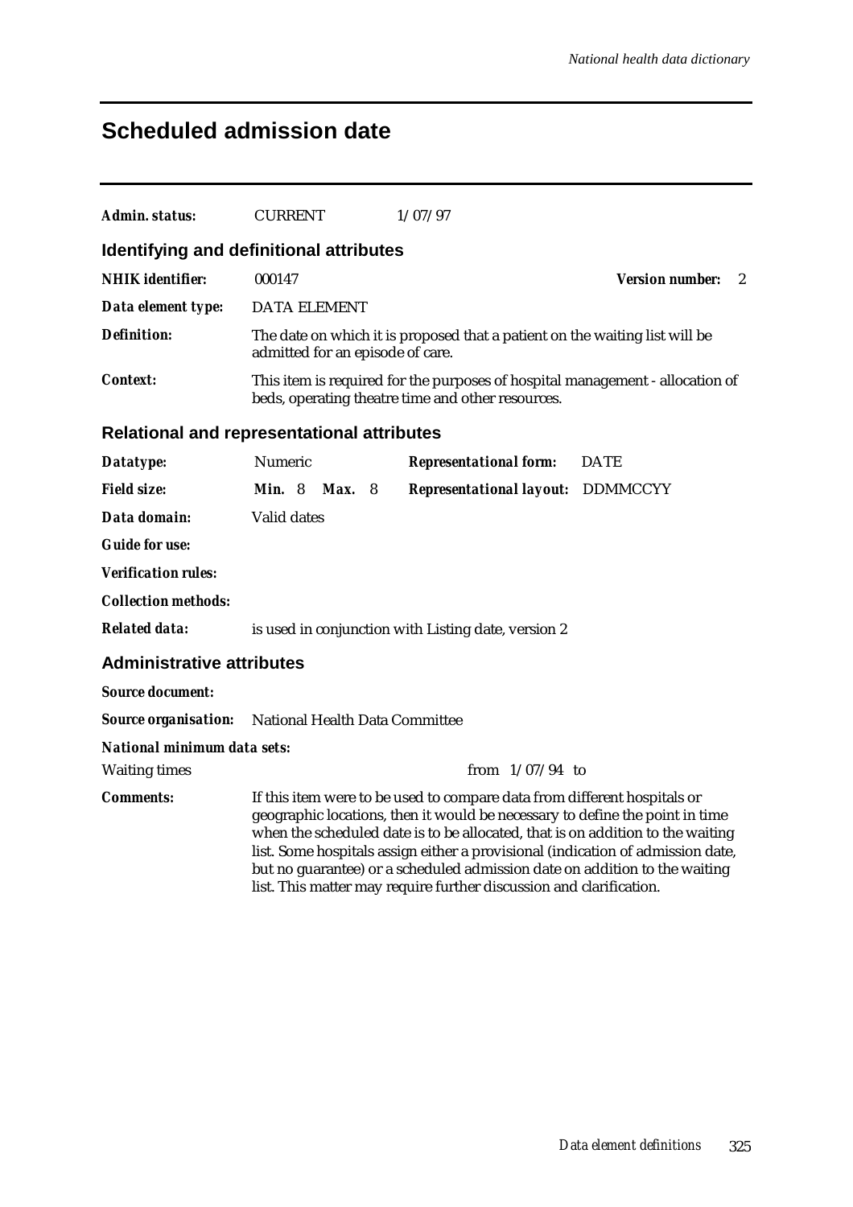# Scheduled admission date

***Admin. status:*** CURRENT 1/07/97

## Identifying and definitional attributes

***NHIK identifier:*** 000147 ***Version number:*** 2

***Data element type:*** DATA ELEMENT

***Definition:*** The date on which it is proposed that a patient on the waiting list will be admitted for an episode of care.

***Context:*** This item is required for the purposes of hospital management - allocation of beds, operating theatre time and other resources.

## Relational and representational attributes

***Datatype:*** Numeric ***Representational form:*** DATE

***Field size:*** ***Min.*** 8 ***Max.*** 8 ***Representational layout:*** DDMMCCYY

***Data domain:*** Valid dates

***Guide for use:***

***Verification rules:***

***Collection methods:***

***Related data:*** is used in conjunction with Listing date, version 2

## Administrative attributes

***Source document:***

***Source organisation:*** National Health Data Committee

***National minimum data sets:***

Waiting times from 1/07/94 to

***Comments:*** If this item were to be used to compare data from different hospitals or geographic locations, then it would be necessary to define the point in time when the scheduled date is to be allocated, that is on addition to the waiting list. Some hospitals assign either a provisional (indication of admission date, but no guarantee) or a scheduled admission date on addition to the waiting list. This matter may require further discussion and clarification.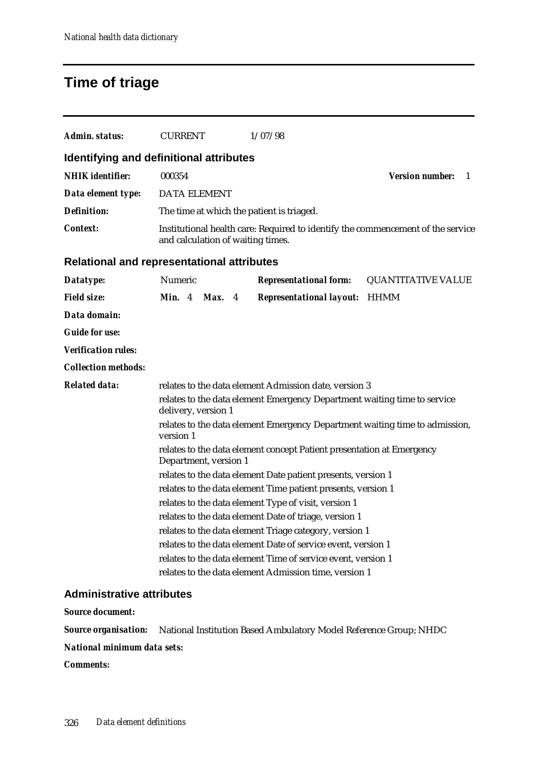# Time of triage

***Admin. status:*** CURRENT 1/07/98

## Identifying and definitional attributes

***NHIK identifier:*** 000354 ***Version number:*** 1

***Data element type:*** DATA ELEMENT

***Definition:*** The time at which the patient is triaged.

***Context:*** Institutional health care: Required to identify the commencement of the service and calculation of waiting times.

## Relational and representational attributes

***Datatype:*** Numeric ***Representational form:*** QUANTITATIVE VALUE

***Field size:*** ***Min.*** 4 ***Max.*** 4 ***Representational layout:*** HHMM

***Data domain:***

***Guide for use:***

***Verification rules:***

***Collection methods:***

***Related data:***

relates to the data element Admission date, version 3

relates to the data element Emergency Department waiting time to service delivery, version 1

relates to the data element Emergency Department waiting time to admission, version 1

relates to the data element concept Patient presentation at Emergency Department, version 1

relates to the data element Date patient presents, version 1

relates to the data element Time patient presents, version 1

relates to the data element Type of visit, version 1

relates to the data element Date of triage, version 1

relates to the data element Triage category, version 1

relates to the data element Date of service event, version 1

relates to the data element Time of service event, version 1

relates to the data element Admission time, version 1

## Administrative attributes

***Source document:***

***Source organisation:*** National Institution Based Ambulatory Model Reference Group; NHDC

***National minimum data sets:***

***Comments:***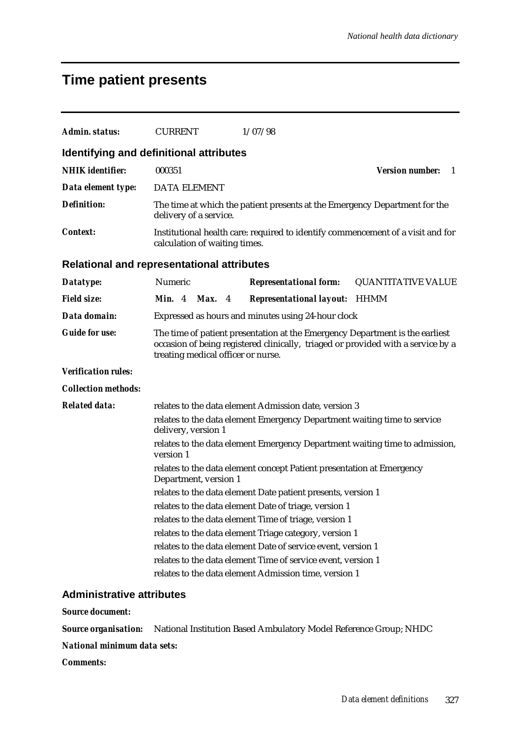# Time patient presents

| | | |
|---|---|---|
| ***Admin. status:*** | CURRENT | 1/07/98 |

## Identifying and definitional attributes

| | |
|---|---|
| ***NHIK identifier:*** | 000351 &nbsp;&nbsp;&nbsp;&nbsp; ***Version number:*** 1 |
| ***Data element type:*** | DATA ELEMENT |
| ***Definition:*** | The time at which the patient presents at the Emergency Department for the delivery of a service. |
| ***Context:*** | Institutional health care: required to identify commencement of a visit and for calculation of waiting times. |

## Relational and representational attributes

| | | | |
|---|---|---|---|
| ***Datatype:*** | Numeric | ***Representational form:*** | QUANTITATIVE VALUE |
| ***Field size:*** | ***Min.*** 4 ***Max.*** 4 | ***Representational layout:*** | HHMM |

***Data domain:*** Expressed as hours and minutes using 24-hour clock

***Guide for use:*** The time of patient presentation at the Emergency Department is the earliest occasion of being registered clinically, triaged or provided with a service by a treating medical officer or nurse.

***Verification rules:***

***Collection methods:***

***Related data:***

relates to the data element Admission date, version 3

relates to the data element Emergency Department waiting time to service delivery, version 1

relates to the data element Emergency Department waiting time to admission, version 1

relates to the data element concept Patient presentation at Emergency Department, version 1

relates to the data element Date patient presents, version 1

relates to the data element Date of triage, version 1

relates to the data element Time of triage, version 1

relates to the data element Triage category, version 1

relates to the data element Date of service event, version 1

relates to the data element Time of service event, version 1

relates to the data element Admission time, version 1

## Administrative attributes

***Source document:***

***Source organisation:*** National Institution Based Ambulatory Model Reference Group; NHDC

***National minimum data sets:***

***Comments:***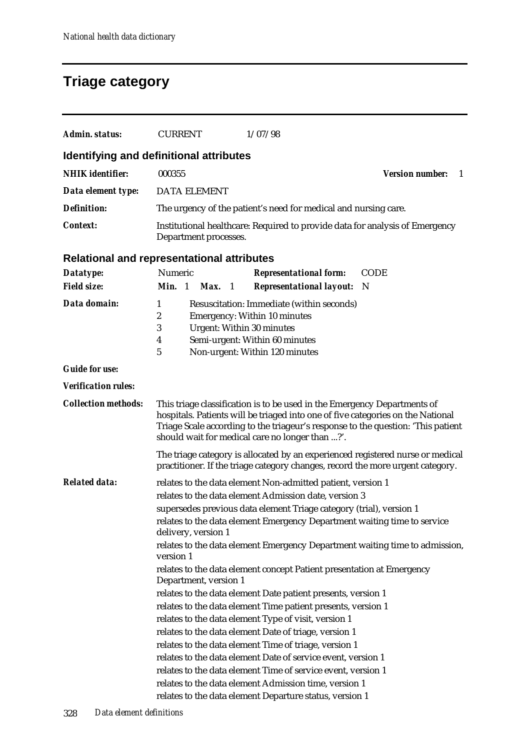# Triage category

| | | |
|---|---|---|
| ***Admin. status:*** | CURRENT | 1/07/98 |

## Identifying and definitional attributes

| | | |
|---|---|---|
| ***NHIK identifier:*** | 000355 | ***Version number:*** 1 |
| ***Data element type:*** | DATA ELEMENT | |
| ***Definition:*** | The urgency of the patient's need for medical and nursing care. | |
| ***Context:*** | Institutional healthcare: Required to provide data for analysis of Emergency Department processes. | |

## Relational and representational attributes

| | | | |
|---|---|---|---|
| ***Datatype:*** | Numeric | ***Representational form:*** | CODE |
| ***Field size:*** | ***Min.*** 1 ***Max.*** 1 | ***Representational layout:*** | N |

***Data domain:***

| | |
|---|---|
| 1 | Resuscitation: Immediate (within seconds) |
| 2 | Emergency: Within 10 minutes |
| 3 | Urgent: Within 30 minutes |
| 4 | Semi-urgent: Within 60 minutes |
| 5 | Non-urgent: Within 120 minutes |

***Guide for use:***

***Verification rules:***

***Collection methods:***

This triage classification is to be used in the Emergency Departments of hospitals. Patients will be triaged into one of five categories on the National Triage Scale according to the triageur's response to the question: 'This patient should wait for medical care no longer than ...?'.

The triage category is allocated by an experienced registered nurse or medical practitioner. If the triage category changes, record the more urgent category.

***Related data:***

relates to the data element Non-admitted patient, version 1

relates to the data element Admission date, version 3

supersedes previous data element Triage category (trial), version 1

relates to the data element Emergency Department waiting time to service delivery, version 1

relates to the data element Emergency Department waiting time to admission, version 1

relates to the data element concept Patient presentation at Emergency Department, version 1

relates to the data element Date patient presents, version 1

relates to the data element Time patient presents, version 1

relates to the data element Type of visit, version 1

relates to the data element Date of triage, version 1

relates to the data element Time of triage, version 1

relates to the data element Date of service event, version 1

relates to the data element Time of service event, version 1

relates to the data element Admission time, version 1

relates to the data element Departure status, version 1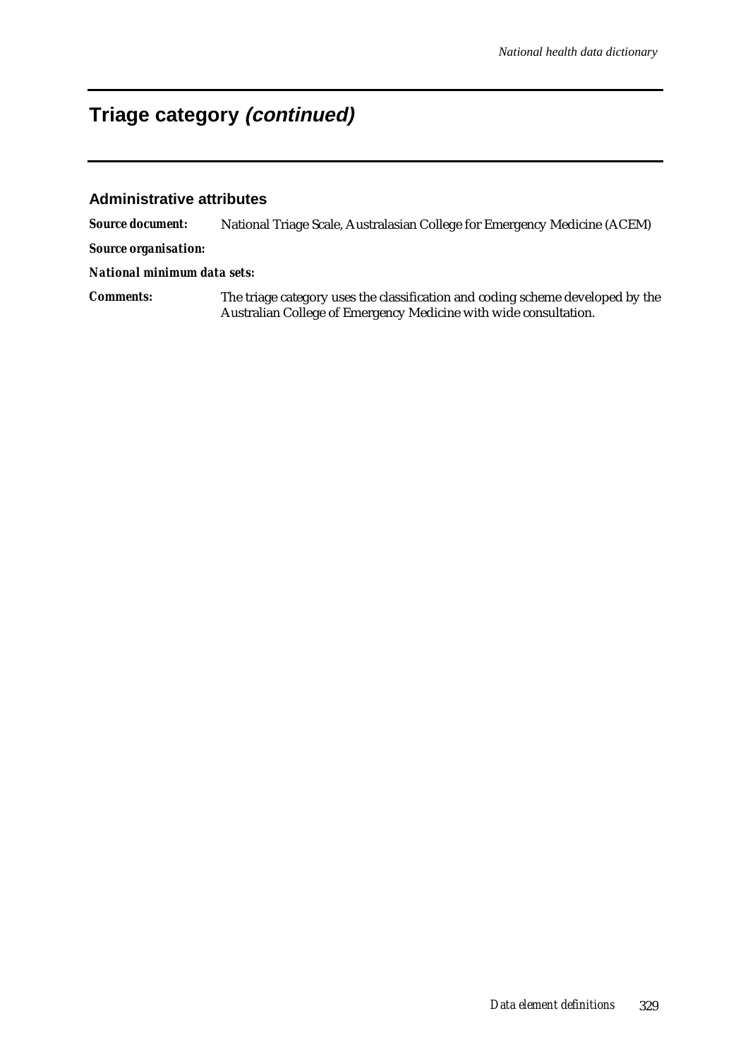# Triage category *(continued)*

## Administrative attributes

***Source document:*** National Triage Scale, Australasian College for Emergency Medicine (ACEM)

***Source organisation:***

***National minimum data sets:***

***Comments:*** The triage category uses the classification and coding scheme developed by the Australian College of Emergency Medicine with wide consultation.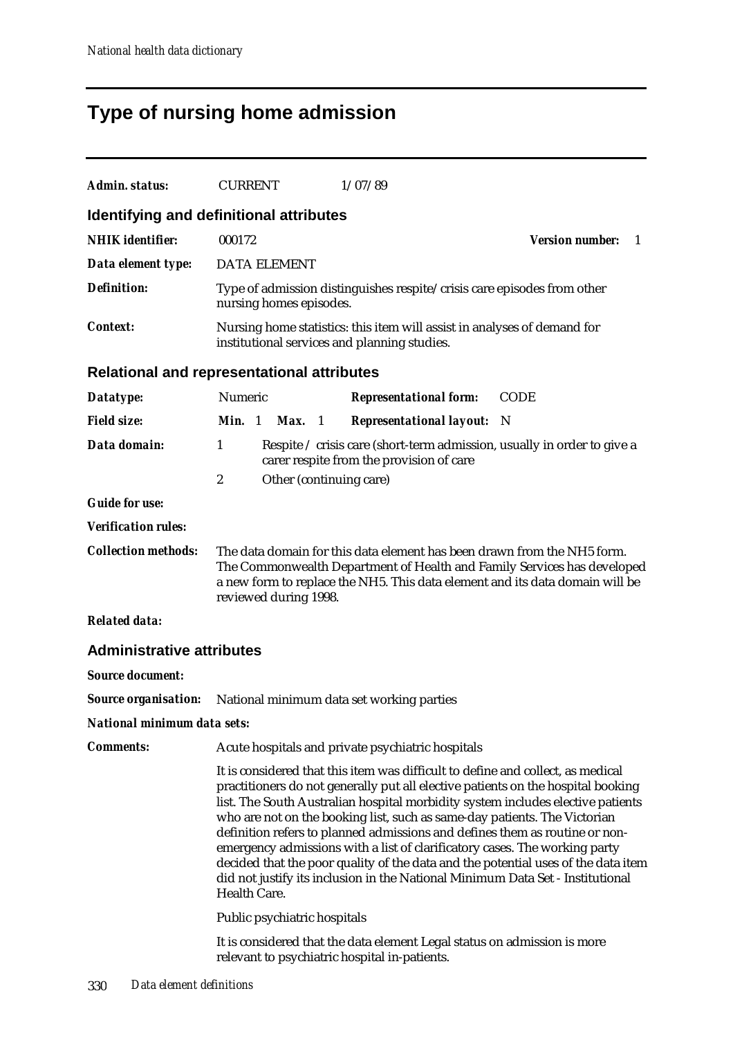# Type of nursing home admission

***Admin. status:*** CURRENT 1/07/89

## Identifying and definitional attributes

***NHIK identifier:*** 000172 ***Version number:*** 1

***Data element type:*** DATA ELEMENT

***Definition:*** Type of admission distinguishes respite/crisis care episodes from other nursing homes episodes.

***Context:*** Nursing home statistics: this item will assist in analyses of demand for institutional services and planning studies.

## Relational and representational attributes

***Datatype:*** Numeric ***Representational form:*** CODE

***Field size:*** ***Min.*** 1 ***Max.*** 1 ***Representational layout:*** N

***Data domain:***

1 Respite / crisis care (short-term admission, usually in order to give a carer respite from the provision of care

2 Other (continuing care)

***Guide for use:***

***Verification rules:***

***Collection methods:*** The data domain for this data element has been drawn from the NH5 form. The Commonwealth Department of Health and Family Services has developed a new form to replace the NH5. This data element and its data domain will be reviewed during 1998.

***Related data:***

## Administrative attributes

***Source document:***

***Source organisation:*** National minimum data set working parties

***National minimum data sets:***

***Comments:*** Acute hospitals and private psychiatric hospitals

It is considered that this item was difficult to define and collect, as medical practitioners do not generally put all elective patients on the hospital booking list. The South Australian hospital morbidity system includes elective patients who are not on the booking list, such as same-day patients. The Victorian definition refers to planned admissions and defines them as routine or non-emergency admissions with a list of clarificatory cases. The working party decided that the poor quality of the data and the potential uses of the data item did not justify its inclusion in the National Minimum Data Set - Institutional Health Care.

Public psychiatric hospitals

It is considered that the data element Legal status on admission is more relevant to psychiatric hospital in-patients.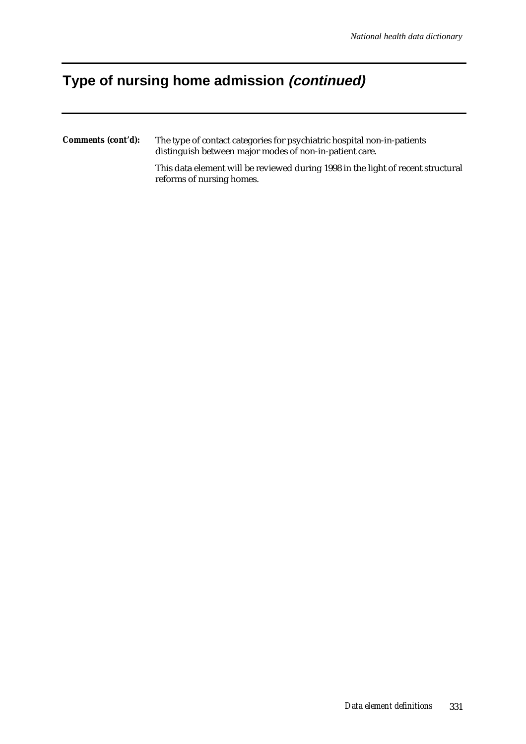## Type of nursing home admission *(continued)*

***Comments (cont'd):*** The type of contact categories for psychiatric hospital non-in-patients distinguish between major modes of non-in-patient care.

This data element will be reviewed during 1998 in the light of recent structural reforms of nursing homes.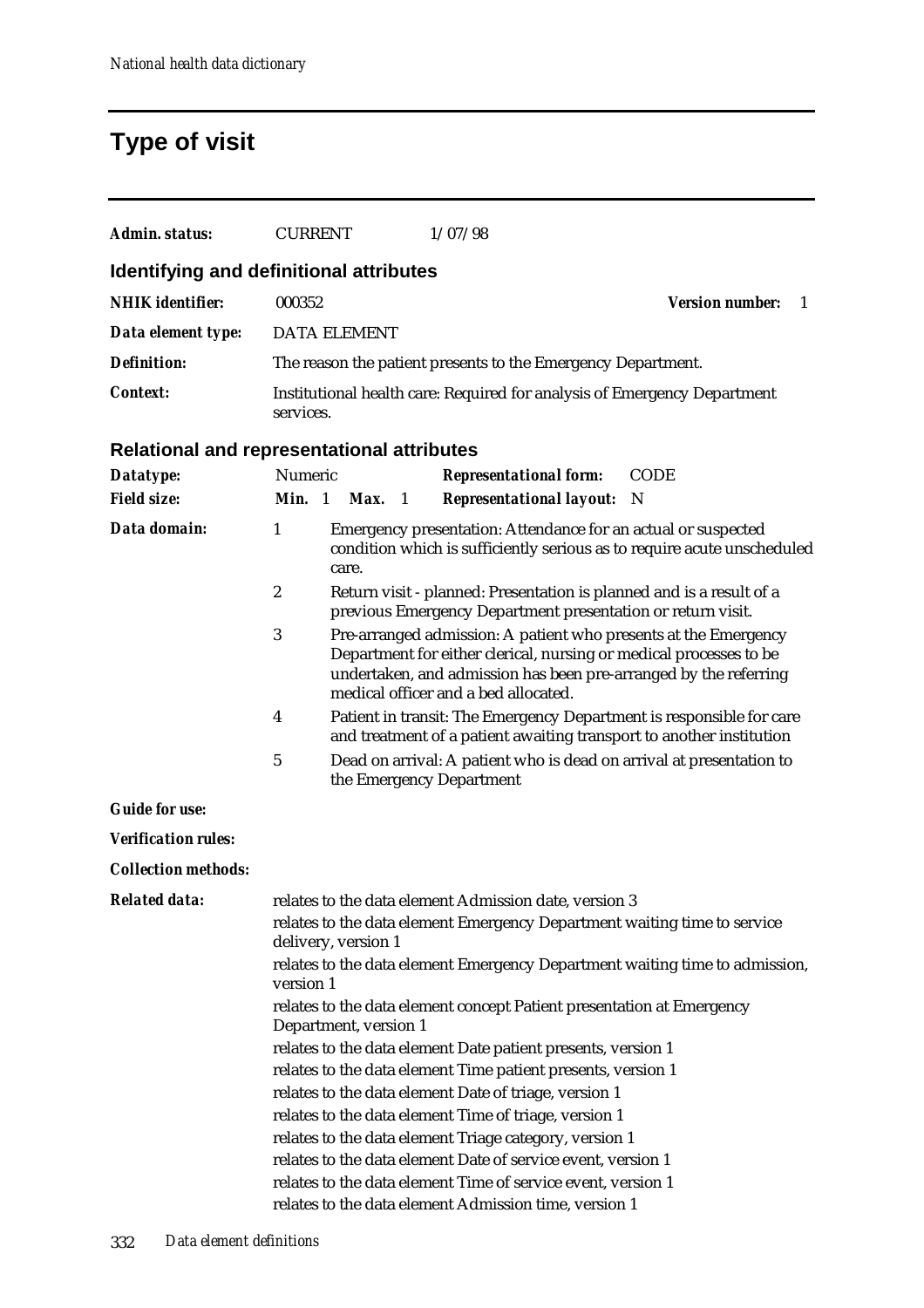# Type of visit

| | | | |
|---|---|---|---|
| ***Admin. status:*** | CURRENT | 1/07/98 | |

## Identifying and definitional attributes

| | | | |
|---|---|---|---|
| ***NHIK identifier:*** | 000352 | ***Version number:*** | 1 |
| ***Data element type:*** | DATA ELEMENT | | |
| ***Definition:*** | The reason the patient presents to the Emergency Department. | | |
| ***Context:*** | Institutional health care: Required for analysis of Emergency Department services. | | |

## Relational and representational attributes

| | | | |
|---|---|---|---|
| ***Datatype:*** | Numeric | ***Representational form:*** | CODE |
| ***Field size:*** | ***Min.*** 1 ***Max.*** 1 | ***Representational layout:*** | N |

***Data domain:***

| | |
|---|---|
| 1 | Emergency presentation: Attendance for an actual or suspected condition which is sufficiently serious as to require acute unscheduled care. |
| 2 | Return visit - planned: Presentation is planned and is a result of a previous Emergency Department presentation or return visit. |
| 3 | Pre-arranged admission: A patient who presents at the Emergency Department for either clerical, nursing or medical processes to be undertaken, and admission has been pre-arranged by the referring medical officer and a bed allocated. |
| 4 | Patient in transit: The Emergency Department is responsible for care and treatment of a patient awaiting transport to another institution |
| 5 | Dead on arrival: A patient who is dead on arrival at presentation to the Emergency Department |

***Guide for use:***

***Verification rules:***

***Collection methods:***

***Related data:***

relates to the data element Admission date, version 3

relates to the data element Emergency Department waiting time to service delivery, version 1

relates to the data element Emergency Department waiting time to admission, version 1

relates to the data element concept Patient presentation at Emergency Department, version 1

relates to the data element Date patient presents, version 1

relates to the data element Time patient presents, version 1

relates to the data element Date of triage, version 1

relates to the data element Time of triage, version 1

relates to the data element Triage category, version 1

relates to the data element Date of service event, version 1

relates to the data element Time of service event, version 1

relates to the data element Admission time, version 1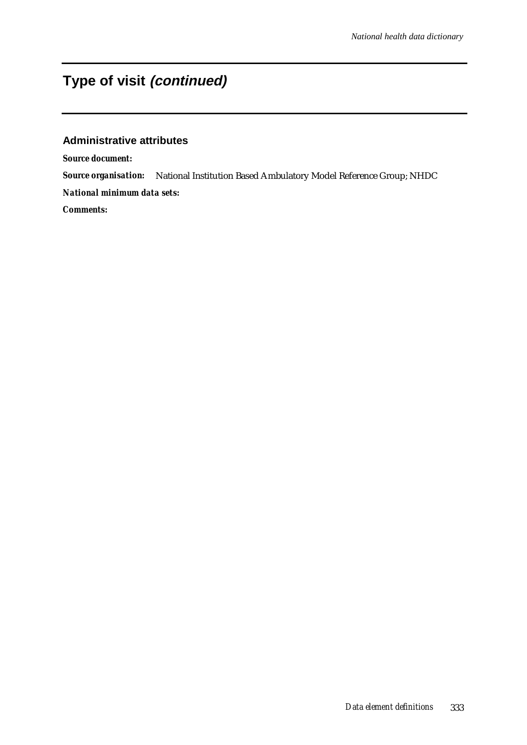# Type of visit *(continued)*

### Administrative attributes

***Source document:***

***Source organisation:*** National Institution Based Ambulatory Model Reference Group; NHDC

***National minimum data sets:***

***Comments:***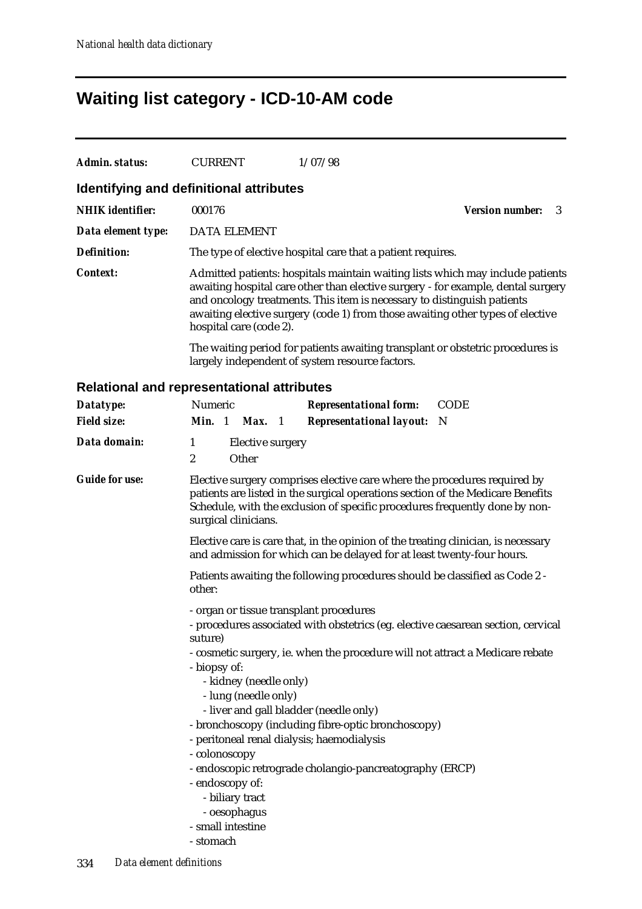# Waiting list category - ICD-10-AM code

| | | | |
|---|---|---|---|
| ***Admin. status:*** | CURRENT | 1/07/98 | |

## Identifying and definitional attributes

| | | | |
|---|---|---|---|
| ***NHIK identifier:*** | 000176 | ***Version number:*** | 3 |
| ***Data element type:*** | DATA ELEMENT | | |
| ***Definition:*** | The type of elective hospital care that a patient requires. | | |

***Context:*** Admitted patients: hospitals maintain waiting lists which may include patients awaiting hospital care other than elective surgery - for example, dental surgery and oncology treatments. This item is necessary to distinguish patients awaiting elective surgery (code 1) from those awaiting other types of elective hospital care (code 2).

The waiting period for patients awaiting transplant or obstetric procedures is largely independent of system resource factors.

## Relational and representational attributes

| | | | |
|---|---|---|---|
| ***Datatype:*** | Numeric | ***Representational form:*** | CODE |
| ***Field size:*** | ***Min.*** 1 ***Max.*** 1 | ***Representational layout:*** | N |

***Data domain:***

1 Elective surgery
2 Other

***Guide for use:*** Elective surgery comprises elective care where the procedures required by patients are listed in the surgical operations section of the Medicare Benefits Schedule, with the exclusion of specific procedures frequently done by non-surgical clinicians.

Elective care is care that, in the opinion of the treating clinician, is necessary and admission for which can be delayed for at least twenty-four hours.

Patients awaiting the following procedures should be classified as Code 2 - other:

- organ or tissue transplant procedures
- procedures associated with obstetrics (eg. elective caesarean section, cervical suture)
- cosmetic surgery, ie. when the procedure will not attract a Medicare rebate
- biopsy of:
  - kidney (needle only)
  - lung (needle only)
  - liver and gall bladder (needle only)
- bronchoscopy (including fibre-optic bronchoscopy)
- peritoneal renal dialysis; haemodialysis
- colonoscopy
- endoscopic retrograde cholangio-pancreatography (ERCP)
- endoscopy of:
  - biliary tract
  - oesophagus
- small intestine
- stomach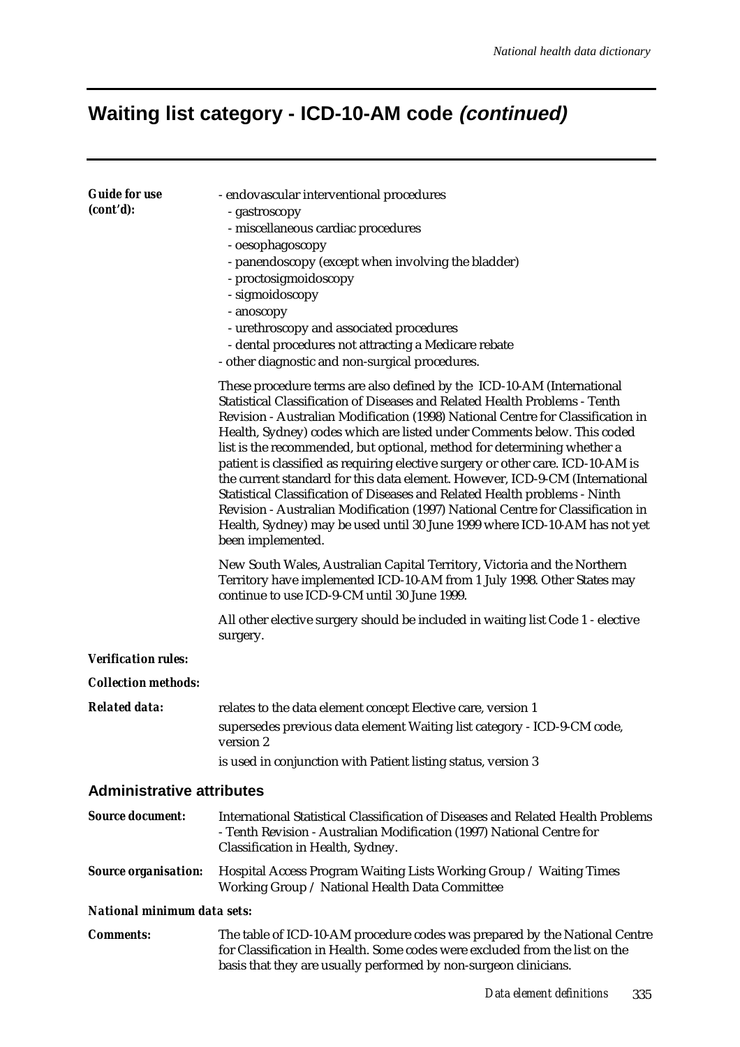# Waiting list category - ICD-10-AM code *(continued)*

***Guide for use (cont'd):***

- endovascular interventional procedures
  - gastroscopy
  - miscellaneous cardiac procedures
  - oesophagoscopy
  - panendoscopy (except when involving the bladder)
  - proctosigmoidoscopy
  - sigmoidoscopy
  - anoscopy
  - urethroscopy and associated procedures
  - dental procedures not attracting a Medicare rebate
- other diagnostic and non-surgical procedures.

These procedure terms are also defined by the ICD-10-AM (International Statistical Classification of Diseases and Related Health Problems - Tenth Revision - Australian Modification (1998) National Centre for Classification in Health, Sydney) codes which are listed under Comments below. This coded list is the recommended, but optional, method for determining whether a patient is classified as requiring elective surgery or other care. ICD-10-AM is the current standard for this data element. However, ICD-9-CM (International Statistical Classification of Diseases and Related Health problems - Ninth Revision - Australian Modification (1997) National Centre for Classification in Health, Sydney) may be used until 30 June 1999 where ICD-10-AM has not yet been implemented.

New South Wales, Australian Capital Territory, Victoria and the Northern Territory have implemented ICD-10-AM from 1 July 1998. Other States may continue to use ICD-9-CM until 30 June 1999.

All other elective surgery should be included in waiting list Code 1 - elective surgery.

***Verification rules:***

***Collection methods:***

***Related data:***

relates to the data element concept Elective care, version 1

supersedes previous data element Waiting list category - ICD-9-CM code, version 2

is used in conjunction with Patient listing status, version 3

## Administrative attributes

***Source document:*** International Statistical Classification of Diseases and Related Health Problems - Tenth Revision - Australian Modification (1997) National Centre for Classification in Health, Sydney.

***Source organisation:*** Hospital Access Program Waiting Lists Working Group / Waiting Times Working Group / National Health Data Committee

***National minimum data sets:***

***Comments:*** The table of ICD-10-AM procedure codes was prepared by the National Centre for Classification in Health. Some codes were excluded from the list on the basis that they are usually performed by non-surgeon clinicians.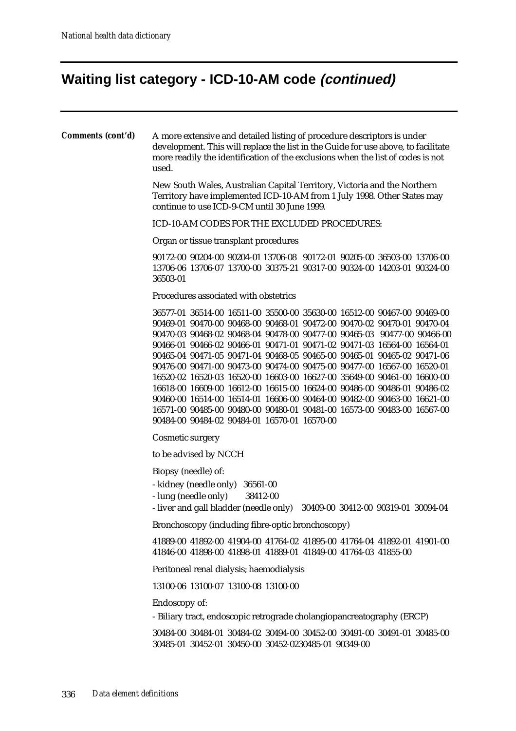## Waiting list category - ICD-10-AM code *(continued)*

***Comments (cont'd)***

A more extensive and detailed listing of procedure descriptors is under development. This will replace the list in the Guide for use above, to facilitate more readily the identification of the exclusions when the list of codes is not used.

New South Wales, Australian Capital Territory, Victoria and the Northern Territory have implemented ICD-10-AM from 1 July 1998. Other States may continue to use ICD-9-CM until 30 June 1999.

ICD-10-AM CODES FOR THE EXCLUDED PROCEDURES:

Organ or tissue transplant procedures

90172-00 90204-00 90204-01 13706-08 90172-01 90205-00 36503-00 13706-00 13706-06 13706-07 13700-00 30375-21 90317-00 90324-00 14203-01 90324-00 36503-01

Procedures associated with obstetrics

36577-01 36514-00 16511-00 35500-00 35630-00 16512-00 90467-00 90469-00 90469-01 90470-00 90468-00 90468-01 90472-00 90470-02 90470-01 90470-04 90470-03 90468-02 90468-04 90478-00 90477-00 90465-03 90477-00 90466-00 90466-01 90466-02 90466-01 90471-01 90471-02 90471-03 16564-00 16564-01 90465-04 90471-05 90471-04 90468-05 90465-00 90465-01 90465-02 90471-06 90476-00 90471-00 90473-00 90474-00 90475-00 90477-00 16567-00 16520-01 16520-02 16520-03 16520-00 16603-00 16627-00 35649-00 90461-00 16600-00 16618-00 16609-00 16612-00 16615-00 16624-00 90486-00 90486-01 90486-02 90460-00 16514-00 16514-01 16606-00 90464-00 90482-00 90463-00 16621-00 16571-00 90485-00 90480-00 90480-01 90481-00 16573-00 90483-00 16567-00 90484-00 90484-02 90484-01 16570-01 16570-00

Cosmetic surgery

to be advised by NCCH

Biopsy (needle) of:

- kidney (needle only) 36561-00
- lung (needle only) 38412-00
- liver and gall bladder (needle only) 30409-00 30412-00 90319-01 30094-04

Bronchoscopy (including fibre-optic bronchoscopy)

41889-00 41892-00 41904-00 41764-02 41895-00 41764-04 41892-01 41901-00 41846-00 41898-00 41898-01 41889-01 41849-00 41764-03 41855-00

Peritoneal renal dialysis; haemodialysis

13100-06 13100-07 13100-08 13100-00

Endoscopy of:

- Biliary tract, endoscopic retrograde cholangiopancreatography (ERCP)

30484-00 30484-01 30484-02 30494-00 30452-00 30491-00 30491-01 30485-00 30485-01 30452-01 30450-00 30452-0230485-01 90349-00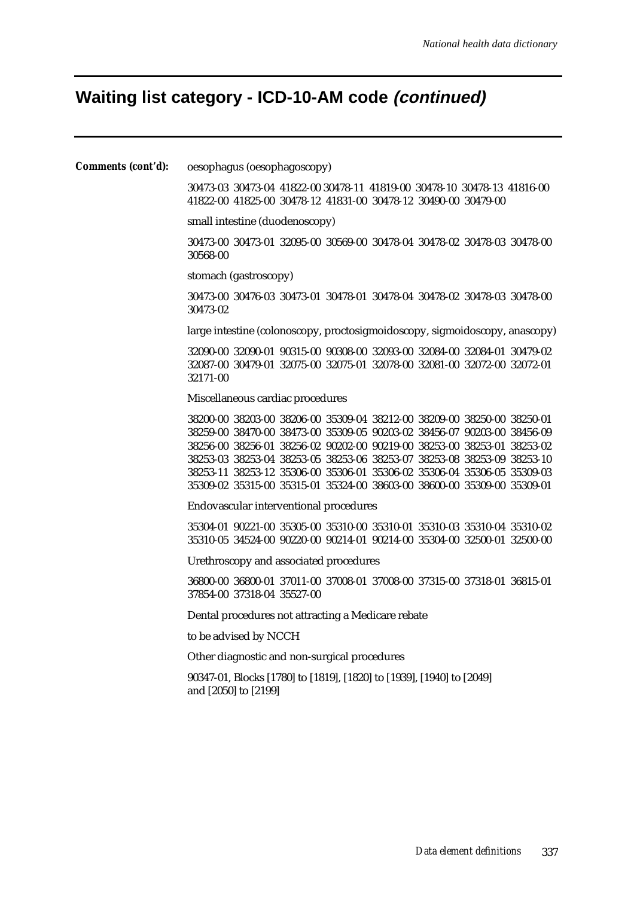## Waiting list category - ICD-10-AM code *(continued)*

***Comments (cont'd):***

oesophagus (oesophagoscopy)

30473-03 30473-04 41822-00 30478-11 41819-00 30478-10 30478-13 41816-00 41822-00 41825-00 30478-12 41831-00 30478-12 30490-00 30479-00

small intestine (duodenoscopy)

30473-00 30473-01 32095-00 30569-00 30478-04 30478-02 30478-03 30478-00 30568-00

stomach (gastroscopy)

30473-00 30476-03 30473-01 30478-01 30478-04 30478-02 30478-03 30478-00 30473-02

large intestine (colonoscopy, proctosigmoidoscopy, sigmoidoscopy, anascopy)

32090-00 32090-01 90315-00 90308-00 32093-00 32084-00 32084-01 30479-02 32087-00 30479-01 32075-00 32075-01 32078-00 32081-00 32072-00 32072-01 32171-00

Miscellaneous cardiac procedures

38200-00 38203-00 38206-00 35309-04 38212-00 38209-00 38250-00 38250-01 38259-00 38470-00 38473-00 35309-05 90203-02 38456-07 90203-00 38456-09 38256-00 38256-01 38256-02 90202-00 90219-00 38253-00 38253-01 38253-02 38253-03 38253-04 38253-05 38253-06 38253-07 38253-08 38253-09 38253-10 38253-11 38253-12 35306-00 35306-01 35306-02 35306-04 35306-05 35309-03 35309-02 35315-00 35315-01 35324-00 38603-00 38600-00 35309-00 35309-01

Endovascular interventional procedures

35304-01 90221-00 35305-00 35310-00 35310-01 35310-03 35310-04 35310-02 35310-05 34524-00 90220-00 90214-01 90214-00 35304-00 32500-01 32500-00

Urethroscopy and associated procedures

36800-00 36800-01 37011-00 37008-01 37008-00 37315-00 37318-01 36815-01 37854-00 37318-04 35527-00

Dental procedures not attracting a Medicare rebate

to be advised by NCCH

Other diagnostic and non-surgical procedures

90347-01, Blocks [1780] to [1819], [1820] to [1939], [1940] to [2049] and [2050] to [2199]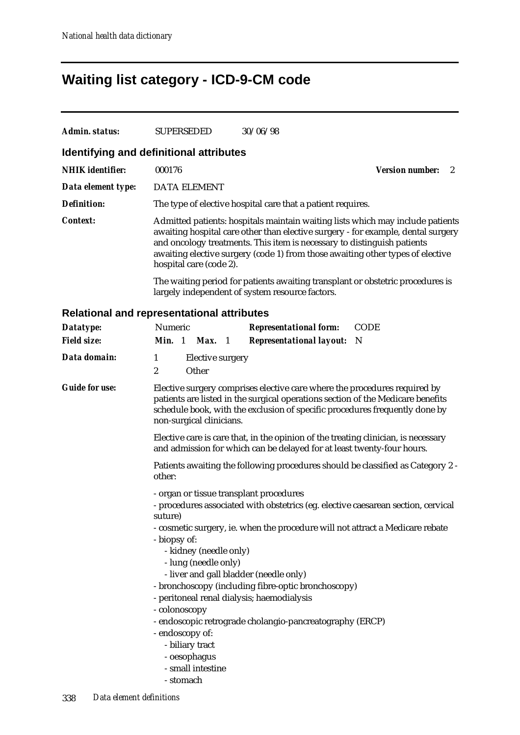# Waiting list category - ICD-9-CM code

| | | |
|---|---|---|
| ***Admin. status:*** | SUPERSEDED | 30/06/98 |

## Identifying and definitional attributes

| | | |
|---|---|---|
| ***NHIK identifier:*** | 000176 | ***Version number:*** 2 |
| ***Data element type:*** | DATA ELEMENT | |
| ***Definition:*** | The type of elective hospital care that a patient requires. | |

***Context:*** Admitted patients: hospitals maintain waiting lists which may include patients awaiting hospital care other than elective surgery - for example, dental surgery and oncology treatments. This item is necessary to distinguish patients awaiting elective surgery (code 1) from those awaiting other types of elective hospital care (code 2).

The waiting period for patients awaiting transplant or obstetric procedures is largely independent of system resource factors.

## Relational and representational attributes

| | | | |
|---|---|---|---|
| ***Datatype:*** | Numeric | ***Representational form:*** | CODE |
| ***Field size:*** | ***Min.*** 1 ***Max.*** 1 | ***Representational layout:*** | N |

***Data domain:***

1 Elective surgery
2 Other

***Guide for use:*** Elective surgery comprises elective care where the procedures required by patients are listed in the surgical operations section of the Medicare benefits schedule book, with the exclusion of specific procedures frequently done by non-surgical clinicians.

Elective care is care that, in the opinion of the treating clinician, is necessary and admission for which can be delayed for at least twenty-four hours.

Patients awaiting the following procedures should be classified as Category 2 - other:

- organ or tissue transplant procedures
- procedures associated with obstetrics (eg. elective caesarean section, cervical suture)
- cosmetic surgery, ie. when the procedure will not attract a Medicare rebate
- biopsy of:
  - kidney (needle only)
  - lung (needle only)
  - liver and gall bladder (needle only)
- bronchoscopy (including fibre-optic bronchoscopy)
- peritoneal renal dialysis; haemodialysis
- colonoscopy
- endoscopic retrograde cholangio-pancreatography (ERCP)
- endoscopy of:
  - biliary tract
  - oesophagus
  - small intestine
  - stomach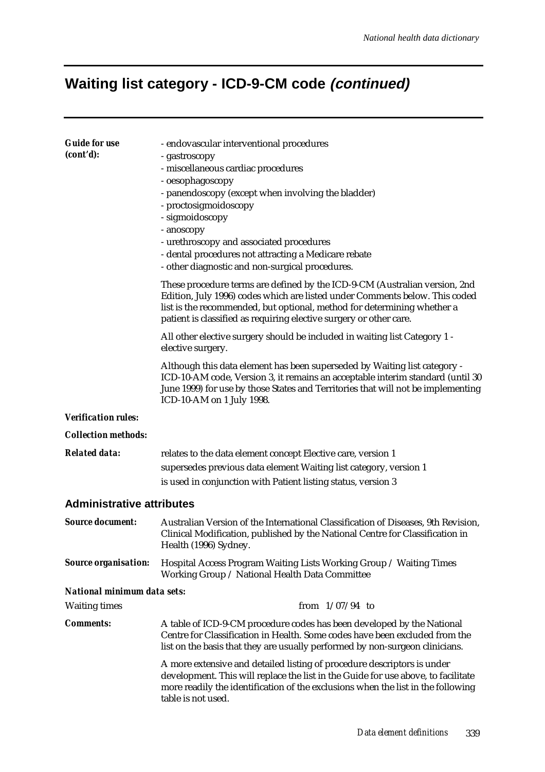# Waiting list category - ICD-9-CM code *(continued)*

***Guide for use (cont'd):***

- endovascular interventional procedures
- gastroscopy
- miscellaneous cardiac procedures
- oesophagoscopy
- panendoscopy (except when involving the bladder)
- proctosigmoidoscopy
- sigmoidoscopy
- anoscopy
- urethroscopy and associated procedures
- dental procedures not attracting a Medicare rebate
- other diagnostic and non-surgical procedures.

These procedure terms are defined by the ICD-9-CM (Australian version, 2nd Edition, July 1996) codes which are listed under Comments below. This coded list is the recommended, but optional, method for determining whether a patient is classified as requiring elective surgery or other care.

All other elective surgery should be included in waiting list Category 1 - elective surgery.

Although this data element has been superseded by Waiting list category - ICD-10-AM code, Version 3, it remains an acceptable interim standard (until 30 June 1999) for use by those States and Territories that will not be implementing ICD-10-AM on 1 July 1998.

***Verification rules:***

***Collection methods:***

***Related data:***

relates to the data element concept Elective care, version 1

supersedes previous data element Waiting list category, version 1

is used in conjunction with Patient listing status, version 3

## Administrative attributes

***Source document:*** Australian Version of the International Classification of Diseases, 9th Revision, Clinical Modification, published by the National Centre for Classification in Health (1996) Sydney.

***Source organisation:*** Hospital Access Program Waiting Lists Working Group / Waiting Times Working Group / National Health Data Committee

***National minimum data sets:***

Waiting times from 1/07/94 to

***Comments:*** A table of ICD-9-CM procedure codes has been developed by the National Centre for Classification in Health. Some codes have been excluded from the list on the basis that they are usually performed by non-surgeon clinicians.

A more extensive and detailed listing of procedure descriptors is under development. This will replace the list in the Guide for use above, to facilitate more readily the identification of the exclusions when the list in the following table is not used.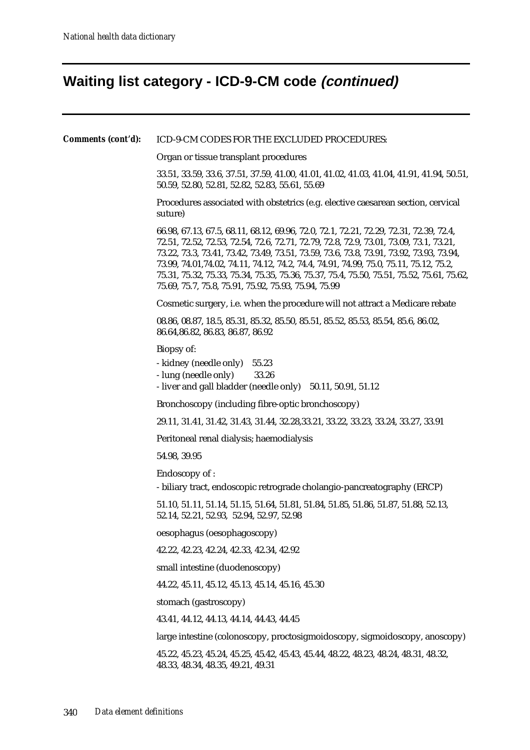# Waiting list category - ICD-9-CM code *(continued)*

***Comments (cont'd):*** ICD-9-CM CODES FOR THE EXCLUDED PROCEDURES:

Organ or tissue transplant procedures

33.51, 33.59, 33.6, 37.51, 37.59, 41.00, 41.01, 41.02, 41.03, 41.04, 41.91, 41.94, 50.51, 50.59, 52.80, 52.81, 52.82, 52.83, 55.61, 55.69

Procedures associated with obstetrics (e.g. elective caesarean section, cervical suture)

66.98, 67.13, 67.5, 68.11, 68.12, 69.96, 72.0, 72.1, 72.21, 72.29, 72.31, 72.39, 72.4, 72.51, 72.52, 72.53, 72.54, 72.6, 72.71, 72.79, 72.8, 72.9, 73.01, 73.09, 73.1, 73.21, 73.22, 73.3, 73.41, 73.42, 73.49, 73.51, 73.59, 73.6, 73.8, 73.91, 73.92, 73.93, 73.94, 73.99, 74.01,74.02, 74.11, 74.12, 74.2, 74.4, 74.91, 74.99, 75.0, 75.11, 75.12, 75.2, 75.31, 75.32, 75.33, 75.34, 75.35, 75.36, 75.37, 75.4, 75.50, 75.51, 75.52, 75.61, 75.62, 75.69, 75.7, 75.8, 75.91, 75.92, 75.93, 75.94, 75.99

Cosmetic surgery, i.e. when the procedure will not attract a Medicare rebate

08.86, 08.87, 18.5, 85.31, 85.32, 85.50, 85.51, 85.52, 85.53, 85.54, 85.6, 86.02, 86.64,86.82, 86.83, 86.87, 86.92

Biopsy of:

- kidney (needle only) 55.23
- lung (needle only) 33.26
- liver and gall bladder (needle only) 50.11, 50.91, 51.12

Bronchoscopy (including fibre-optic bronchoscopy)

29.11, 31.41, 31.42, 31.43, 31.44, 32.28,33.21, 33.22, 33.23, 33.24, 33.27, 33.91

Peritoneal renal dialysis; haemodialysis

54.98, 39.95

Endoscopy of :

- biliary tract, endoscopic retrograde cholangio-pancreatography (ERCP)

51.10, 51.11, 51.14, 51.15, 51.64, 51.81, 51.84, 51.85, 51.86, 51.87, 51.88, 52.13, 52.14, 52.21, 52.93, 52.94, 52.97, 52.98

oesophagus (oesophagoscopy)

42.22, 42.23, 42.24, 42.33, 42.34, 42.92

small intestine (duodenoscopy)

44.22, 45.11, 45.12, 45.13, 45.14, 45.16, 45.30

stomach (gastroscopy)

43.41, 44.12, 44.13, 44.14, 44.43, 44.45

large intestine (colonoscopy, proctosigmoidoscopy, sigmoidoscopy, anoscopy)

45.22, 45.23, 45.24, 45.25, 45.42, 45.43, 45.44, 48.22, 48.23, 48.24, 48.31, 48.32, 48.33, 48.34, 48.35, 49.21, 49.31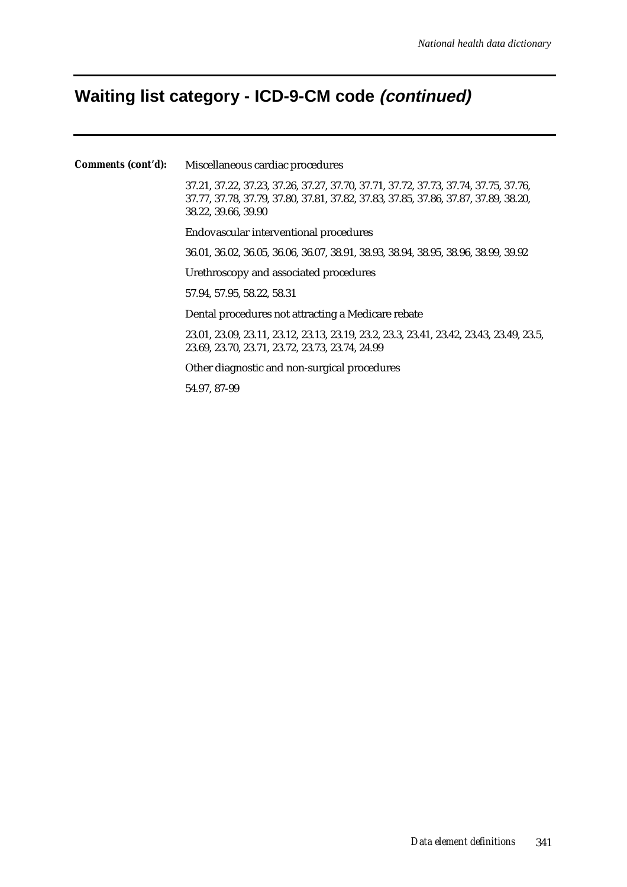## Waiting list category - ICD-9-CM code *(continued)*

***Comments (cont'd):***

Miscellaneous cardiac procedures

37.21, 37.22, 37.23, 37.26, 37.27, 37.70, 37.71, 37.72, 37.73, 37.74, 37.75, 37.76, 37.77, 37.78, 37.79, 37.80, 37.81, 37.82, 37.83, 37.85, 37.86, 37.87, 37.89, 38.20, 38.22, 39.66, 39.90

Endovascular interventional procedures

36.01, 36.02, 36.05, 36.06, 36.07, 38.91, 38.93, 38.94, 38.95, 38.96, 38.99, 39.92

Urethroscopy and associated procedures

57.94, 57.95, 58.22, 58.31

Dental procedures not attracting a Medicare rebate

23.01, 23.09, 23.11, 23.12, 23.13, 23.19, 23.2, 23.3, 23.41, 23.42, 23.43, 23.49, 23.5, 23.69, 23.70, 23.71, 23.72, 23.73, 23.74, 24.99

Other diagnostic and non-surgical procedures

54.97, 87-99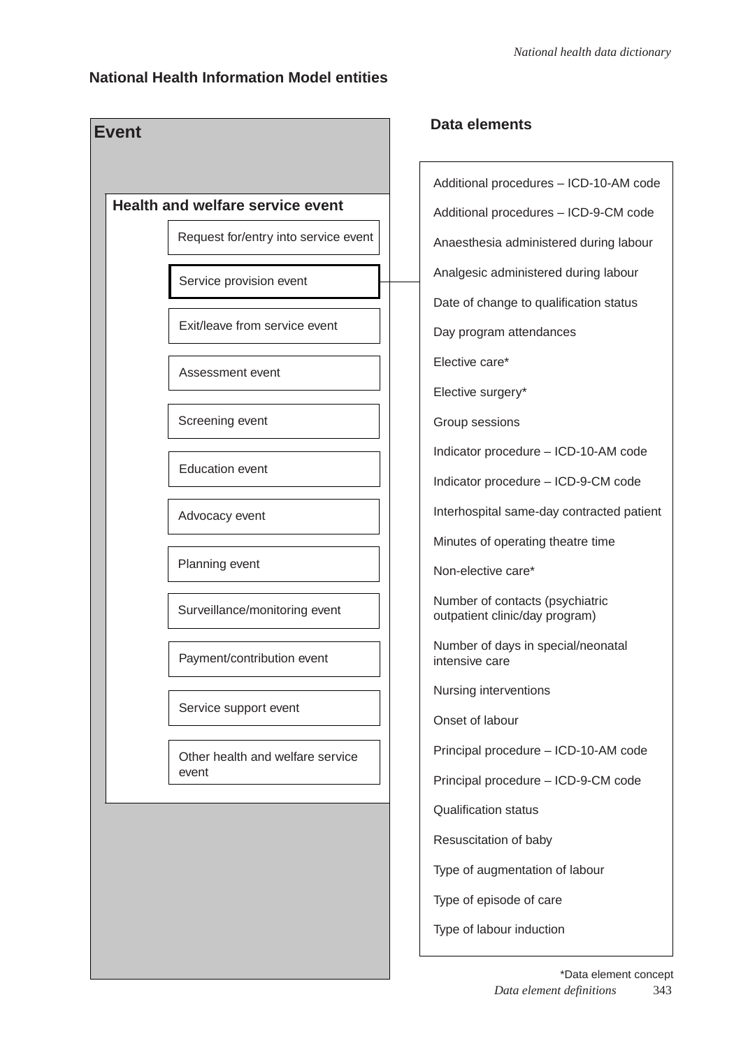## National Health Information Model entities

**Event**

**Health and welfare service event**

- Request for/entry into service event
- **Service provision event**
- Exit/leave from service event
- Assessment event
- Screening event
- Education event
- Advocacy event
- Planning event
- Surveillance/monitoring event
- Payment/contribution event
- Service support event
- Other health and welfare service event

**Data elements**

- Additional procedures – ICD-10-AM code
- Additional procedures – ICD-9-CM code
- Anaesthesia administered during labour
- Analgesic administered during labour
- Date of change to qualification status
- Day program attendances
- Elective care*
- Elective surgery*
- Group sessions
- Indicator procedure – ICD-10-AM code
- Indicator procedure – ICD-9-CM code
- Interhospital same-day contracted patient
- Minutes of operating theatre time
- Non-elective care*
- Number of contacts (psychiatric outpatient clinic/day program)
- Number of days in special/neonatal intensive care
- Nursing interventions
- Onset of labour
- Principal procedure – ICD-10-AM code
- Principal procedure – ICD-9-CM code
- Qualification status
- Resuscitation of baby
- Type of augmentation of labour
- Type of episode of care
- Type of labour induction

*Data element concept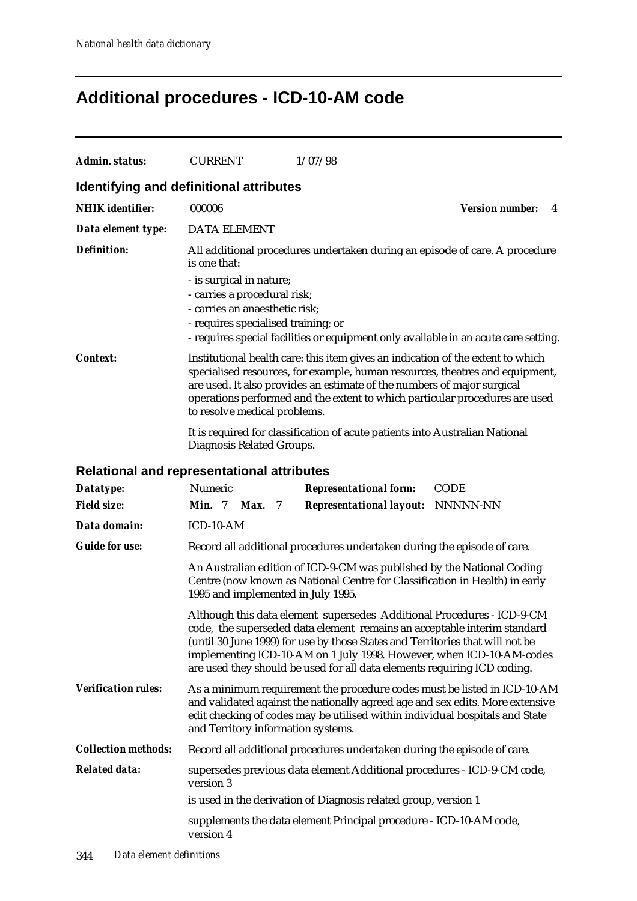# Additional procedures - ICD-10-AM code

| | | |
|---|---|---|
| ***Admin. status:*** | CURRENT | 1/07/98 |

## Identifying and definitional attributes

| | | | |
|---|---|---|---|
| ***NHIK identifier:*** | 000006 | ***Version number:*** | 4 |
| ***Data element type:*** | DATA ELEMENT | | |

***Definition:*** All additional procedures undertaken during an episode of care. A procedure is one that:

- is surgical in nature;
- carries a procedural risk;
- carries an anaesthetic risk;
- requires specialised training; or
- requires special facilities or equipment only available in an acute care setting.

***Context:*** Institutional health care: this item gives an indication of the extent to which specialised resources, for example, human resources, theatres and equipment, are used. It also provides an estimate of the numbers of major surgical operations performed and the extent to which particular procedures are used to resolve medical problems.

It is required for classification of acute patients into Australian National Diagnosis Related Groups.

## Relational and representational attributes

| | | | |
|---|---|---|---|
| ***Datatype:*** | Numeric | ***Representational form:*** | CODE |
| ***Field size:*** | **Min.** 7 **Max.** 7 | ***Representational layout:*** | NNNNN-NN |
| ***Data domain:*** | ICD-10-AM | | |

***Guide for use:*** Record all additional procedures undertaken during the episode of care.

An Australian edition of ICD-9-CM was published by the National Coding Centre (now known as National Centre for Classification in Health) in early 1995 and implemented in July 1995.

Although this data element supersedes Additional Procedures - ICD-9-CM code, the superseded data element remains an acceptable interim standard (until 30 June 1999) for use by those States and Territories that will not be implementing ICD-10-AM on 1 July 1998. However, when ICD-10-AM-codes are used they should be used for all data elements requiring ICD coding.

***Verification rules:*** As a minimum requirement the procedure codes must be listed in ICD-10-AM and validated against the nationally agreed age and sex edits. More extensive edit checking of codes may be utilised within individual hospitals and State and Territory information systems.

***Collection methods:*** Record all additional procedures undertaken during the episode of care.

***Related data:*** supersedes previous data element Additional procedures - ICD-9-CM code, version 3

is used in the derivation of Diagnosis related group, version 1

supplements the data element Principal procedure - ICD-10-AM code, version 4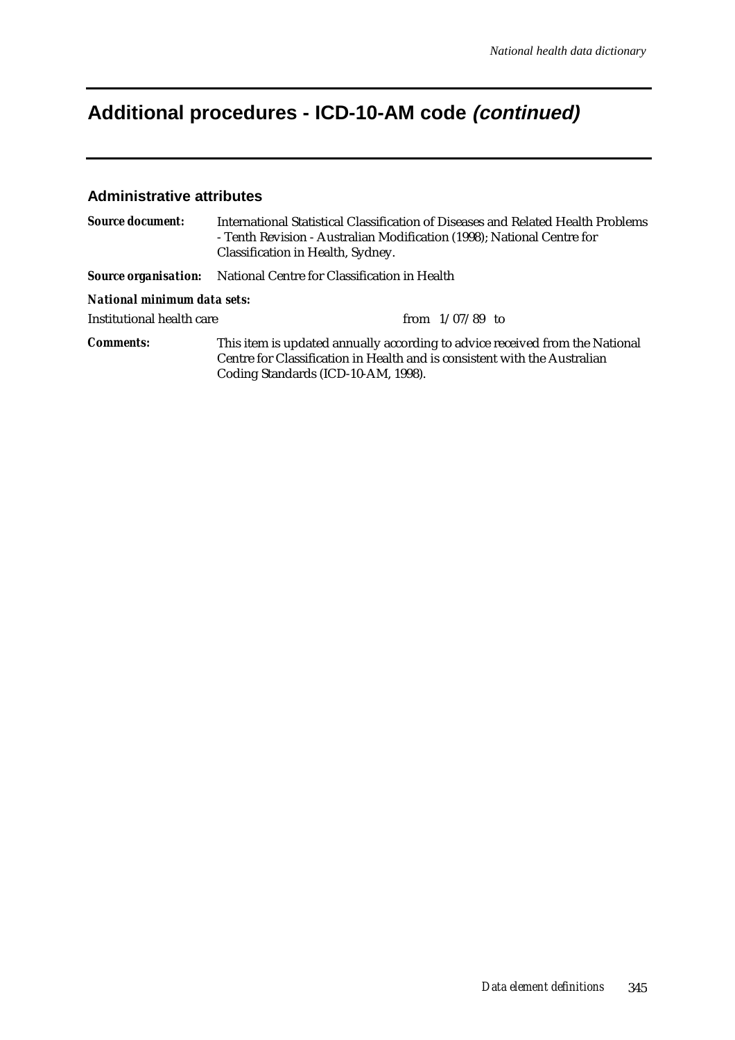# Additional procedures - ICD-10-AM code *(continued)*

## Administrative attributes

***Source document:*** International Statistical Classification of Diseases and Related Health Problems - Tenth Revision - Australian Modification (1998); National Centre for Classification in Health, Sydney.

***Source organisation:*** National Centre for Classification in Health

***National minimum data sets:***

Institutional health care from 1/07/89 to

***Comments:*** This item is updated annually according to advice received from the National Centre for Classification in Health and is consistent with the Australian Coding Standards (ICD-10-AM, 1998).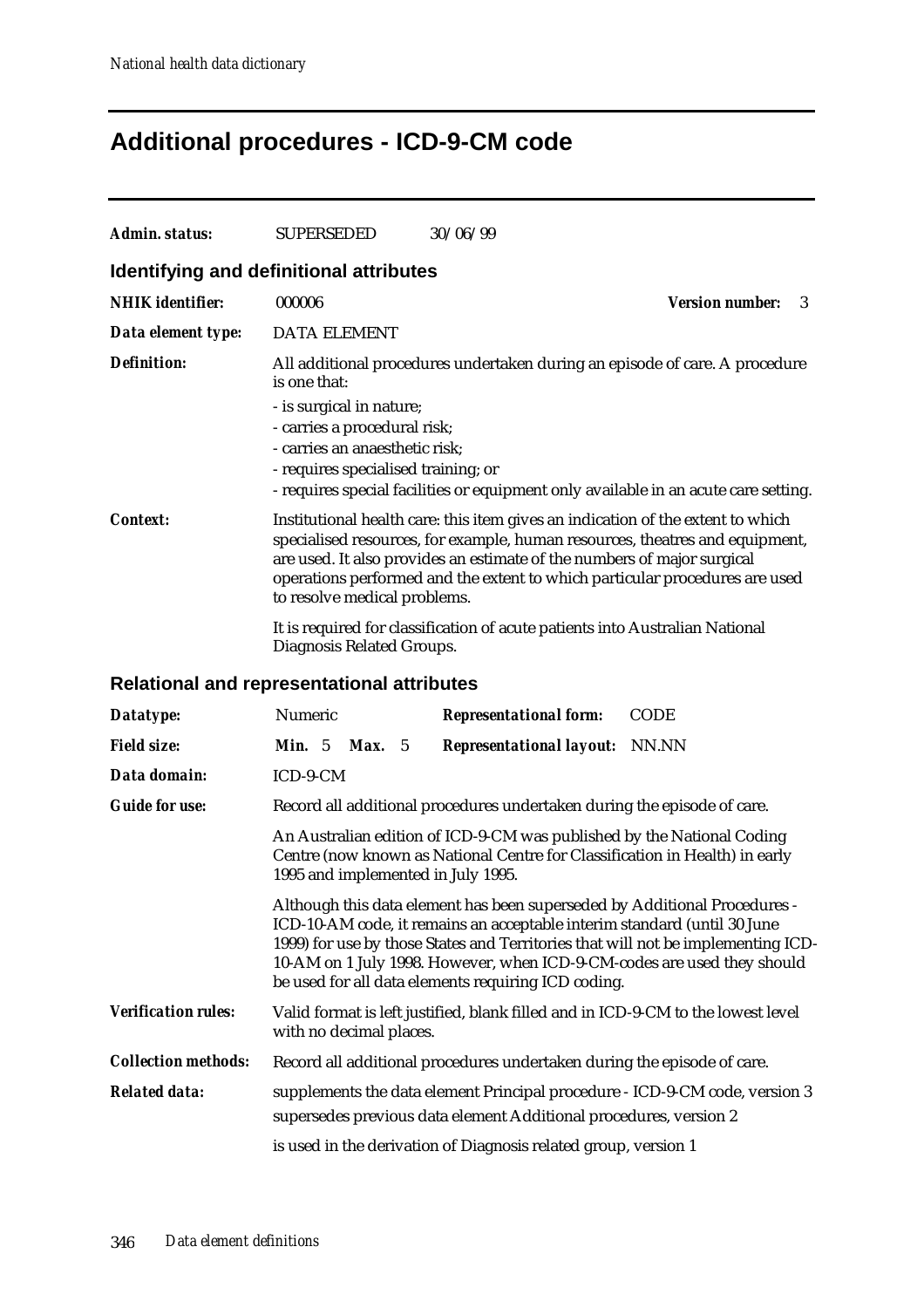# Additional procedures - ICD-9-CM code

**Admin. status:** SUPERSEDED 30/06/99

## Identifying and definitional attributes

**NHIK identifier:** 000006 **Version number:** 3

**Data element type:** DATA ELEMENT

**Definition:** All additional procedures undertaken during an episode of care. A procedure is one that:

- is surgical in nature;
- carries a procedural risk;
- carries an anaesthetic risk;
- requires specialised training; or
- requires special facilities or equipment only available in an acute care setting.

**Context:** Institutional health care: this item gives an indication of the extent to which specialised resources, for example, human resources, theatres and equipment, are used. It also provides an estimate of the numbers of major surgical operations performed and the extent to which particular procedures are used to resolve medical problems.

It is required for classification of acute patients into Australian National Diagnosis Related Groups.

## Relational and representational attributes

**Datatype:** Numeric **Representational form:** CODE

**Field size:** **Min.** 5 **Max.** 5 **Representational layout:** NN.NN

**Data domain:** ICD-9-CM

**Guide for use:** Record all additional procedures undertaken during the episode of care.

An Australian edition of ICD-9-CM was published by the National Coding Centre (now known as National Centre for Classification in Health) in early 1995 and implemented in July 1995.

Although this data element has been superseded by Additional Procedures - ICD-10-AM code, it remains an acceptable interim standard (until 30 June 1999) for use by those States and Territories that will not be implementing ICD-10-AM on 1 July 1998. However, when ICD-9-CM-codes are used they should be used for all data elements requiring ICD coding.

**Verification rules:** Valid format is left justified, blank filled and in ICD-9-CM to the lowest level with no decimal places.

**Collection methods:** Record all additional procedures undertaken during the episode of care.

**Related data:** supplements the data element Principal procedure - ICD-9-CM code, version 3

supersedes previous data element Additional procedures, version 2

is used in the derivation of Diagnosis related group, version 1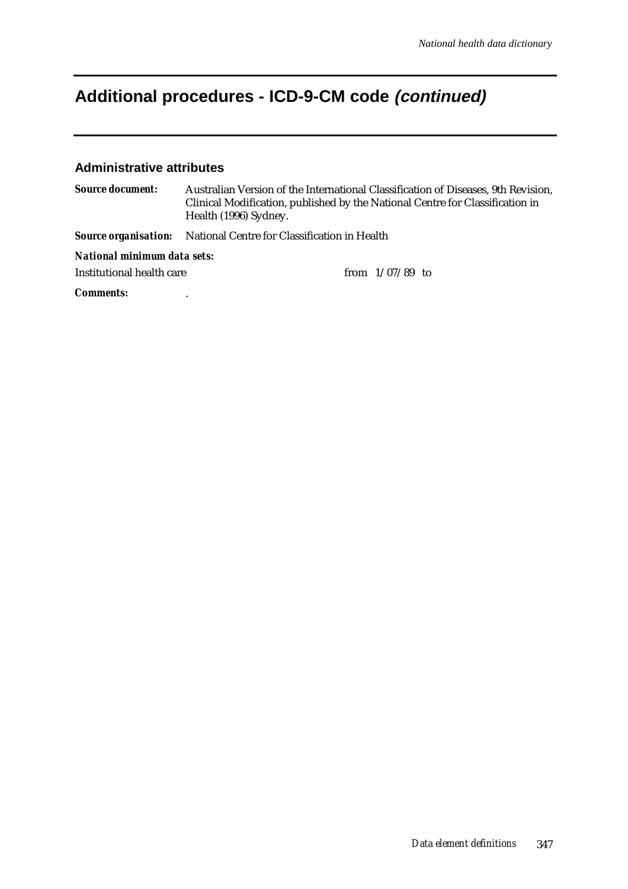# Additional procedures - ICD-9-CM code *(continued)*

### Administrative attributes

***Source document:*** Australian Version of the International Classification of Diseases, 9th Revision, Clinical Modification, published by the National Centre for Classification in Health (1996) Sydney.

***Source organisation:*** National Centre for Classification in Health

***National minimum data sets:***

Institutional health care from 1/07/89 to

***Comments:*** .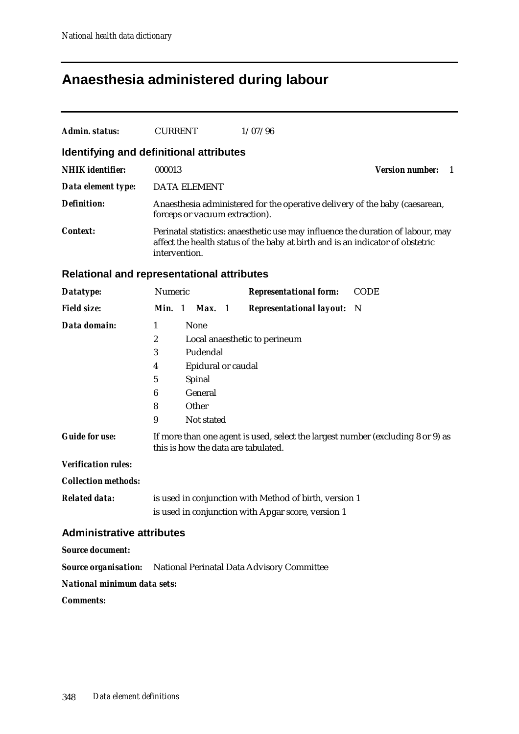# Anaesthesia administered during labour

**Admin. status:** CURRENT 1/07/96

## Identifying and definitional attributes

**NHIK identifier:** 000013 **Version number:** 1

**Data element type:** DATA ELEMENT

**Definition:** Anaesthesia administered for the operative delivery of the baby (caesarean, forceps or vacuum extraction).

**Context:** Perinatal statistics: anaesthetic use may influence the duration of labour, may affect the health status of the baby at birth and is an indicator of obstetric intervention.

## Relational and representational attributes

**Datatype:** Numeric **Representational form:** CODE

**Field size:** **Min.** 1 **Max.** 1 **Representational layout:** N

**Data domain:**

1 None
2 Local anaesthetic to perineum
3 Pudendal
4 Epidural or caudal
5 Spinal
6 General
8 Other
9 Not stated

**Guide for use:** If more than one agent is used, select the largest number (excluding 8 or 9) as this is how the data are tabulated.

**Verification rules:**

**Collection methods:**

**Related data:** is used in conjunction with Method of birth, version 1
is used in conjunction with Apgar score, version 1

## Administrative attributes

**Source document:**

**Source organisation:** National Perinatal Data Advisory Committee

**National minimum data sets:**

**Comments:**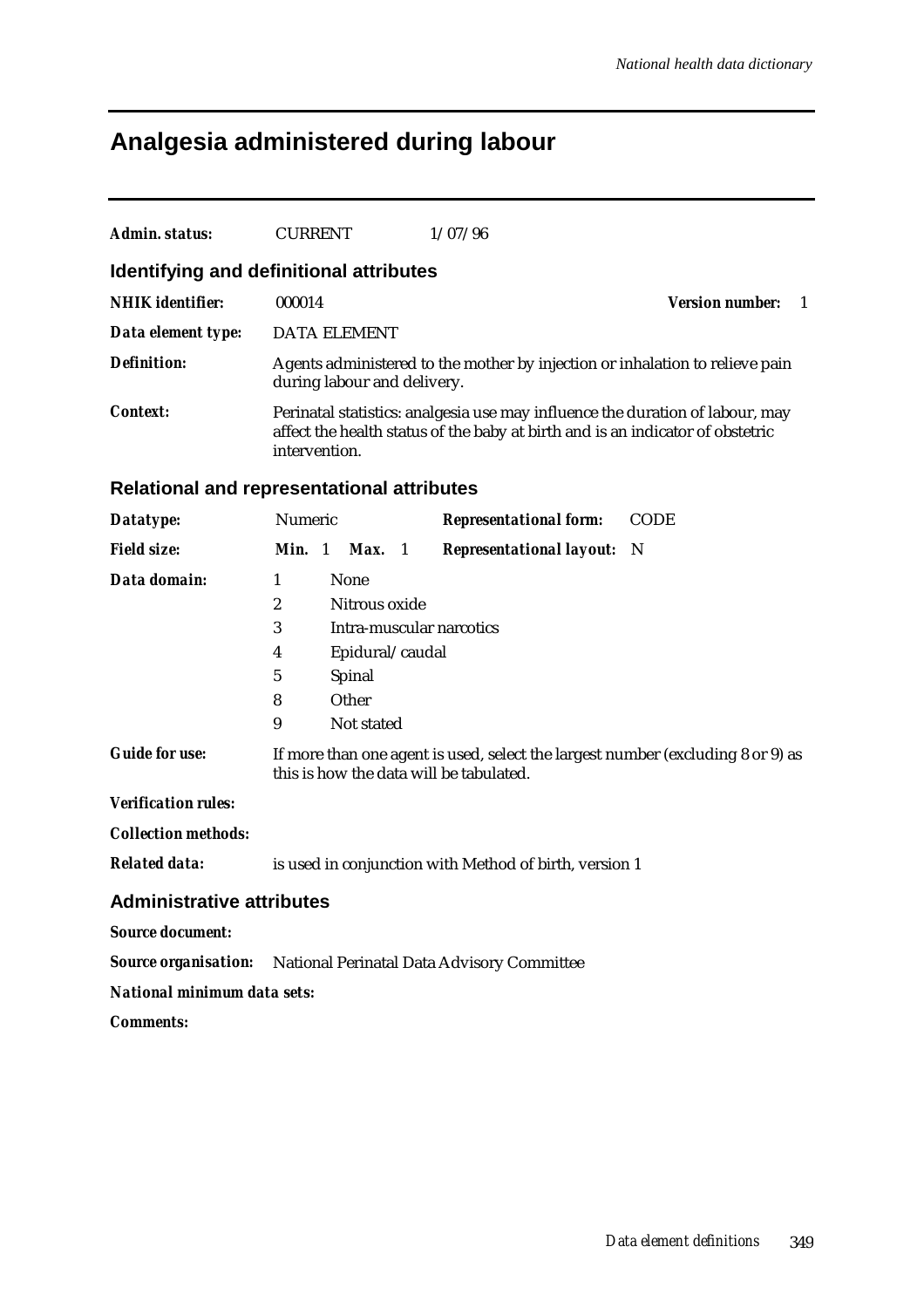# Analgesia administered during labour

***Admin. status:*** CURRENT 1/07/96

## Identifying and definitional attributes

***NHIK identifier:*** 000014 ***Version number:*** 1

***Data element type:*** DATA ELEMENT

***Definition:*** Agents administered to the mother by injection or inhalation to relieve pain during labour and delivery.

***Context:*** Perinatal statistics: analgesia use may influence the duration of labour, may affect the health status of the baby at birth and is an indicator of obstetric intervention.

## Relational and representational attributes

***Datatype:*** Numeric ***Representational form:*** CODE

***Field size:*** ***Min.*** 1 ***Max.*** 1 ***Representational layout:*** N

***Data domain:***

| | |
|---|---|
| 1 | None |
| 2 | Nitrous oxide |
| 3 | Intra-muscular narcotics |
| 4 | Epidural/caudal |
| 5 | Spinal |
| 8 | Other |
| 9 | Not stated |

***Guide for use:*** If more than one agent is used, select the largest number (excluding 8 or 9) as this is how the data will be tabulated.

***Verification rules:***

***Collection methods:***

***Related data:*** is used in conjunction with Method of birth, version 1

## Administrative attributes

***Source document:***

***Source organisation:*** National Perinatal Data Advisory Committee

***National minimum data sets:***

***Comments:***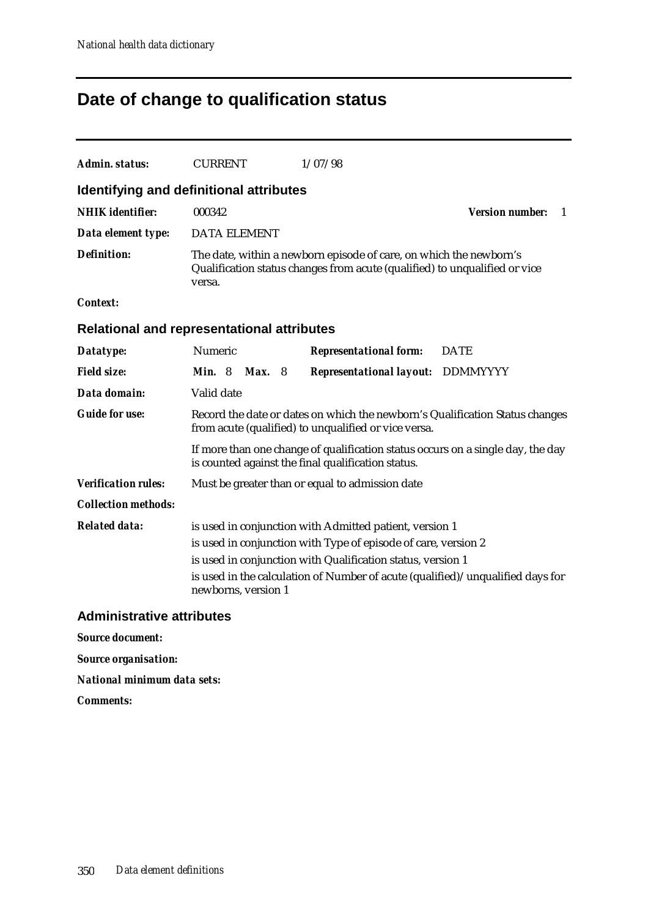# Date of change to qualification status

***Admin. status:*** CURRENT 1/07/98

## Identifying and definitional attributes

***NHIK identifier:*** 000342 ***Version number:*** 1

***Data element type:*** DATA ELEMENT

***Definition:*** The date, within a newborn episode of care, on which the newborn's Qualification status changes from acute (qualified) to unqualified or vice versa.

***Context:***

## Relational and representational attributes

***Datatype:*** Numeric ***Representational form:*** DATE

***Field size:*** ***Min.*** 8 ***Max.*** 8 ***Representational layout:*** DDMMYYYY

***Data domain:*** Valid date

***Guide for use:*** Record the date or dates on which the newborn's Qualification Status changes from acute (qualified) to unqualified or vice versa.

If more than one change of qualification status occurs on a single day, the day is counted against the final qualification status.

***Verification rules:*** Must be greater than or equal to admission date

***Collection methods:***

***Related data:*** is used in conjunction with Admitted patient, version 1

is used in conjunction with Type of episode of care, version 2

is used in conjunction with Qualification status, version 1

is used in the calculation of Number of acute (qualified)/unqualified days for newborns, version 1

## Administrative attributes

***Source document:***

***Source organisation:***

***National minimum data sets:***

***Comments:***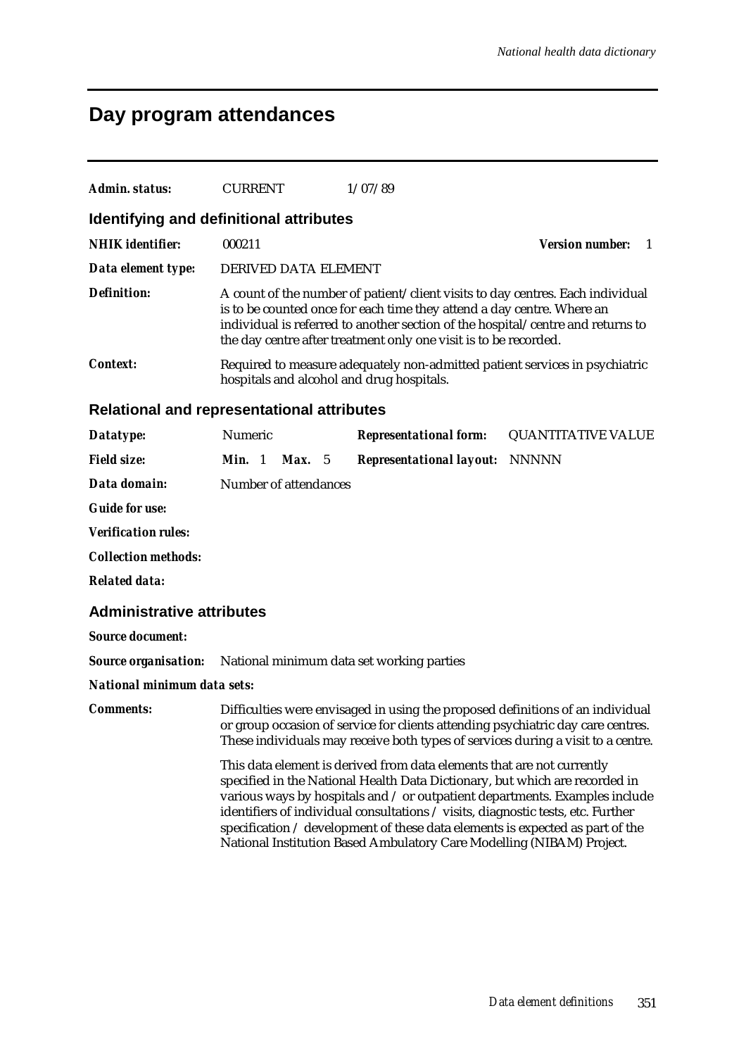# Day program attendances

***Admin. status:*** CURRENT 1/07/89

## Identifying and definitional attributes

***NHIK identifier:*** 000211 ***Version number:*** 1

***Data element type:*** DERIVED DATA ELEMENT

***Definition:*** A count of the number of patient/client visits to day centres. Each individual is to be counted once for each time they attend a day centre. Where an individual is referred to another section of the hospital/centre and returns to the day centre after treatment only one visit is to be recorded.

***Context:*** Required to measure adequately non-admitted patient services in psychiatric hospitals and alcohol and drug hospitals.

## Relational and representational attributes

***Datatype:*** Numeric ***Representational form:*** QUANTITATIVE VALUE

***Field size:*** ***Min.*** 1 ***Max.*** 5 ***Representational layout:*** NNNNN

***Data domain:*** Number of attendances

***Guide for use:***

***Verification rules:***

***Collection methods:***

***Related data:***

## Administrative attributes

***Source document:***

***Source organisation:*** National minimum data set working parties

***National minimum data sets:***

***Comments:*** Difficulties were envisaged in using the proposed definitions of an individual or group occasion of service for clients attending psychiatric day care centres. These individuals may receive both types of services during a visit to a centre.

This data element is derived from data elements that are not currently specified in the National Health Data Dictionary, but which are recorded in various ways by hospitals and / or outpatient departments. Examples include identifiers of individual consultations / visits, diagnostic tests, etc. Further specification / development of these data elements is expected as part of the National Institution Based Ambulatory Care Modelling (NIBAM) Project.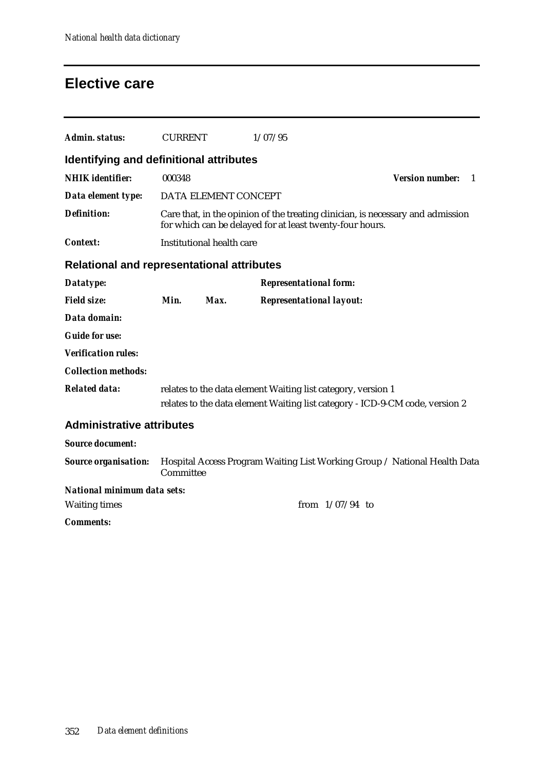## Elective care

***Admin. status:*** CURRENT 1/07/95

### Identifying and definitional attributes

***NHIK identifier:*** 000348 ***Version number:*** 1

***Data element type:*** DATA ELEMENT CONCEPT

***Definition:*** Care that, in the opinion of the treating clinician, is necessary and admission for which can be delayed for at least twenty-four hours.

***Context:*** Institutional health care

### Relational and representational attributes

***Datatype:*** ***Representational form:***

***Field size:*** ***Min.*** ***Max.*** ***Representational layout:***

***Data domain:***

***Guide for use:***

***Verification rules:***

***Collection methods:***

***Related data:*** relates to the data element Waiting list category, version 1

relates to the data element Waiting list category - ICD-9-CM code, version 2

### Administrative attributes

***Source document:***

***Source organisation:*** Hospital Access Program Waiting List Working Group / National Health Data Committee

***National minimum data sets:***

Waiting times from 1/07/94 to

***Comments:***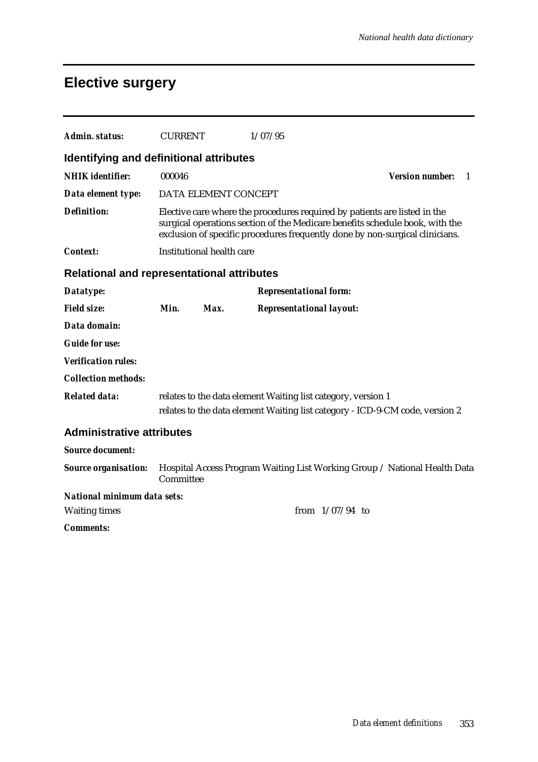# Elective surgery

| | | |
|---|---|---|
| ***Admin. status:*** | CURRENT | 1/07/95 |

## Identifying and definitional attributes

| | | |
|---|---|---|
| ***NHIK identifier:*** | 000046 | ***Version number:*** 1 |
| ***Data element type:*** | DATA ELEMENT CONCEPT | |
| ***Definition:*** | Elective care where the procedures required by patients are listed in the surgical operations section of the Medicare benefits schedule book, with the exclusion of specific procedures frequently done by non-surgical clinicians. | |
| ***Context:*** | Institutional health care | |

## Relational and representational attributes

| | | | |
|---|---|---|---|
| ***Datatype:*** | | | ***Representational form:*** |
| ***Field size:*** | ***Min.*** | ***Max.*** | ***Representational layout:*** |

***Data domain:***

***Guide for use:***

***Verification rules:***

***Collection methods:***

***Related data:*** relates to the data element Waiting list category, version 1

relates to the data element Waiting list category - ICD-9-CM code, version 2

## Administrative attributes

***Source document:***

***Source organisation:*** Hospital Access Program Waiting List Working Group / National Health Data Committee

***National minimum data sets:***

| | |
|---|---|
| Waiting times | from 1/07/94 to |

***Comments:***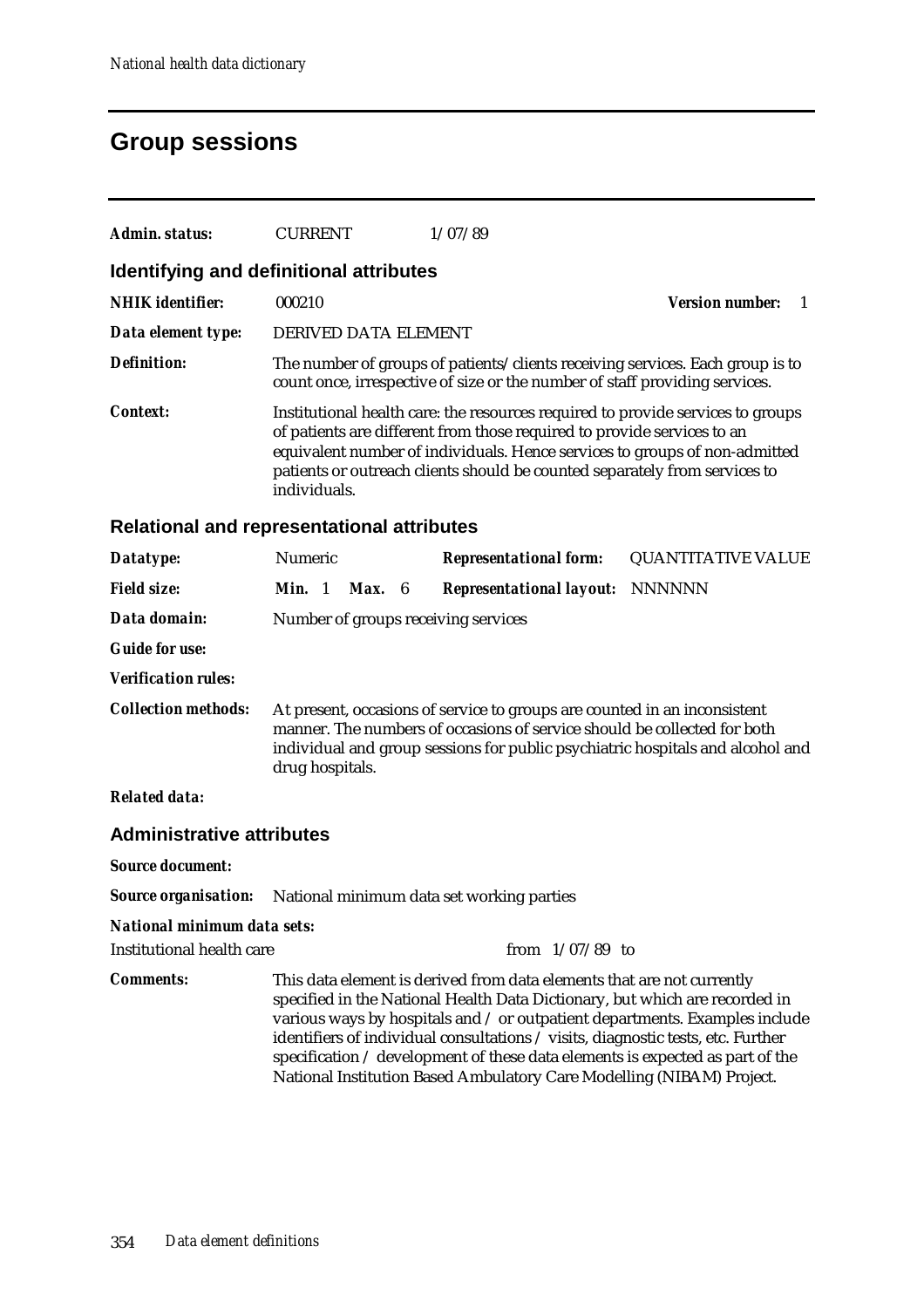# Group sessions

***Admin. status:*** CURRENT 1/07/89

## Identifying and definitional attributes

***NHIK identifier:*** 000210 ***Version number:*** 1

***Data element type:*** DERIVED DATA ELEMENT

***Definition:*** The number of groups of patients/clients receiving services. Each group is to count once, irrespective of size or the number of staff providing services.

***Context:*** Institutional health care: the resources required to provide services to groups of patients are different from those required to provide services to an equivalent number of individuals. Hence services to groups of non-admitted patients or outreach clients should be counted separately from services to individuals.

## Relational and representational attributes

***Datatype:*** Numeric ***Representational form:*** QUANTITATIVE VALUE

***Field size:*** ***Min.*** 1 ***Max.*** 6 ***Representational layout:*** NNNNNN

***Data domain:*** Number of groups receiving services

***Guide for use:***

***Verification rules:***

***Collection methods:*** At present, occasions of service to groups are counted in an inconsistent manner. The numbers of occasions of service should be collected for both individual and group sessions for public psychiatric hospitals and alcohol and drug hospitals.

***Related data:***

## Administrative attributes

***Source document:***

***Source organisation:*** National minimum data set working parties

***National minimum data sets:***

Institutional health care from 1/07/89 to

***Comments:*** This data element is derived from data elements that are not currently specified in the National Health Data Dictionary, but which are recorded in various ways by hospitals and / or outpatient departments. Examples include identifiers of individual consultations / visits, diagnostic tests, etc. Further specification / development of these data elements is expected as part of the National Institution Based Ambulatory Care Modelling (NIBAM) Project.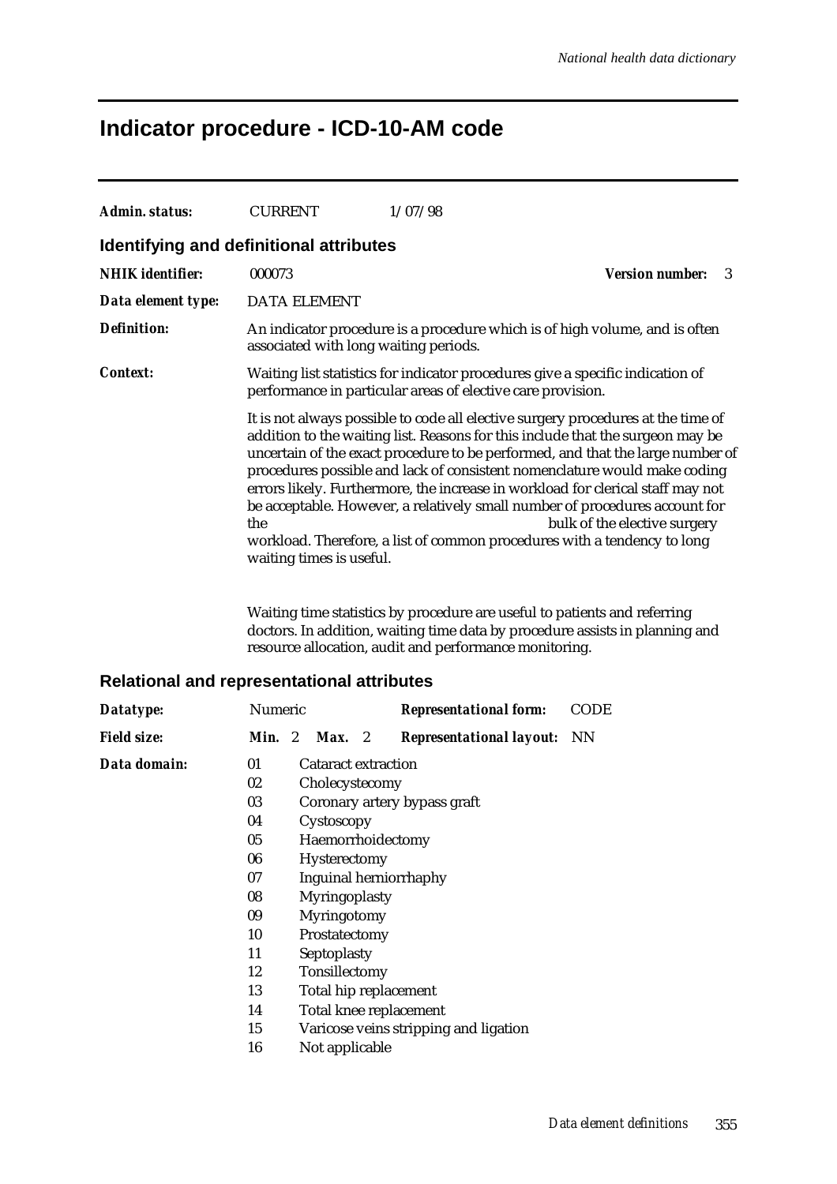# Indicator procedure - ICD-10-AM code

**Admin. status:** CURRENT 1/07/98

## Identifying and definitional attributes

**NHIK identifier:** 000073 **Version number:** 3

**Data element type:** DATA ELEMENT

**Definition:** An indicator procedure is a procedure which is of high volume, and is often associated with long waiting periods.

**Context:** Waiting list statistics for indicator procedures give a specific indication of performance in particular areas of elective care provision.

It is not always possible to code all elective surgery procedures at the time of addition to the waiting list. Reasons for this include that the surgeon may be uncertain of the exact procedure to be performed, and that the large number of procedures possible and lack of consistent nomenclature would make coding errors likely. Furthermore, the increase in workload for clerical staff may not be acceptable. However, a relatively small number of procedures account for the bulk of the elective surgery workload. Therefore, a list of common procedures with a tendency to long waiting times is useful.

Waiting time statistics by procedure are useful to patients and referring doctors. In addition, waiting time data by procedure assists in planning and resource allocation, audit and performance monitoring.

## Relational and representational attributes

**Datatype:** Numeric **Representational form:** CODE

**Field size:** **Min.** 2 **Max.** 2 **Representational layout:** NN

**Data domain:**

01 Cataract extraction
02 Cholecystecomy
03 Coronary artery bypass graft
04 Cystoscopy
05 Haemorrhoidectomy
06 Hysterectomy
07 Inguinal herniorrhaphy
08 Myringoplasty
09 Myringotomy
10 Prostatectomy
11 Septoplasty
12 Tonsillectomy
13 Total hip replacement
14 Total knee replacement
15 Varicose veins stripping and ligation
16 Not applicable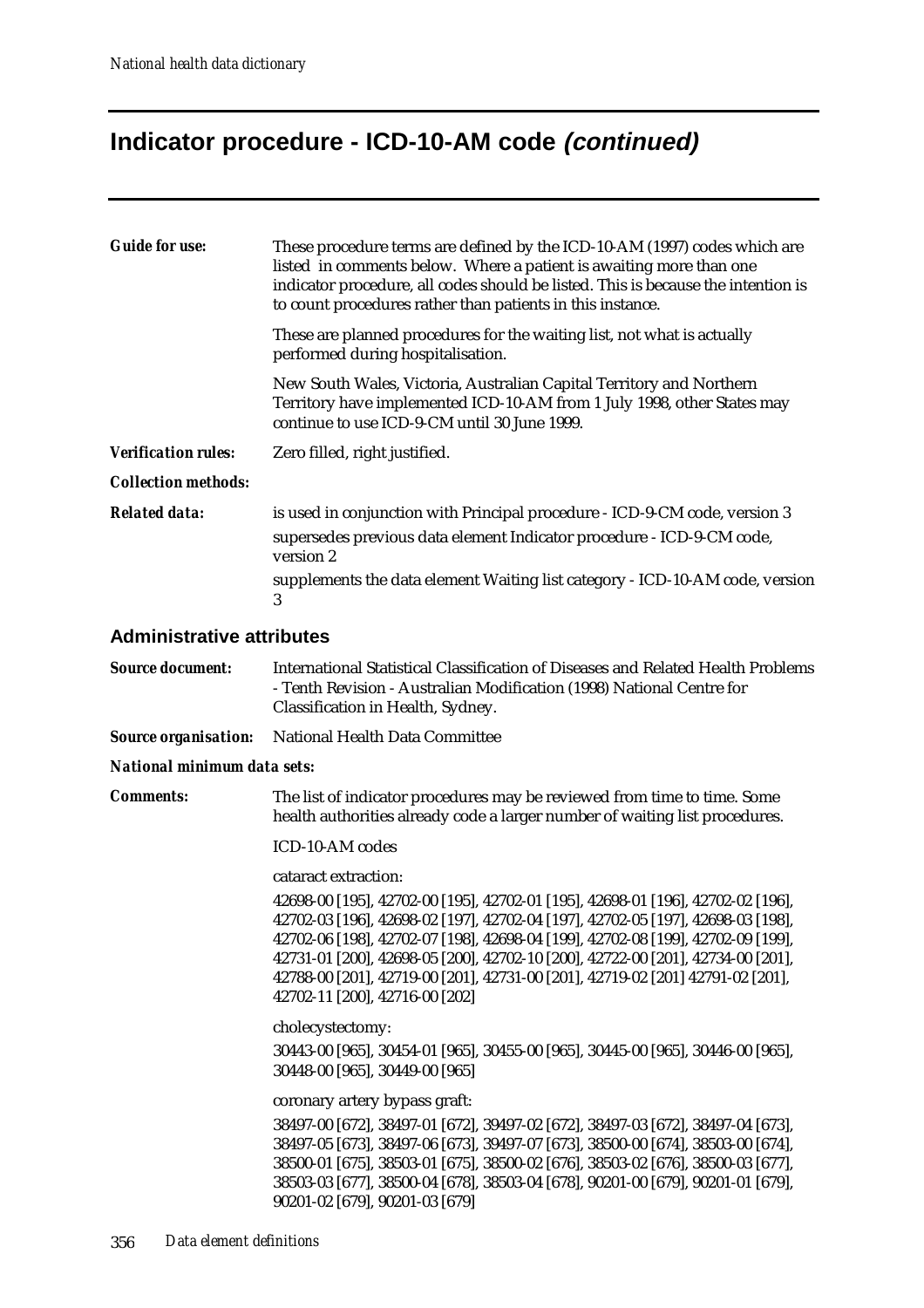# Indicator procedure - ICD-10-AM code *(continued)*

| | |
|---|---|
| ***Guide for use:*** | These procedure terms are defined by the ICD-10-AM (1997) codes which are listed in comments below. Where a patient is awaiting more than one indicator procedure, all codes should be listed. This is because the intention is to count procedures rather than patients in this instance.<br><br>These are planned procedures for the waiting list, not what is actually performed during hospitalisation.<br><br>New South Wales, Victoria, Australian Capital Territory and Northern Territory have implemented ICD-10-AM from 1 July 1998, other States may continue to use ICD-9-CM until 30 June 1999. |
| ***Verification rules:*** | Zero filled, right justified. |
| ***Collection methods:*** | |
| ***Related data:*** | is used in conjunction with Principal procedure - ICD-9-CM code, version 3<br><br>supersedes previous data element Indicator procedure - ICD-9-CM code, version 2<br><br>supplements the data element Waiting list category - ICD-10-AM code, version 3 |

## Administrative attributes

| | |
|---|---|
| ***Source document:*** | International Statistical Classification of Diseases and Related Health Problems - Tenth Revision - Australian Modification (1998) National Centre for Classification in Health, Sydney. |
| ***Source organisation:*** | National Health Data Committee |
| ***National minimum data sets:*** | |
| ***Comments:*** | The list of indicator procedures may be reviewed from time to time. Some health authorities already code a larger number of waiting list procedures.<br><br>ICD-10-AM codes<br><br>cataract extraction:<br><br>42698-00 [195], 42702-00 [195], 42702-01 [195], 42698-01 [196], 42702-02 [196], 42702-03 [196], 42698-02 [197], 42702-04 [197], 42702-05 [197], 42698-03 [198], 42702-06 [198], 42702-07 [198], 42698-04 [199], 42702-08 [199], 42702-09 [199], 42731-01 [200], 42698-05 [200], 42702-10 [200], 42722-00 [201], 42734-00 [201], 42788-00 [201], 42719-00 [201], 42731-00 [201], 42719-02 [201] 42791-02 [201], 42702-11 [200], 42716-00 [202]<br><br>cholecystectomy:<br><br>30443-00 [965], 30454-01 [965], 30455-00 [965], 30445-00 [965], 30446-00 [965], 30448-00 [965], 30449-00 [965]<br><br>coronary artery bypass graft:<br><br>38497-00 [672], 38497-01 [672], 39497-02 [672], 38497-03 [672], 38497-04 [673], 38497-05 [673], 38497-06 [673], 39497-07 [673], 38500-00 [674], 38503-00 [674], 38500-01 [675], 38503-01 [675], 38500-02 [676], 38503-02 [676], 38500-03 [677], 38503-03 [677], 38500-04 [678], 38503-04 [678], 90201-00 [679], 90201-01 [679], 90201-02 [679], 90201-03 [679] |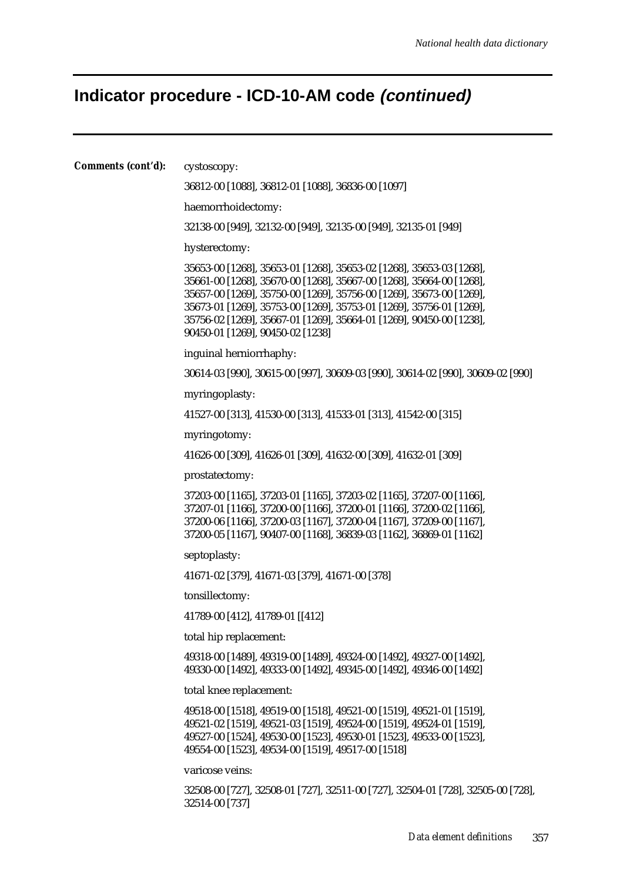## Indicator procedure - ICD-10-AM code *(continued)*

***Comments (cont'd):***

cystoscopy:

36812-00 [1088], 36812-01 [1088], 36836-00 [1097]

haemorrhoidectomy:

32138-00 [949], 32132-00 [949], 32135-00 [949], 32135-01 [949]

hysterectomy:

35653-00 [1268], 35653-01 [1268], 35653-02 [1268], 35653-03 [1268], 35661-00 [1268], 35670-00 [1268], 35667-00 [1268], 35664-00 [1268], 35657-00 [1269], 35750-00 [1269], 35756-00 [1269], 35673-00 [1269], 35673-01 [1269], 35753-00 [1269], 35753-01 [1269], 35756-01 [1269], 35756-02 [1269], 35667-01 [1269], 35664-01 [1269], 90450-00 [1238], 90450-01 [1269], 90450-02 [1238]

inguinal herniorrhaphy:

30614-03 [990], 30615-00 [997], 30609-03 [990], 30614-02 [990], 30609-02 [990]

myringoplasty:

41527-00 [313], 41530-00 [313], 41533-01 [313], 41542-00 [315]

myringotomy:

41626-00 [309], 41626-01 [309], 41632-00 [309], 41632-01 [309]

prostatectomy:

37203-00 [1165], 37203-01 [1165], 37203-02 [1165], 37207-00 [1166], 37207-01 [1166], 37200-00 [1166], 37200-01 [1166], 37200-02 [1166], 37200-06 [1166], 37200-03 [1167], 37200-04 [1167], 37209-00 [1167], 37200-05 [1167], 90407-00 [1168], 36839-03 [1162], 36869-01 [1162]

septoplasty:

41671-02 [379], 41671-03 [379], 41671-00 [378]

tonsillectomy:

41789-00 [412], 41789-01 [[412]

total hip replacement:

49318-00 [1489], 49319-00 [1489], 49324-00 [1492], 49327-00 [1492], 49330-00 [1492], 49333-00 [1492], 49345-00 [1492], 49346-00 [1492]

total knee replacement:

49518-00 [1518], 49519-00 [1518], 49521-00 [1519], 49521-01 [1519], 49521-02 [1519], 49521-03 [1519], 49524-00 [1519], 49524-01 [1519], 49527-00 [1524], 49530-00 [1523], 49530-01 [1523], 49533-00 [1523], 49554-00 [1523], 49534-00 [1519], 49517-00 [1518]

varicose veins:

32508-00 [727], 32508-01 [727], 32511-00 [727], 32504-01 [728], 32505-00 [728], 32514-00 [737]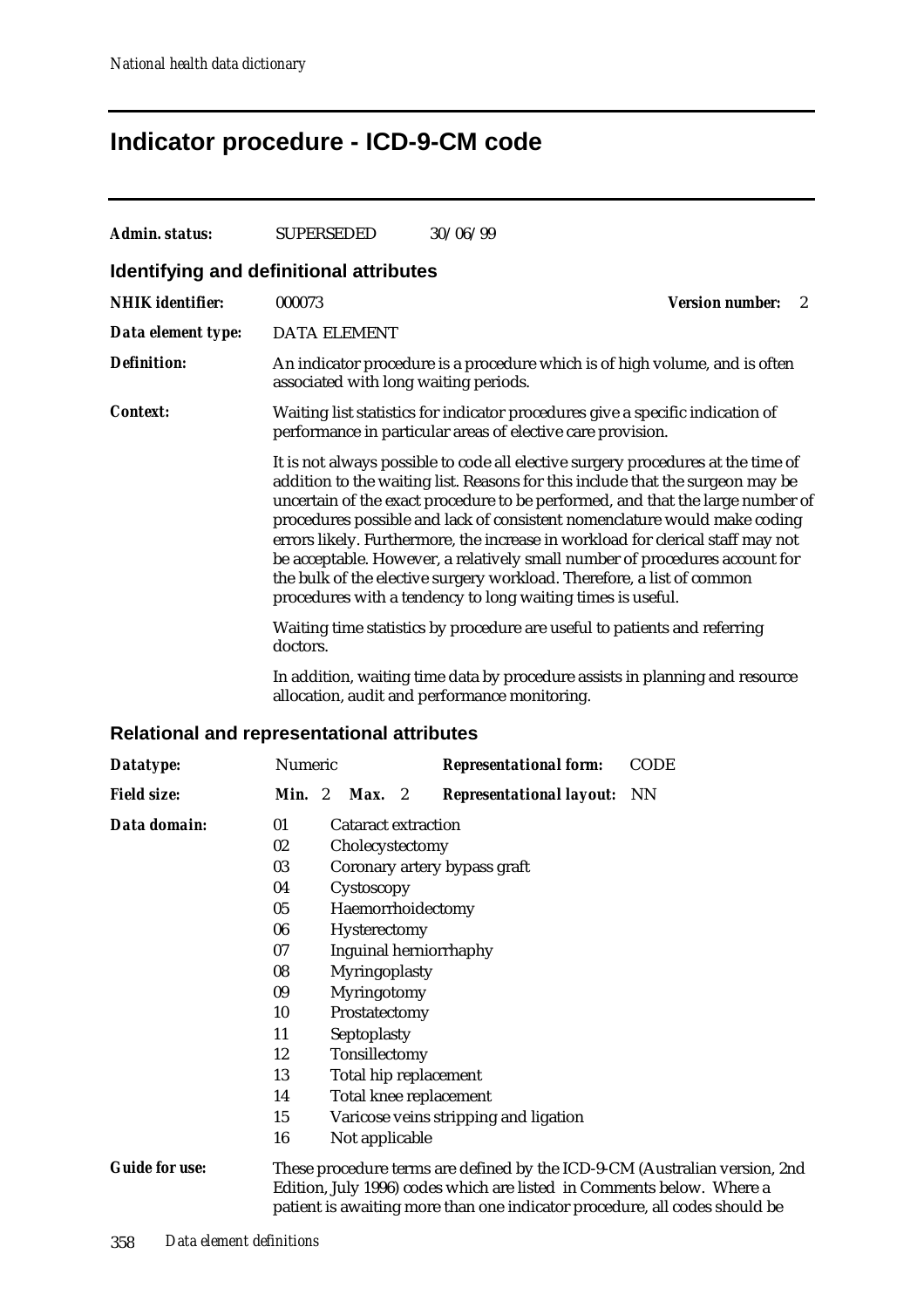# Indicator procedure - ICD-9-CM code

| | | | |
|---|---|---|---|
| ***Admin. status:*** | SUPERSEDED | 30/06/99 | |

## Identifying and definitional attributes

| | | | |
|---|---|---|---|
| ***NHIK identifier:*** | 000073 | ***Version number:*** | 2 |
| ***Data element type:*** | DATA ELEMENT | | |

***Definition:*** An indicator procedure is a procedure which is of high volume, and is often associated with long waiting periods.

***Context:*** Waiting list statistics for indicator procedures give a specific indication of performance in particular areas of elective care provision.

It is not always possible to code all elective surgery procedures at the time of addition to the waiting list. Reasons for this include that the surgeon may be uncertain of the exact procedure to be performed, and that the large number of procedures possible and lack of consistent nomenclature would make coding errors likely. Furthermore, the increase in workload for clerical staff may not be acceptable. However, a relatively small number of procedures account for the bulk of the elective surgery workload. Therefore, a list of common procedures with a tendency to long waiting times is useful.

Waiting time statistics by procedure are useful to patients and referring doctors.

In addition, waiting time data by procedure assists in planning and resource allocation, audit and performance monitoring.

## Relational and representational attributes

| | | | |
|---|---|---|---|
| ***Datatype:*** | Numeric | ***Representational form:*** | CODE |
| ***Field size:*** | ***Min.*** 2 ***Max.*** 2 | ***Representational layout:*** | NN |

***Data domain:***

01 Cataract extraction
02 Cholecystectomy
03 Coronary artery bypass graft
04 Cystoscopy
05 Haemorrhoidectomy
06 Hysterectomy
07 Inguinal herniorrhaphy
08 Myringoplasty
09 Myringotomy
10 Prostatectomy
11 Septoplasty
12 Tonsillectomy
13 Total hip replacement
14 Total knee replacement
15 Varicose veins stripping and ligation
16 Not applicable

***Guide for use:*** These procedure terms are defined by the ICD-9-CM (Australian version, 2nd Edition, July 1996) codes which are listed in Comments below. Where a patient is awaiting more than one indicator procedure, all codes should be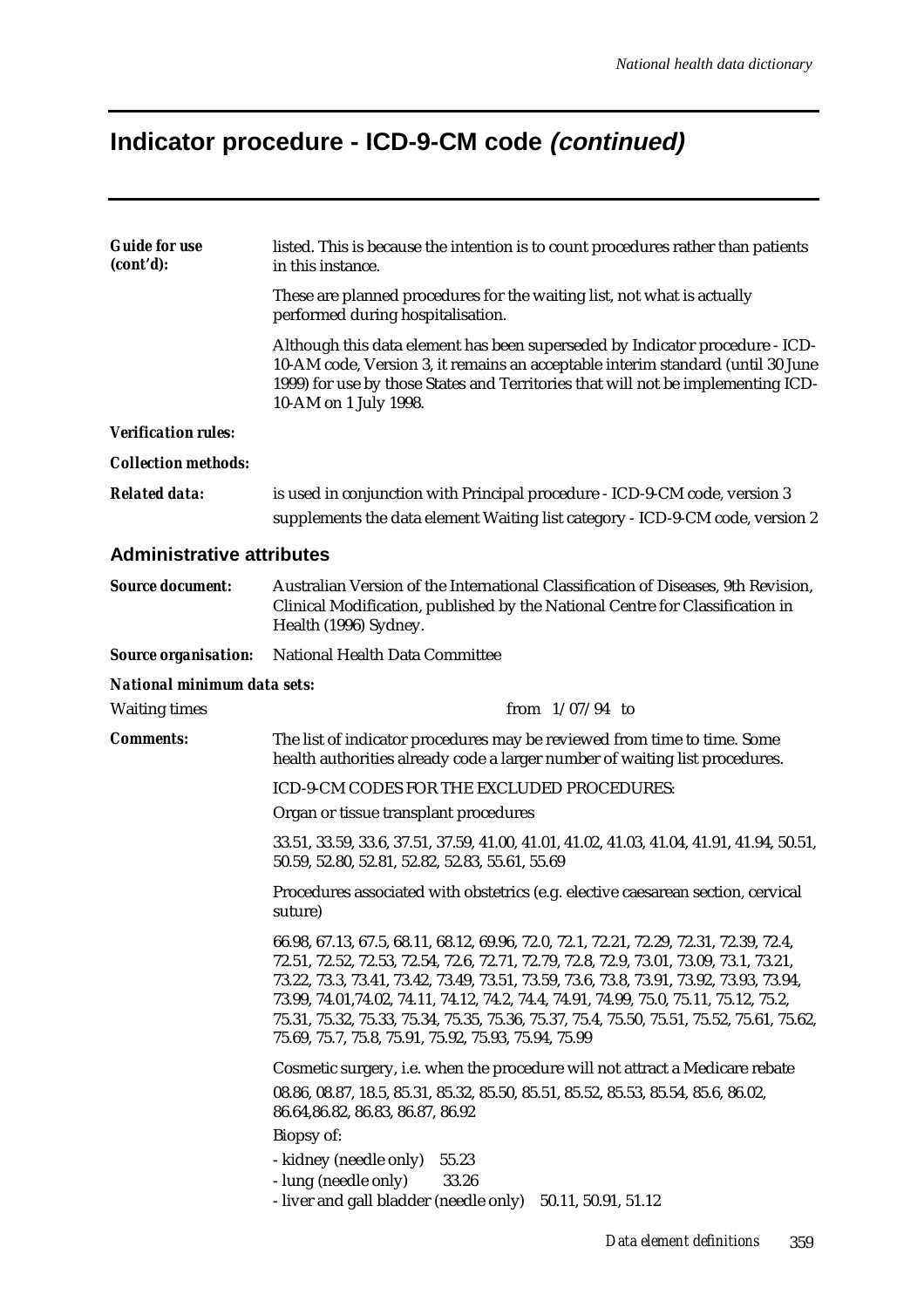# Indicator procedure - ICD-9-CM code *(continued)*

***Guide for use (cont'd):*** listed. This is because the intention is to count procedures rather than patients in this instance.

These are planned procedures for the waiting list, not what is actually performed during hospitalisation.

Although this data element has been superseded by Indicator procedure - ICD-10-AM code, Version 3, it remains an acceptable interim standard (until 30 June 1999) for use by those States and Territories that will not be implementing ICD-10-AM on 1 July 1998.

***Verification rules:***

***Collection methods:***

***Related data:*** is used in conjunction with Principal procedure - ICD-9-CM code, version 3

supplements the data element Waiting list category - ICD-9-CM code, version 2

## Administrative attributes

***Source document:*** Australian Version of the International Classification of Diseases, 9th Revision, Clinical Modification, published by the National Centre for Classification in Health (1996) Sydney.

***Source organisation:*** National Health Data Committee

***National minimum data sets:***

Waiting times — from 1/07/94 to

***Comments:*** The list of indicator procedures may be reviewed from time to time. Some health authorities already code a larger number of waiting list procedures.

ICD-9-CM CODES FOR THE EXCLUDED PROCEDURES:

Organ or tissue transplant procedures

33.51, 33.59, 33.6, 37.51, 37.59, 41.00, 41.01, 41.02, 41.03, 41.04, 41.91, 41.94, 50.51, 50.59, 52.80, 52.81, 52.82, 52.83, 55.61, 55.69

Procedures associated with obstetrics (e.g. elective caesarean section, cervical suture)

66.98, 67.13, 67.5, 68.11, 68.12, 69.96, 72.0, 72.1, 72.21, 72.29, 72.31, 72.39, 72.4, 72.51, 72.52, 72.53, 72.54, 72.6, 72.71, 72.79, 72.8, 72.9, 73.01, 73.09, 73.1, 73.21, 73.22, 73.3, 73.41, 73.42, 73.49, 73.51, 73.59, 73.6, 73.8, 73.91, 73.92, 73.93, 73.94, 73.99, 74.01,74.02, 74.11, 74.12, 74.2, 74.4, 74.91, 74.99, 75.0, 75.11, 75.12, 75.2, 75.31, 75.32, 75.33, 75.34, 75.35, 75.36, 75.37, 75.4, 75.50, 75.51, 75.52, 75.61, 75.62, 75.69, 75.7, 75.8, 75.91, 75.92, 75.93, 75.94, 75.99

Cosmetic surgery, i.e. when the procedure will not attract a Medicare rebate

08.86, 08.87, 18.5, 85.31, 85.32, 85.50, 85.51, 85.52, 85.53, 85.54, 85.6, 86.02, 86.64,86.82, 86.83, 86.87, 86.92

Biopsy of:

- kidney (needle only) 55.23
- lung (needle only) 33.26
- liver and gall bladder (needle only) 50.11, 50.91, 51.12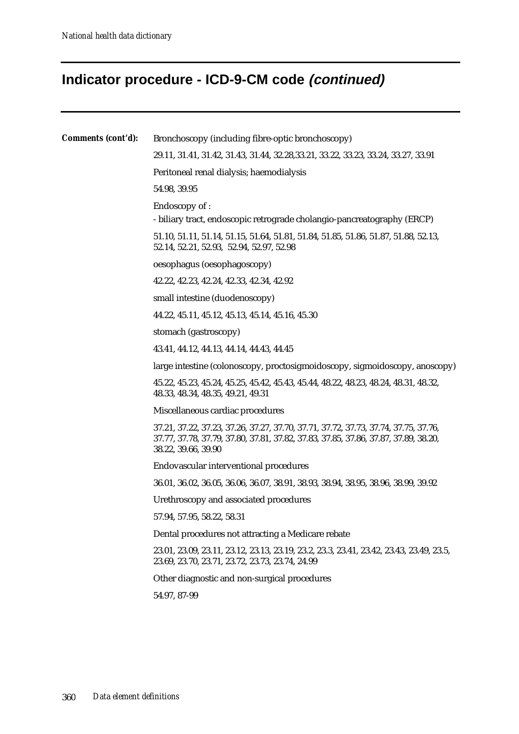## Indicator procedure - ICD-9-CM code *(continued)*

***Comments (cont'd):*** Bronchoscopy (including fibre-optic bronchoscopy)

29.11, 31.41, 31.42, 31.43, 31.44, 32.28,33.21, 33.22, 33.23, 33.24, 33.27, 33.91

Peritoneal renal dialysis; haemodialysis

54.98, 39.95

Endoscopy of :
- biliary tract, endoscopic retrograde cholangio-pancreatography (ERCP)

51.10, 51.11, 51.14, 51.15, 51.64, 51.81, 51.84, 51.85, 51.86, 51.87, 51.88, 52.13, 52.14, 52.21, 52.93, 52.94, 52.97, 52.98

oesophagus (oesophagoscopy)

42.22, 42.23, 42.24, 42.33, 42.34, 42.92

small intestine (duodenoscopy)

44.22, 45.11, 45.12, 45.13, 45.14, 45.16, 45.30

stomach (gastroscopy)

43.41, 44.12, 44.13, 44.14, 44.43, 44.45

large intestine (colonoscopy, proctosigmoidoscopy, sigmoidoscopy, anoscopy)

45.22, 45.23, 45.24, 45.25, 45.42, 45.43, 45.44, 48.22, 48.23, 48.24, 48.31, 48.32, 48.33, 48.34, 48.35, 49.21, 49.31

Miscellaneous cardiac procedures

37.21, 37.22, 37.23, 37.26, 37.27, 37.70, 37.71, 37.72, 37.73, 37.74, 37.75, 37.76, 37.77, 37.78, 37.79, 37.80, 37.81, 37.82, 37.83, 37.85, 37.86, 37.87, 37.89, 38.20, 38.22, 39.66, 39.90

Endovascular interventional procedures

36.01, 36.02, 36.05, 36.06, 36.07, 38.91, 38.93, 38.94, 38.95, 38.96, 38.99, 39.92

Urethroscopy and associated procedures

57.94, 57.95, 58.22, 58.31

Dental procedures not attracting a Medicare rebate

23.01, 23.09, 23.11, 23.12, 23.13, 23.19, 23.2, 23.3, 23.41, 23.42, 23.43, 23.49, 23.5, 23.69, 23.70, 23.71, 23.72, 23.73, 23.74, 24.99

Other diagnostic and non-surgical procedures

54.97, 87-99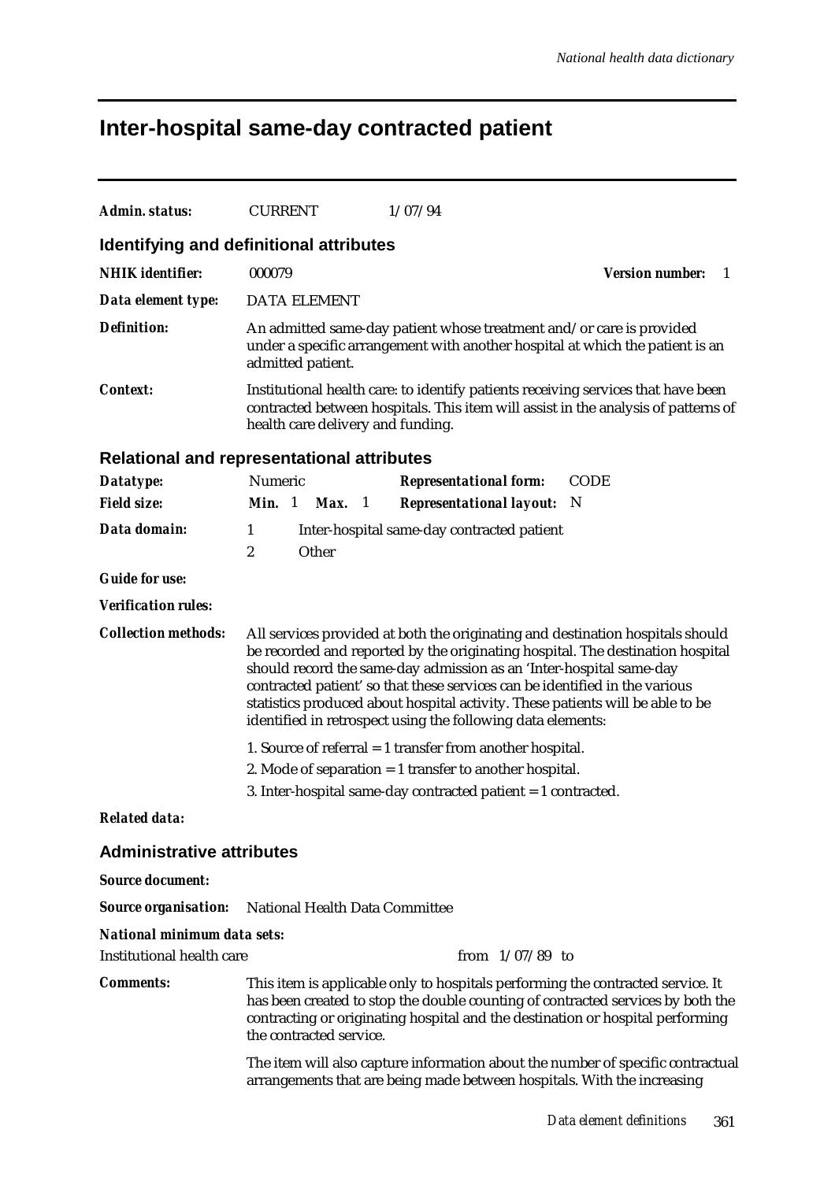# Inter-hospital same-day contracted patient

***Admin. status:*** CURRENT 1/07/94

## Identifying and definitional attributes

***NHIK identifier:*** 000079 ***Version number:*** 1

***Data element type:*** DATA ELEMENT

***Definition:*** An admitted same-day patient whose treatment and/or care is provided under a specific arrangement with another hospital at which the patient is an admitted patient.

***Context:*** Institutional health care: to identify patients receiving services that have been contracted between hospitals. This item will assist in the analysis of patterns of health care delivery and funding.

## Relational and representational attributes

***Datatype:*** Numeric ***Representational form:*** CODE

***Field size:*** ***Min.*** 1 ***Max.*** 1 ***Representational layout:*** N

***Data domain:***

1 Inter-hospital same-day contracted patient

2 Other

***Guide for use:***

***Verification rules:***

***Collection methods:*** All services provided at both the originating and destination hospitals should be recorded and reported by the originating hospital. The destination hospital should record the same-day admission as an 'Inter-hospital same-day contracted patient' so that these services can be identified in the various statistics produced about hospital activity. These patients will be able to be identified in retrospect using the following data elements:

1. Source of referral = 1 transfer from another hospital.
2. Mode of separation = 1 transfer to another hospital.
3. Inter-hospital same-day contracted patient = 1 contracted.

***Related data:***

## Administrative attributes

***Source document:***

***Source organisation:*** National Health Data Committee

***National minimum data sets:***

Institutional health care from 1/07/89 to

***Comments:*** This item is applicable only to hospitals performing the contracted service. It has been created to stop the double counting of contracted services by both the contracting or originating hospital and the destination or hospital performing the contracted service.

The item will also capture information about the number of specific contractual arrangements that are being made between hospitals. With the increasing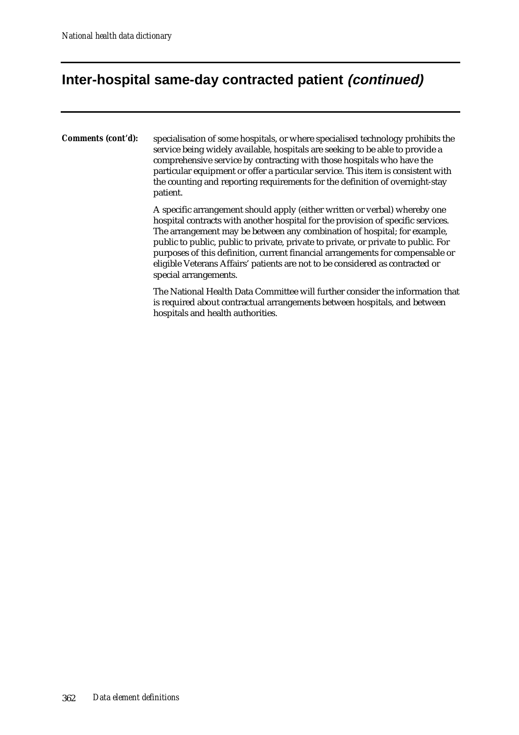## Inter-hospital same-day contracted patient *(continued)*

**Comments (cont'd):** specialisation of some hospitals, or where specialised technology prohibits the service being widely available, hospitals are seeking to be able to provide a comprehensive service by contracting with those hospitals who have the particular equipment or offer a particular service. This item is consistent with the counting and reporting requirements for the definition of overnight-stay patient.

A specific arrangement should apply (either written or verbal) whereby one hospital contracts with another hospital for the provision of specific services. The arrangement may be between any combination of hospital; for example, public to public, public to private, private to private, or private to public. For purposes of this definition, current financial arrangements for compensable or eligible Veterans Affairs' patients are not to be considered as contracted or special arrangements.

The National Health Data Committee will further consider the information that is required about contractual arrangements between hospitals, and between hospitals and health authorities.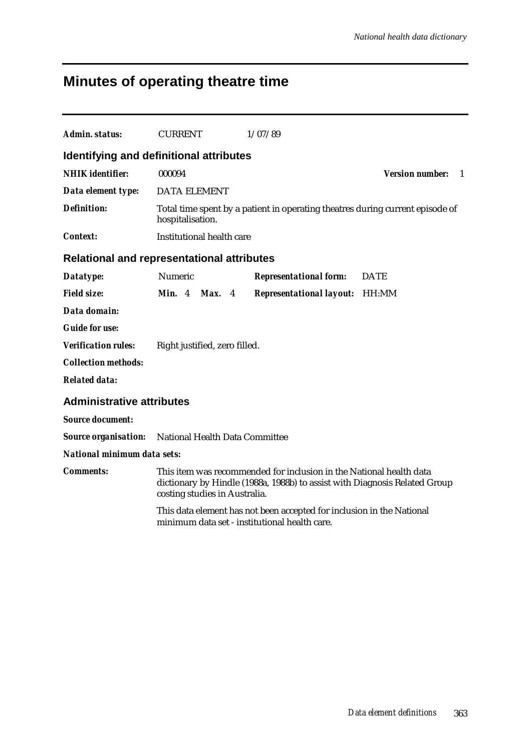# Minutes of operating theatre time

***Admin. status:*** CURRENT 1/07/89

## Identifying and definitional attributes

***NHIK identifier:*** 000094 ***Version number:*** 1

***Data element type:*** DATA ELEMENT

***Definition:*** Total time spent by a patient in operating theatres during current episode of hospitalisation.

***Context:*** Institutional health care

## Relational and representational attributes

***Datatype:*** Numeric ***Representational form:*** DATE

***Field size:*** ***Min.*** 4 ***Max.*** 4 ***Representational layout:*** HH:MM

***Data domain:***

***Guide for use:***

***Verification rules:*** Right justified, zero filled.

***Collection methods:***

***Related data:***

## Administrative attributes

***Source document:***

***Source organisation:*** National Health Data Committee

***National minimum data sets:***

***Comments:*** This item was recommended for inclusion in the National health data dictionary by Hindle (1988a, 1988b) to assist with Diagnosis Related Group costing studies in Australia.

This data element has not been accepted for inclusion in the National minimum data set - institutional health care.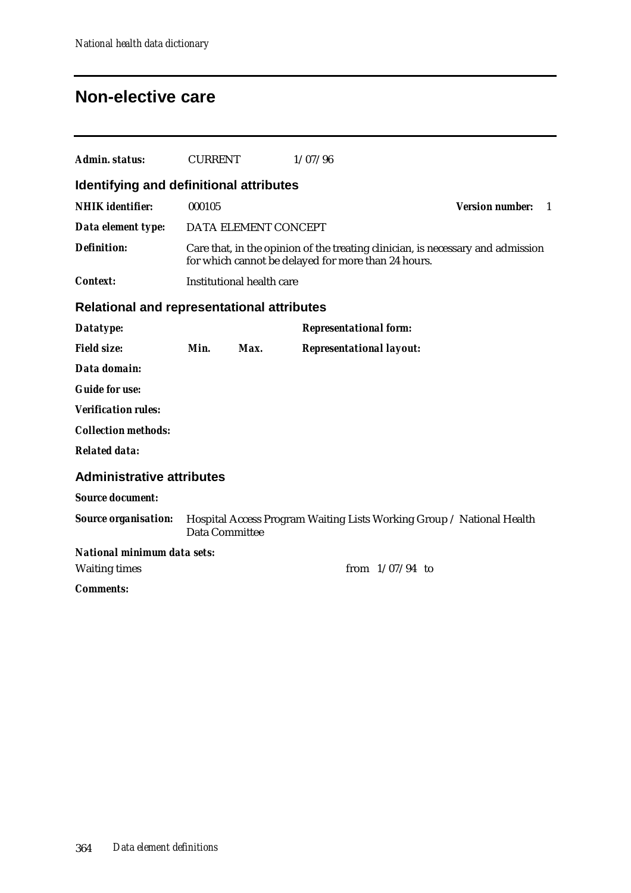# Non-elective care

***Admin. status:*** CURRENT 1/07/96

## Identifying and definitional attributes

***NHIK identifier:*** 000105 ***Version number:*** 1

***Data element type:*** DATA ELEMENT CONCEPT

***Definition:*** Care that, in the opinion of the treating clinician, is necessary and admission for which cannot be delayed for more than 24 hours.

***Context:*** Institutional health care

## Relational and representational attributes

***Datatype:*** ***Representational form:***

***Field size:*** ***Min.*** ***Max.*** ***Representational layout:***

***Data domain:***

***Guide for use:***

***Verification rules:***

***Collection methods:***

***Related data:***

## Administrative attributes

***Source document:***

***Source organisation:*** Hospital Access Program Waiting Lists Working Group / National Health Data Committee

***National minimum data sets:***

Waiting times from 1/07/94 to

***Comments:***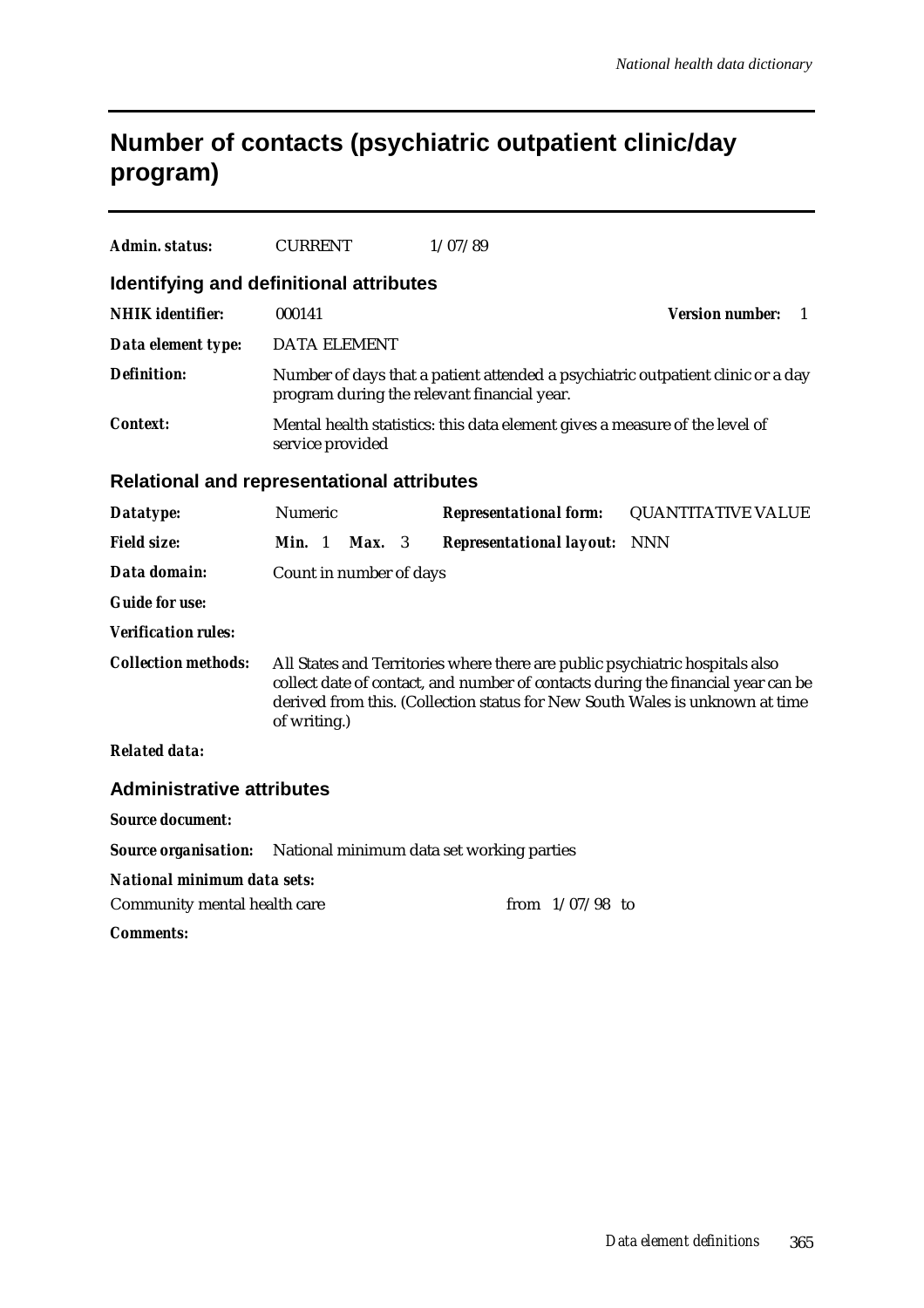# Number of contacts (psychiatric outpatient clinic/day program)

***Admin. status:*** CURRENT 1/07/89

## Identifying and definitional attributes

***NHIK identifier:*** 000141 ***Version number:*** 1

***Data element type:*** DATA ELEMENT

***Definition:*** Number of days that a patient attended a psychiatric outpatient clinic or a day program during the relevant financial year.

***Context:*** Mental health statistics: this data element gives a measure of the level of service provided

## Relational and representational attributes

***Datatype:*** Numeric ***Representational form:*** QUANTITATIVE VALUE

***Field size:*** ***Min.*** 1 ***Max.*** 3 ***Representational layout:*** NNN

***Data domain:*** Count in number of days

***Guide for use:***

***Verification rules:***

***Collection methods:*** All States and Territories where there are public psychiatric hospitals also collect date of contact, and number of contacts during the financial year can be derived from this. (Collection status for New South Wales is unknown at time of writing.)

***Related data:***

## Administrative attributes

***Source document:***

***Source organisation:*** National minimum data set working parties

***National minimum data sets:***

Community mental health care from 1/07/98 to

***Comments:***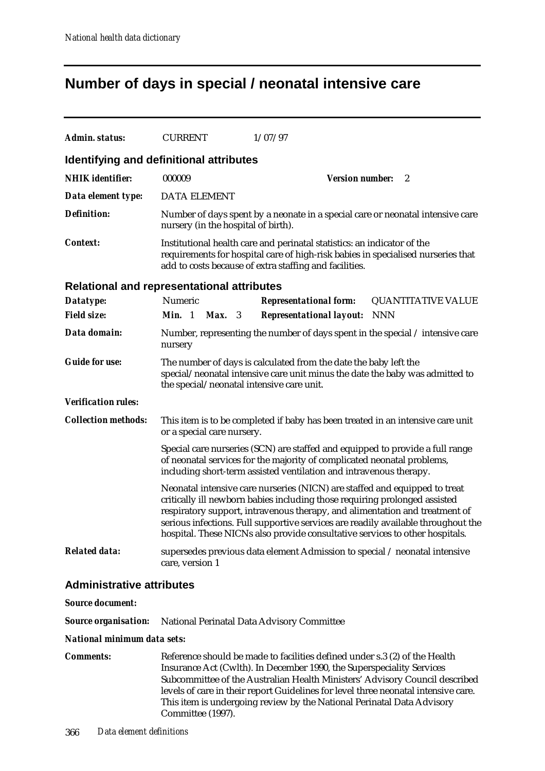# Number of days in special / neonatal intensive care

| | |
|---|---|
| ***Admin. status:*** | CURRENT 1/07/97 |

## Identifying and definitional attributes

| | |
|---|---|
| ***NHIK identifier:*** | 000009 **Version number:** 2 |
| ***Data element type:*** | DATA ELEMENT |
| ***Definition:*** | Number of days spent by a neonate in a special care or neonatal intensive care nursery (in the hospital of birth). |
| ***Context:*** | Institutional health care and perinatal statistics: an indicator of the requirements for hospital care of high-risk babies in specialised nurseries that add to costs because of extra staffing and facilities. |

## Relational and representational attributes

| | |
|---|---|
| ***Datatype:*** | Numeric **Representational form:** QUANTITATIVE VALUE |
| ***Field size:*** | **Min.** 1 **Max.** 3 **Representational layout:** NNN |
| ***Data domain:*** | Number, representing the number of days spent in the special / intensive care nursery |
| ***Guide for use:*** | The number of days is calculated from the date the baby left the special/neonatal intensive care unit minus the date the baby was admitted to the special/neonatal intensive care unit. |
| ***Verification rules:*** | |
| ***Collection methods:*** | This item is to be completed if baby has been treated in an intensive care unit or a special care nursery.<br><br>Special care nurseries (SCN) are staffed and equipped to provide a full range of neonatal services for the majority of complicated neonatal problems, including short-term assisted ventilation and intravenous therapy.<br><br>Neonatal intensive care nurseries (NICN) are staffed and equipped to treat critically ill newborn babies including those requiring prolonged assisted respiratory support, intravenous therapy, and alimentation and treatment of serious infections. Full supportive services are readily available throughout the hospital. These NICNs also provide consultative services to other hospitals. |
| ***Related data:*** | supersedes previous data element Admission to special / neonatal intensive care, version 1 |

## Administrative attributes

| | |
|---|---|
| ***Source document:*** | |
| ***Source organisation:*** | National Perinatal Data Advisory Committee |
| ***National minimum data sets:*** | |
| ***Comments:*** | Reference should be made to facilities defined under s.3 (2) of the Health Insurance Act (Cwlth). In December 1990, the Superspeciality Services Subcommittee of the Australian Health Ministers' Advisory Council described levels of care in their report Guidelines for level three neonatal intensive care. This item is undergoing review by the National Perinatal Data Advisory Committee (1997). |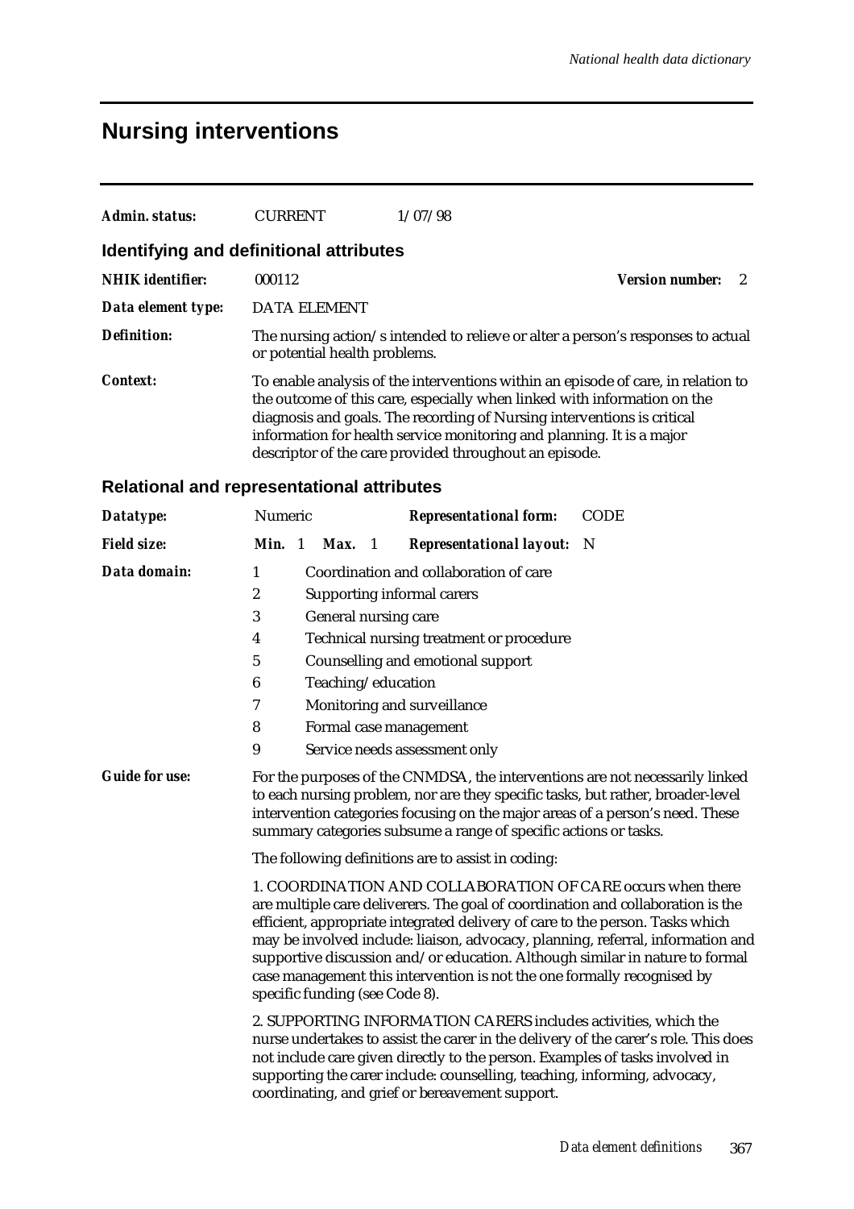# Nursing interventions

| | | |
|---|---|---|
| ***Admin. status:*** | CURRENT | 1/07/98 |

## Identifying and definitional attributes

| | |
|---|---|
| ***NHIK identifier:*** | 000112 — ***Version number:*** 2 |
| ***Data element type:*** | DATA ELEMENT |
| ***Definition:*** | The nursing action/s intended to relieve or alter a person's responses to actual or potential health problems. |
| ***Context:*** | To enable analysis of the interventions within an episode of care, in relation to the outcome of this care, especially when linked with information on the diagnosis and goals. The recording of Nursing interventions is critical information for health service monitoring and planning. It is a major descriptor of the care provided throughout an episode. |

## Relational and representational attributes

| | |
|---|---|
| ***Datatype:*** | Numeric — ***Representational form:*** CODE |
| ***Field size:*** | ***Min.*** 1 ***Max.*** 1 — ***Representational layout:*** N |

***Data domain:***

| | |
|---|---|
| 1 | Coordination and collaboration of care |
| 2 | Supporting informal carers |
| 3 | General nursing care |
| 4 | Technical nursing treatment or procedure |
| 5 | Counselling and emotional support |
| 6 | Teaching/education |
| 7 | Monitoring and surveillance |
| 8 | Formal case management |
| 9 | Service needs assessment only |

***Guide for use:***

For the purposes of the CNMDSA, the interventions are not necessarily linked to each nursing problem, nor are they specific tasks, but rather, broader-level intervention categories focusing on the major areas of a person's need. These summary categories subsume a range of specific actions or tasks.

The following definitions are to assist in coding:

1. COORDINATION AND COLLABORATION OF CARE occurs when there are multiple care deliverers. The goal of coordination and collaboration is the efficient, appropriate integrated delivery of care to the person. Tasks which may be involved include: liaison, advocacy, planning, referral, information and supportive discussion and/or education. Although similar in nature to formal case management this intervention is not the one formally recognised by specific funding (see Code 8).

2. SUPPORTING INFORMATION CARERS includes activities, which the nurse undertakes to assist the carer in the delivery of the carer's role. This does not include care given directly to the person. Examples of tasks involved in supporting the carer include: counselling, teaching, informing, advocacy, coordinating, and grief or bereavement support.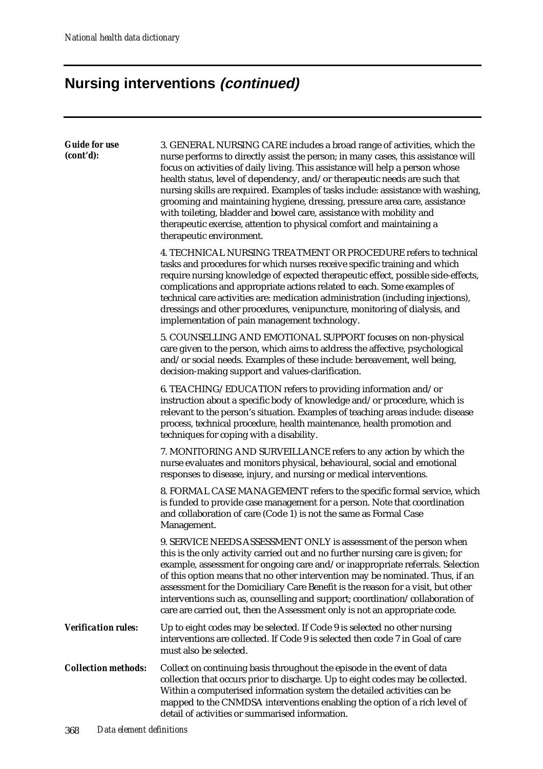## Nursing interventions *(continued)*

***Guide for use (cont'd):***

3. GENERAL NURSING CARE includes a broad range of activities, which the nurse performs to directly assist the person; in many cases, this assistance will focus on activities of daily living. This assistance will help a person whose health status, level of dependency, and/or therapeutic needs are such that nursing skills are required. Examples of tasks include: assistance with washing, grooming and maintaining hygiene, dressing, pressure area care, assistance with toileting, bladder and bowel care, assistance with mobility and therapeutic exercise, attention to physical comfort and maintaining a therapeutic environment.

4. TECHNICAL NURSING TREATMENT OR PROCEDURE refers to technical tasks and procedures for which nurses receive specific training and which require nursing knowledge of expected therapeutic effect, possible side-effects, complications and appropriate actions related to each. Some examples of technical care activities are: medication administration (including injections), dressings and other procedures, venipuncture, monitoring of dialysis, and implementation of pain management technology.

5. COUNSELLING AND EMOTIONAL SUPPORT focuses on non-physical care given to the person, which aims to address the affective, psychological and/or social needs. Examples of these include: bereavement, well being, decision-making support and values-clarification.

6. TEACHING/EDUCATION refers to providing information and/or instruction about a specific body of knowledge and/or procedure, which is relevant to the person's situation. Examples of teaching areas include: disease process, technical procedure, health maintenance, health promotion and techniques for coping with a disability.

7. MONITORING AND SURVEILLANCE refers to any action by which the nurse evaluates and monitors physical, behavioural, social and emotional responses to disease, injury, and nursing or medical interventions.

8. FORMAL CASE MANAGEMENT refers to the specific formal service, which is funded to provide case management for a person. Note that coordination and collaboration of care (Code 1) is not the same as Formal Case Management.

9. SERVICE NEEDS ASSESSMENT ONLY is assessment of the person when this is the only activity carried out and no further nursing care is given; for example, assessment for ongoing care and/or inappropriate referrals. Selection of this option means that no other intervention may be nominated. Thus, if an assessment for the Domiciliary Care Benefit is the reason for a visit, but other interventions such as, counselling and support; coordination/collaboration of care are carried out, then the Assessment only is not an appropriate code.

***Verification rules:***

Up to eight codes may be selected. If Code 9 is selected no other nursing interventions are collected. If Code 9 is selected then code 7 in Goal of care must also be selected.

***Collection methods:***

Collect on continuing basis throughout the episode in the event of data collection that occurs prior to discharge. Up to eight codes may be collected. Within a computerised information system the detailed activities can be mapped to the CNMDSA interventions enabling the option of a rich level of detail of activities or summarised information.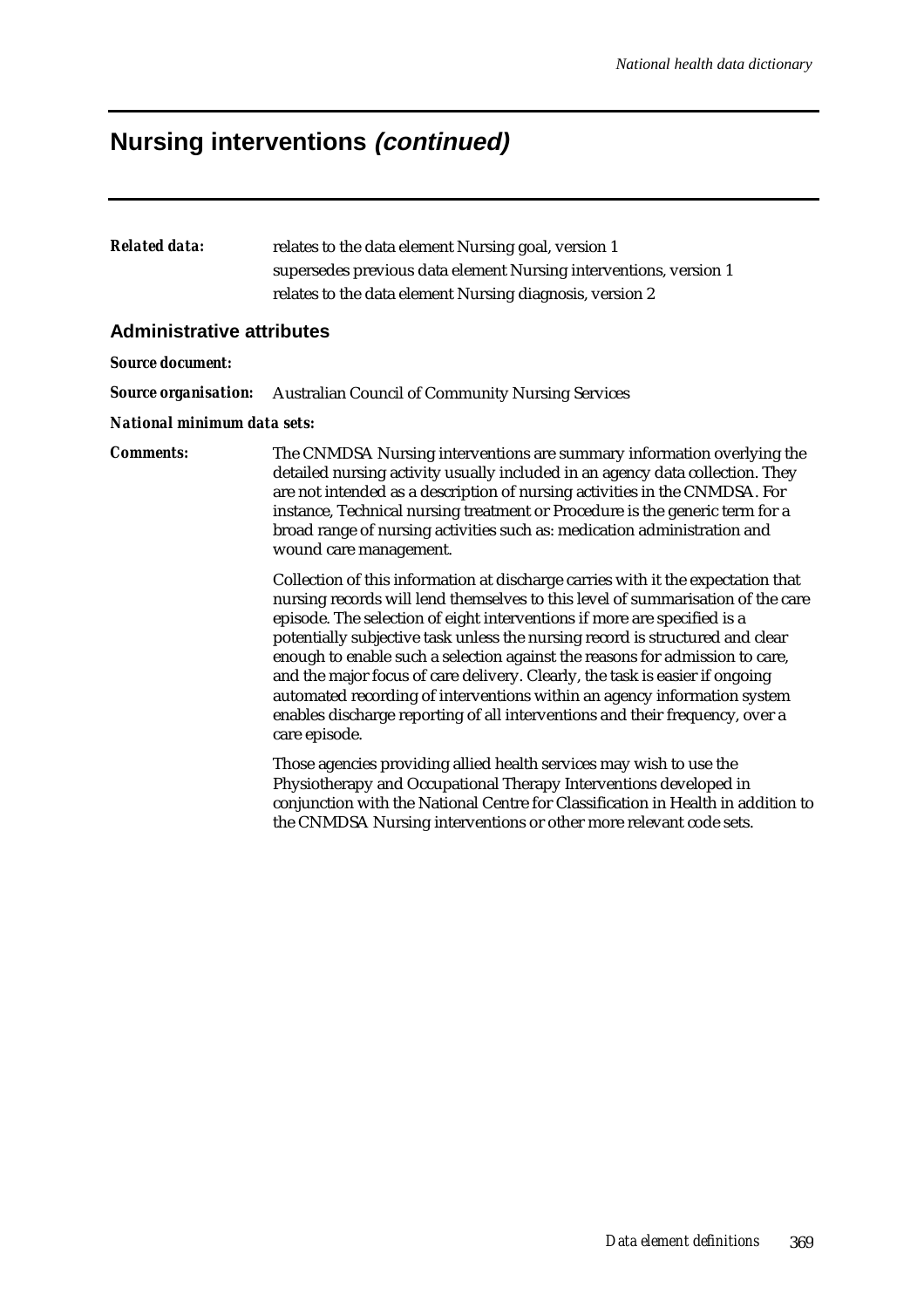# Nursing interventions *(continued)*

***Related data:*** relates to the data element Nursing goal, version 1
supersedes previous data element Nursing interventions, version 1
relates to the data element Nursing diagnosis, version 2

## Administrative attributes

***Source document:***

***Source organisation:*** Australian Council of Community Nursing Services

***National minimum data sets:***

***Comments:*** The CNMDSA Nursing interventions are summary information overlying the detailed nursing activity usually included in an agency data collection. They are not intended as a description of nursing activities in the CNMDSA. For instance, Technical nursing treatment or Procedure is the generic term for a broad range of nursing activities such as: medication administration and wound care management.

Collection of this information at discharge carries with it the expectation that nursing records will lend themselves to this level of summarisation of the care episode. The selection of eight interventions if more are specified is a potentially subjective task unless the nursing record is structured and clear enough to enable such a selection against the reasons for admission to care, and the major focus of care delivery. Clearly, the task is easier if ongoing automated recording of interventions within an agency information system enables discharge reporting of all interventions and their frequency, over a care episode.

Those agencies providing allied health services may wish to use the Physiotherapy and Occupational Therapy Interventions developed in conjunction with the National Centre for Classification in Health in addition to the CNMDSA Nursing interventions or other more relevant code sets.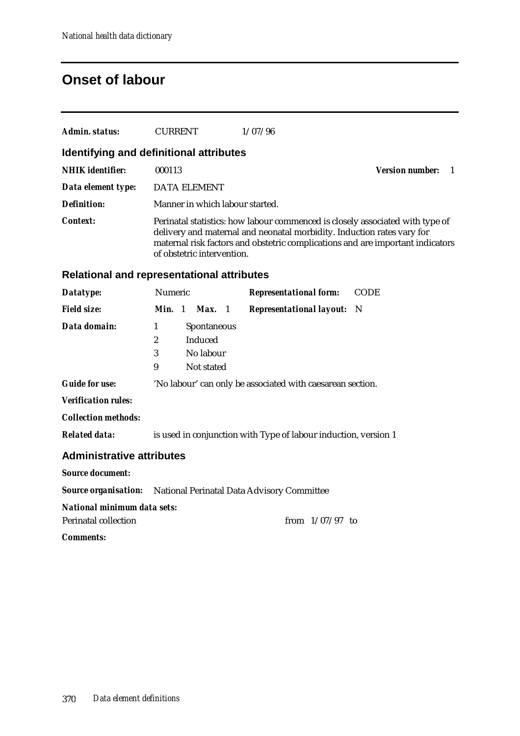# Onset of labour

| | | |
|---|---|---|
| ***Admin. status:*** | CURRENT | 1/07/96 |

## Identifying and definitional attributes

***NHIK identifier:*** 000113 ***Version number:*** 1

***Data element type:*** DATA ELEMENT

***Definition:*** Manner in which labour started.

***Context:*** Perinatal statistics: how labour commenced is closely associated with type of delivery and maternal and neonatal morbidity. Induction rates vary for maternal risk factors and obstetric complications and are important indicators of obstetric intervention.

## Relational and representational attributes

***Datatype:*** Numeric ***Representational form:*** CODE

***Field size:*** ***Min.*** 1 ***Max.*** 1 ***Representational layout:*** N

***Data domain:***

| | |
|---|---|
| 1 | Spontaneous |
| 2 | Induced |
| 3 | No labour |
| 9 | Not stated |

***Guide for use:*** 'No labour' can only be associated with caesarean section.

***Verification rules:***

***Collection methods:***

***Related data:*** is used in conjunction with Type of labour induction, version 1

## Administrative attributes

***Source document:***

***Source organisation:*** National Perinatal Data Advisory Committee

***National minimum data sets:***

Perinatal collection from 1/07/97 to

***Comments:***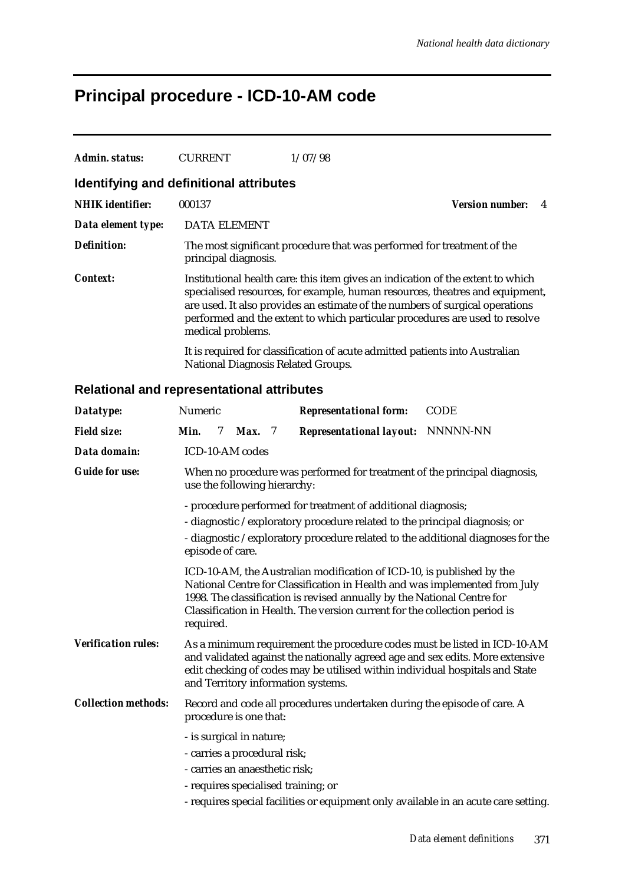# Principal procedure - ICD-10-AM code

| | | |
|---|---|---|
| ***Admin. status:*** | CURRENT | 1/07/98 |

## Identifying and definitional attributes

***NHIK identifier:*** 000137 ***Version number:*** 4

***Data element type:*** DATA ELEMENT

***Definition:*** The most significant procedure that was performed for treatment of the principal diagnosis.

***Context:*** Institutional health care: this item gives an indication of the extent to which specialised resources, for example, human resources, theatres and equipment, are used. It also provides an estimate of the numbers of surgical operations performed and the extent to which particular procedures are used to resolve medical problems.

It is required for classification of acute admitted patients into Australian National Diagnosis Related Groups.

## Relational and representational attributes

| | | | |
|---|---|---|---|
| ***Datatype:*** | Numeric | ***Representational form:*** | CODE |
| ***Field size:*** | **Min.** 7 **Max.** 7 | ***Representational layout:*** | NNNNN-NN |

***Data domain:*** ICD-10-AM codes

***Guide for use:*** When no procedure was performed for treatment of the principal diagnosis, use the following hierarchy:

- procedure performed for treatment of additional diagnosis;
- diagnostic / exploratory procedure related to the principal diagnosis; or
- diagnostic / exploratory procedure related to the additional diagnoses for the episode of care.

ICD-10-AM, the Australian modification of ICD-10, is published by the National Centre for Classification in Health and was implemented from July 1998. The classification is revised annually by the National Centre for Classification in Health. The version current for the collection period is required.

***Verification rules:*** As a minimum requirement the procedure codes must be listed in ICD-10-AM and validated against the nationally agreed age and sex edits. More extensive edit checking of codes may be utilised within individual hospitals and State and Territory information systems.

***Collection methods:*** Record and code all procedures undertaken during the episode of care. A procedure is one that:

- is surgical in nature;
- carries a procedural risk;
- carries an anaesthetic risk;
- requires specialised training; or
- requires special facilities or equipment only available in an acute care setting.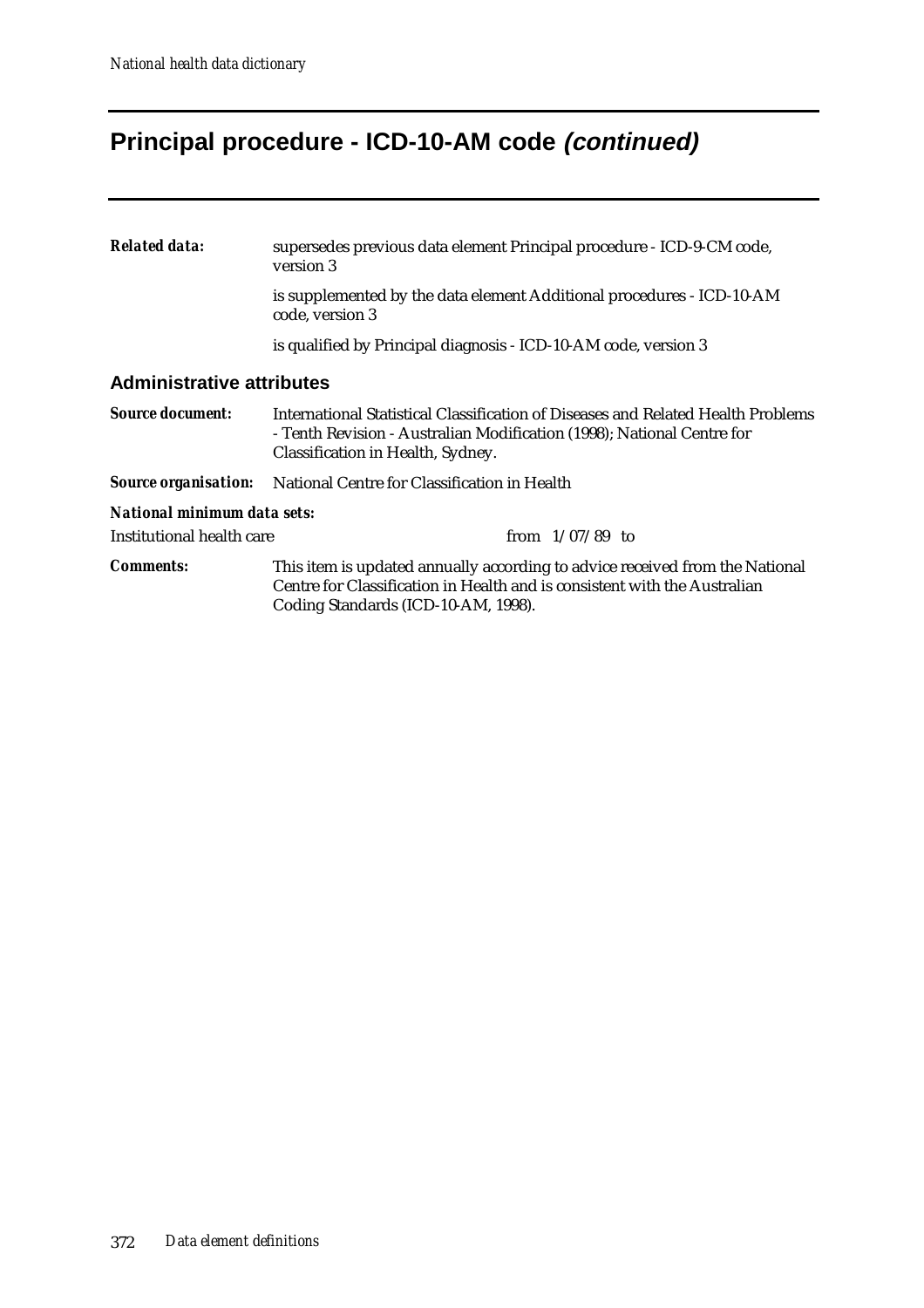# Principal procedure - ICD-10-AM code *(continued)*

***Related data:*** supersedes previous data element Principal procedure - ICD-9-CM code, version 3

is supplemented by the data element Additional procedures - ICD-10-AM code, version 3

is qualified by Principal diagnosis - ICD-10-AM code, version 3

## Administrative attributes

***Source document:*** International Statistical Classification of Diseases and Related Health Problems - Tenth Revision - Australian Modification (1998); National Centre for Classification in Health, Sydney.

***Source organisation:*** National Centre for Classification in Health

***National minimum data sets:***

Institutional health care from 1/07/89 to

***Comments:*** This item is updated annually according to advice received from the National Centre for Classification in Health and is consistent with the Australian Coding Standards (ICD-10-AM, 1998).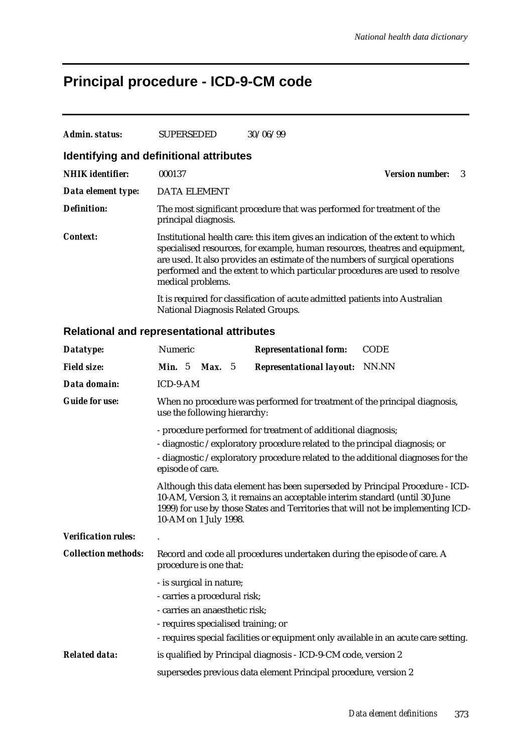# Principal procedure - ICD-9-CM code

***Admin. status:*** SUPERSEDED 30/06/99

## Identifying and definitional attributes

***NHIK identifier:*** 000137 ***Version number:*** 3

***Data element type:*** DATA ELEMENT

***Definition:*** The most significant procedure that was performed for treatment of the principal diagnosis.

***Context:*** Institutional health care: this item gives an indication of the extent to which specialised resources, for example, human resources, theatres and equipment, are used. It also provides an estimate of the numbers of surgical operations performed and the extent to which particular procedures are used to resolve medical problems.

It is required for classification of acute admitted patients into Australian National Diagnosis Related Groups.

## Relational and representational attributes

***Datatype:*** Numeric ***Representational form:*** CODE

***Field size:*** ***Min.*** 5 ***Max.*** 5 ***Representational layout:*** NN.NN

***Data domain:*** ICD-9-AM

***Guide for use:*** When no procedure was performed for treatment of the principal diagnosis, use the following hierarchy:

- procedure performed for treatment of additional diagnosis;
- diagnostic / exploratory procedure related to the principal diagnosis; or
- diagnostic / exploratory procedure related to the additional diagnoses for the episode of care.

Although this data element has been superseded by Principal Procedure - ICD-10-AM, Version 3, it remains an acceptable interim standard (until 30 June 1999) for use by those States and Territories that will not be implementing ICD-10-AM on 1 July 1998.

***Verification rules:*** .

***Collection methods:*** Record and code all procedures undertaken during the episode of care. A procedure is one that:

- is surgical in nature;
- carries a procedural risk;
- carries an anaesthetic risk;
- requires specialised training; or
- requires special facilities or equipment only available in an acute care setting.

***Related data:*** is qualified by Principal diagnosis - ICD-9-CM code, version 2

supersedes previous data element Principal procedure, version 2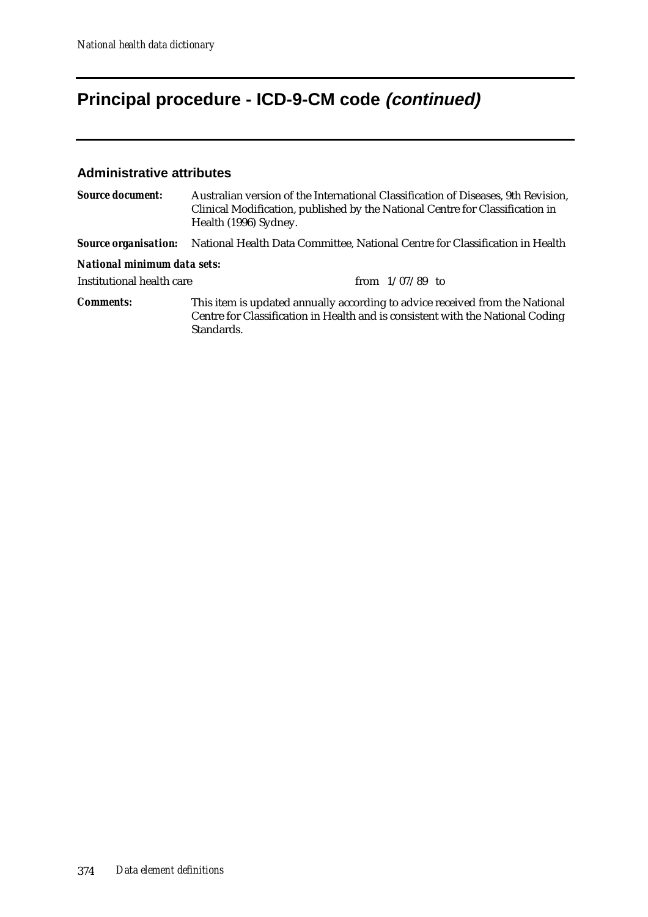## Principal procedure - ICD-9-CM code *(continued)*

### Administrative attributes

***Source document:*** Australian version of the International Classification of Diseases, 9th Revision, Clinical Modification, published by the National Centre for Classification in Health (1996) Sydney.

***Source organisation:*** National Health Data Committee, National Centre for Classification in Health

***National minimum data sets:***

Institutional health care from 1/07/89 to

***Comments:*** This item is updated annually according to advice received from the National Centre for Classification in Health and is consistent with the National Coding Standards.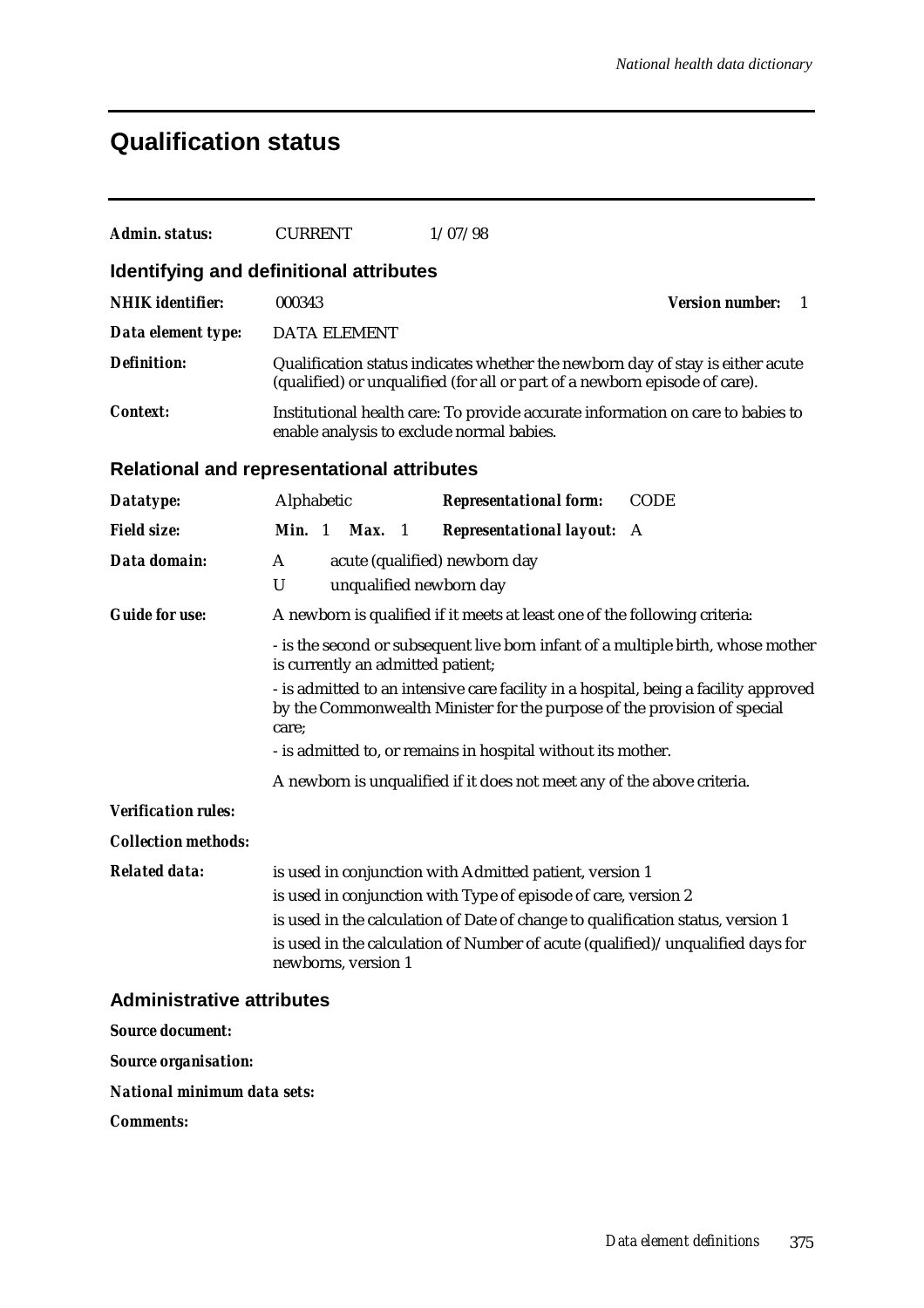# Qualification status

***Admin. status:*** CURRENT 1/07/98

## Identifying and definitional attributes

***NHIK identifier:*** 000343 ***Version number:*** 1

***Data element type:*** DATA ELEMENT

***Definition:*** Qualification status indicates whether the newborn day of stay is either acute (qualified) or unqualified (for all or part of a newborn episode of care).

***Context:*** Institutional health care: To provide accurate information on care to babies to enable analysis to exclude normal babies.

## Relational and representational attributes

***Datatype:*** Alphabetic ***Representational form:*** CODE

***Field size:*** ***Min.*** 1 ***Max.*** 1 ***Representational layout:*** A

***Data domain:***

A acute (qualified) newborn day

U unqualified newborn day

***Guide for use:*** A newborn is qualified if it meets at least one of the following criteria:

- is the second or subsequent live born infant of a multiple birth, whose mother is currently an admitted patient;

- is admitted to an intensive care facility in a hospital, being a facility approved by the Commonwealth Minister for the purpose of the provision of special care;

- is admitted to, or remains in hospital without its mother.

A newborn is unqualified if it does not meet any of the above criteria.

***Verification rules:***

***Collection methods:***

***Related data:***

is used in conjunction with Admitted patient, version 1

is used in conjunction with Type of episode of care, version 2

is used in the calculation of Date of change to qualification status, version 1

is used in the calculation of Number of acute (qualified)/unqualified days for newborns, version 1

## Administrative attributes

***Source document:***

***Source organisation:***

***National minimum data sets:***

***Comments:***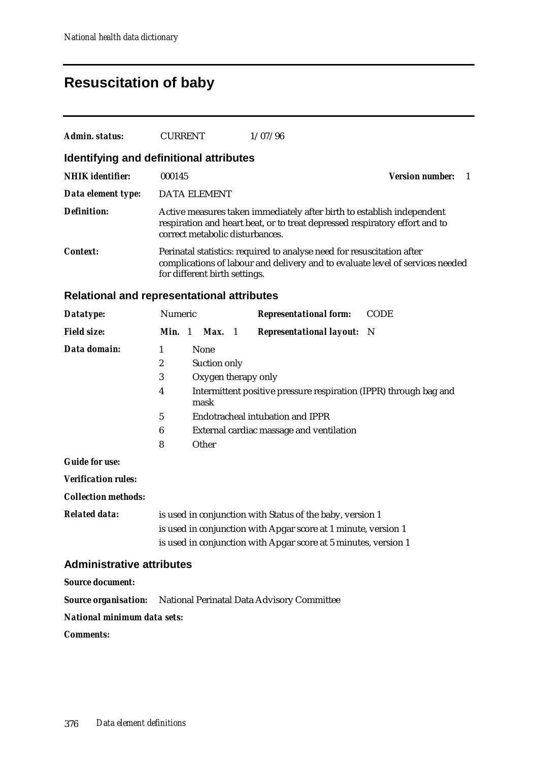# Resuscitation of baby

***Admin. status:*** CURRENT 1/07/96

## Identifying and definitional attributes

***NHIK identifier:*** 000145 ***Version number:*** 1

***Data element type:*** DATA ELEMENT

***Definition:*** Active measures taken immediately after birth to establish independent respiration and heart beat, or to treat depressed respiratory effort and to correct metabolic disturbances.

***Context:*** Perinatal statistics: required to analyse need for resuscitation after complications of labour and delivery and to evaluate level of services needed for different birth settings.

## Relational and representational attributes

***Datatype:*** Numeric ***Representational form:*** CODE

***Field size:*** ***Min.*** 1 ***Max.*** 1 ***Representational layout:*** N

***Data domain:***

1 None
2 Suction only
3 Oxygen therapy only
4 Intermittent positive pressure respiration (IPPR) through bag and mask
5 Endotracheal intubation and IPPR
6 External cardiac massage and ventilation
8 Other

***Guide for use:***

***Verification rules:***

***Collection methods:***

***Related data:***

is used in conjunction with Status of the baby, version 1
is used in conjunction with Apgar score at 1 minute, version 1
is used in conjunction with Apgar score at 5 minutes, version 1

## Administrative attributes

***Source document:***

***Source organisation:*** National Perinatal Data Advisory Committee

***National minimum data sets:***

***Comments:***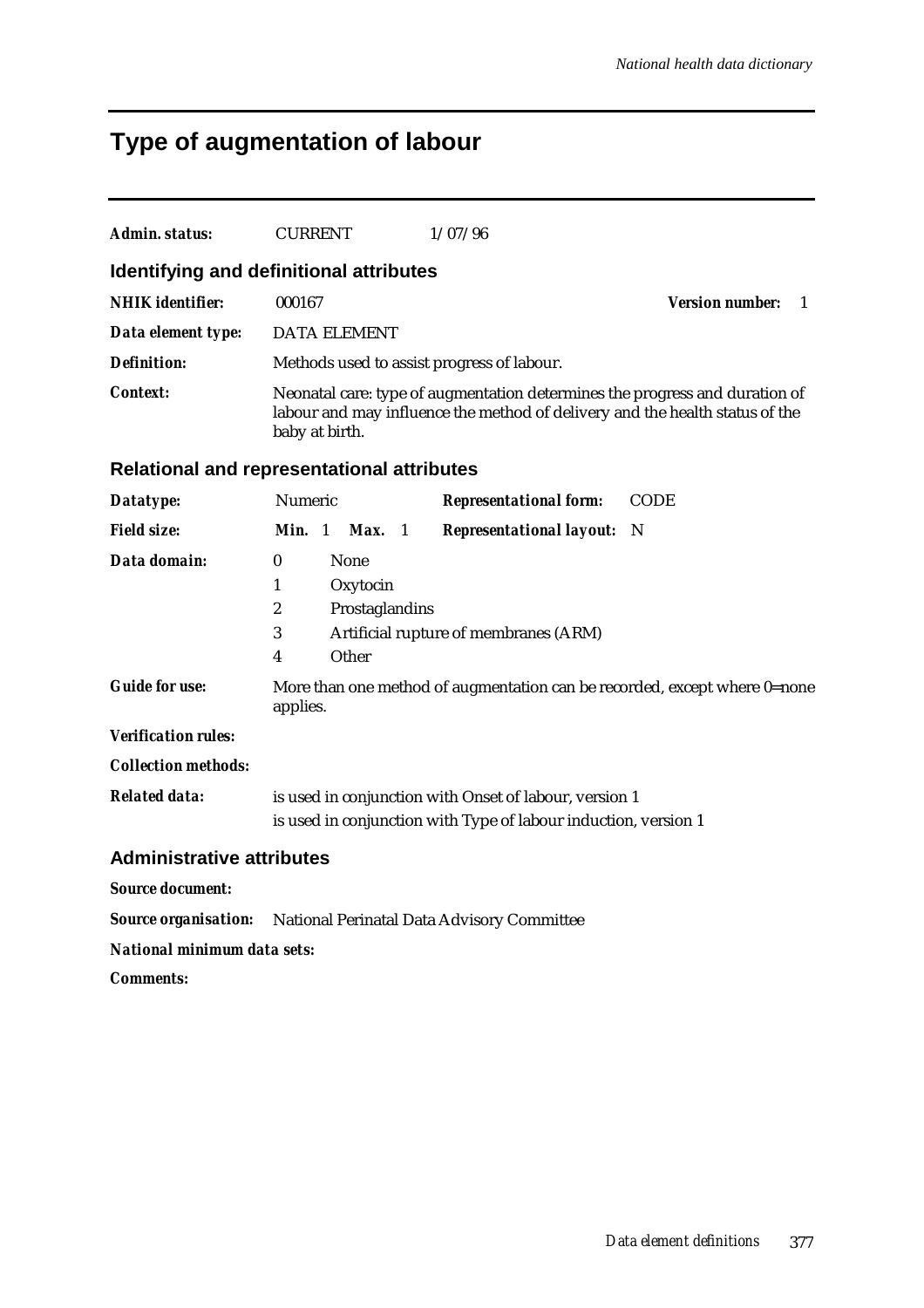# Type of augmentation of labour

| | | |
|---|---|---|
| ***Admin. status:*** | CURRENT | 1/07/96 |

## Identifying and definitional attributes

| | |
|---|---|
| ***NHIK identifier:*** | 000167 **Version number:** 1 |
| ***Data element type:*** | DATA ELEMENT |
| ***Definition:*** | Methods used to assist progress of labour. |
| ***Context:*** | Neonatal care: type of augmentation determines the progress and duration of labour and may influence the method of delivery and the health status of the baby at birth. |

## Relational and representational attributes

| | | | |
|---|---|---|---|
| ***Datatype:*** | Numeric | ***Representational form:*** | CODE |
| ***Field size:*** | ***Min.*** 1 ***Max.*** 1 | ***Representational layout:*** | N |

***Data domain:***

| | |
|---|---|
| 0 | None |
| 1 | Oxytocin |
| 2 | Prostaglandins |
| 3 | Artificial rupture of membranes (ARM) |
| 4 | Other |

***Guide for use:*** More than one method of augmentation can be recorded, except where 0=none applies.

***Verification rules:***

***Collection methods:***

***Related data:*** is used in conjunction with Onset of labour, version 1

is used in conjunction with Type of labour induction, version 1

## Administrative attributes

***Source document:***

***Source organisation:*** National Perinatal Data Advisory Committee

***National minimum data sets:***

***Comments:***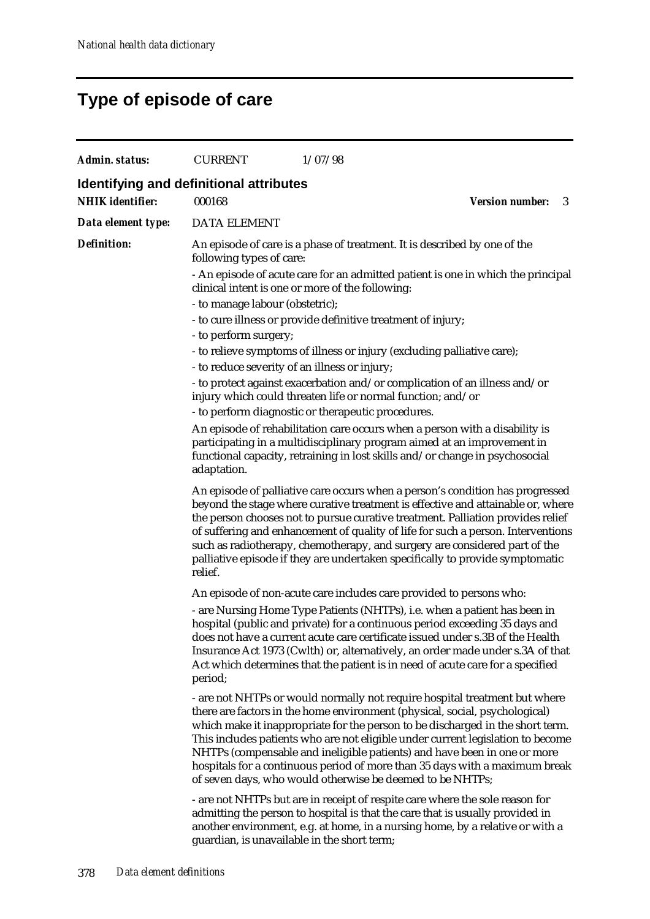# Type of episode of care

| | | |
|---|---|---|
| ***Admin. status:*** | CURRENT | 1/07/98 |

## Identifying and definitional attributes

| | | |
|---|---|---|
| ***NHIK identifier:*** | 000168 | ***Version number:*** 3 |
| ***Data element type:*** | DATA ELEMENT | |

***Definition:***

An episode of care is a phase of treatment. It is described by one of the following types of care:

- An episode of acute care for an admitted patient is one in which the principal clinical intent is one or more of the following:

- to manage labour (obstetric);
- to cure illness or provide definitive treatment of injury;
- to perform surgery;
- to relieve symptoms of illness or injury (excluding palliative care);
- to reduce severity of an illness or injury;
- to protect against exacerbation and/or complication of an illness and/or injury which could threaten life or normal function; and/or
- to perform diagnostic or therapeutic procedures.

An episode of rehabilitation care occurs when a person with a disability is participating in a multidisciplinary program aimed at an improvement in functional capacity, retraining in lost skills and/or change in psychosocial adaptation.

An episode of palliative care occurs when a person's condition has progressed beyond the stage where curative treatment is effective and attainable or, where the person chooses not to pursue curative treatment. Palliation provides relief of suffering and enhancement of quality of life for such a person. Interventions such as radiotherapy, chemotherapy, and surgery are considered part of the palliative episode if they are undertaken specifically to provide symptomatic relief.

An episode of non-acute care includes care provided to persons who:

- are Nursing Home Type Patients (NHTPs), i.e. when a patient has been in hospital (public and private) for a continuous period exceeding 35 days and does not have a current acute care certificate issued under s.3B of the Health Insurance Act 1973 (Cwlth) or, alternatively, an order made under s.3A of that Act which determines that the patient is in need of acute care for a specified period;

- are not NHTPs or would normally not require hospital treatment but where there are factors in the home environment (physical, social, psychological) which make it inappropriate for the person to be discharged in the short term. This includes patients who are not eligible under current legislation to become NHTPs (compensable and ineligible patients) and have been in one or more hospitals for a continuous period of more than 35 days with a maximum break of seven days, who would otherwise be deemed to be NHTPs;

- are not NHTPs but are in receipt of respite care where the sole reason for admitting the person to hospital is that the care that is usually provided in another environment, e.g. at home, in a nursing home, by a relative or with a guardian, is unavailable in the short term;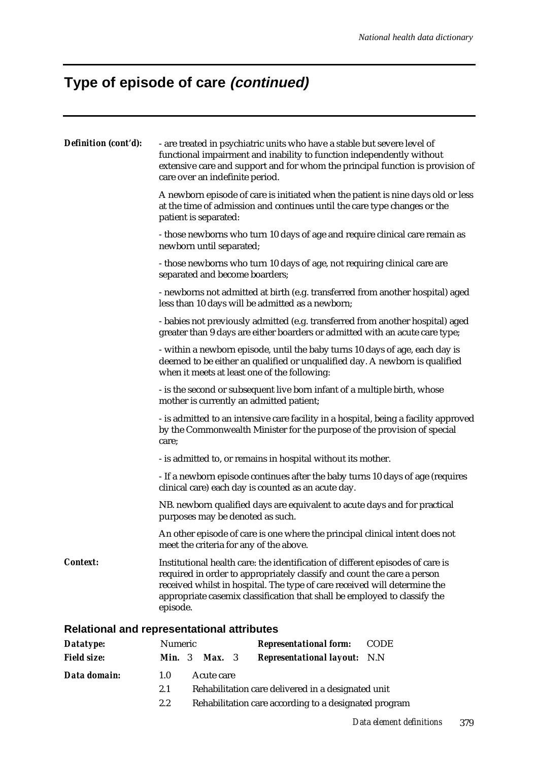# Type of episode of care *(continued)*

***Definition (cont'd):*** - are treated in psychiatric units who have a stable but severe level of functional impairment and inability to function independently without extensive care and support and for whom the principal function is provision of care over an indefinite period.

A newborn episode of care is initiated when the patient is nine days old or less at the time of admission and continues until the care type changes or the patient is separated:

- those newborns who turn 10 days of age and require clinical care remain as newborn until separated;

- those newborns who turn 10 days of age, not requiring clinical care are separated and become boarders;

- newborns not admitted at birth (e.g. transferred from another hospital) aged less than 10 days will be admitted as a newborn;

- babies not previously admitted (e.g. transferred from another hospital) aged greater than 9 days are either boarders or admitted with an acute care type;

- within a newborn episode, until the baby turns 10 days of age, each day is deemed to be either an qualified or unqualified day. A newborn is qualified when it meets at least one of the following:

- is the second or subsequent live born infant of a multiple birth, whose mother is currently an admitted patient;

- is admitted to an intensive care facility in a hospital, being a facility approved by the Commonwealth Minister for the purpose of the provision of special care;

- is admitted to, or remains in hospital without its mother.

- If a newborn episode continues after the baby turns 10 days of age (requires clinical care) each day is counted as an acute day.

NB. newborn qualified days are equivalent to acute days and for practical purposes may be denoted as such.

An other episode of care is one where the principal clinical intent does not meet the criteria for any of the above.

***Context:*** Institutional health care: the identification of different episodes of care is required in order to appropriately classify and count the care a person received whilst in hospital. The type of care received will determine the appropriate casemix classification that shall be employed to classify the episode.

## Relational and representational attributes

***Datatype:*** Numeric — ***Representational form:*** CODE

***Field size:*** ***Min.*** 3 ***Max.*** 3 — ***Representational layout:*** N.N

***Data domain:***

1.0 Acute care

2.1 Rehabilitation care delivered in a designated unit

2.2 Rehabilitation care according to a designated program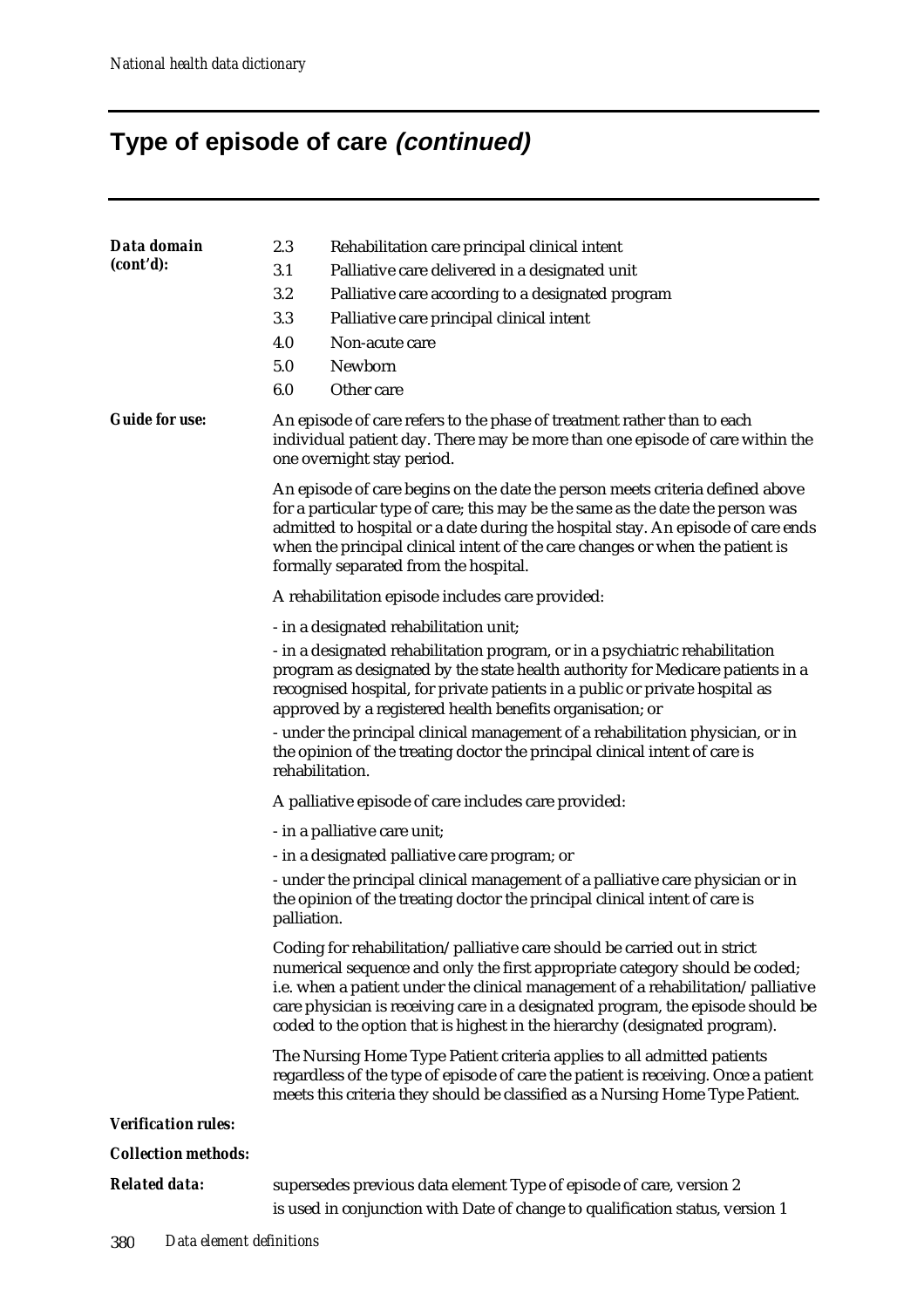# Type of episode of care *(continued)*

***Data domain (cont'd):***

2.3 Rehabilitation care principal clinical intent
3.1 Palliative care delivered in a designated unit
3.2 Palliative care according to a designated program
3.3 Palliative care principal clinical intent
4.0 Non-acute care
5.0 Newborn
6.0 Other care

***Guide for use:***

An episode of care refers to the phase of treatment rather than to each individual patient day. There may be more than one episode of care within the one overnight stay period.

An episode of care begins on the date the person meets criteria defined above for a particular type of care; this may be the same as the date the person was admitted to hospital or a date during the hospital stay. An episode of care ends when the principal clinical intent of the care changes or when the patient is formally separated from the hospital.

A rehabilitation episode includes care provided:

- in a designated rehabilitation unit;

- in a designated rehabilitation program, or in a psychiatric rehabilitation program as designated by the state health authority for Medicare patients in a recognised hospital, for private patients in a public or private hospital as approved by a registered health benefits organisation; or

- under the principal clinical management of a rehabilitation physician, or in the opinion of the treating doctor the principal clinical intent of care is rehabilitation.

A palliative episode of care includes care provided:

- in a palliative care unit;

- in a designated palliative care program; or

- under the principal clinical management of a palliative care physician or in the opinion of the treating doctor the principal clinical intent of care is palliation.

Coding for rehabilitation/palliative care should be carried out in strict numerical sequence and only the first appropriate category should be coded; i.e. when a patient under the clinical management of a rehabilitation/palliative care physician is receiving care in a designated program, the episode should be coded to the option that is highest in the hierarchy (designated program).

The Nursing Home Type Patient criteria applies to all admitted patients regardless of the type of episode of care the patient is receiving. Once a patient meets this criteria they should be classified as a Nursing Home Type Patient.

***Verification rules:***

***Collection methods:***

***Related data:***

supersedes previous data element Type of episode of care, version 2

is used in conjunction with Date of change to qualification status, version 1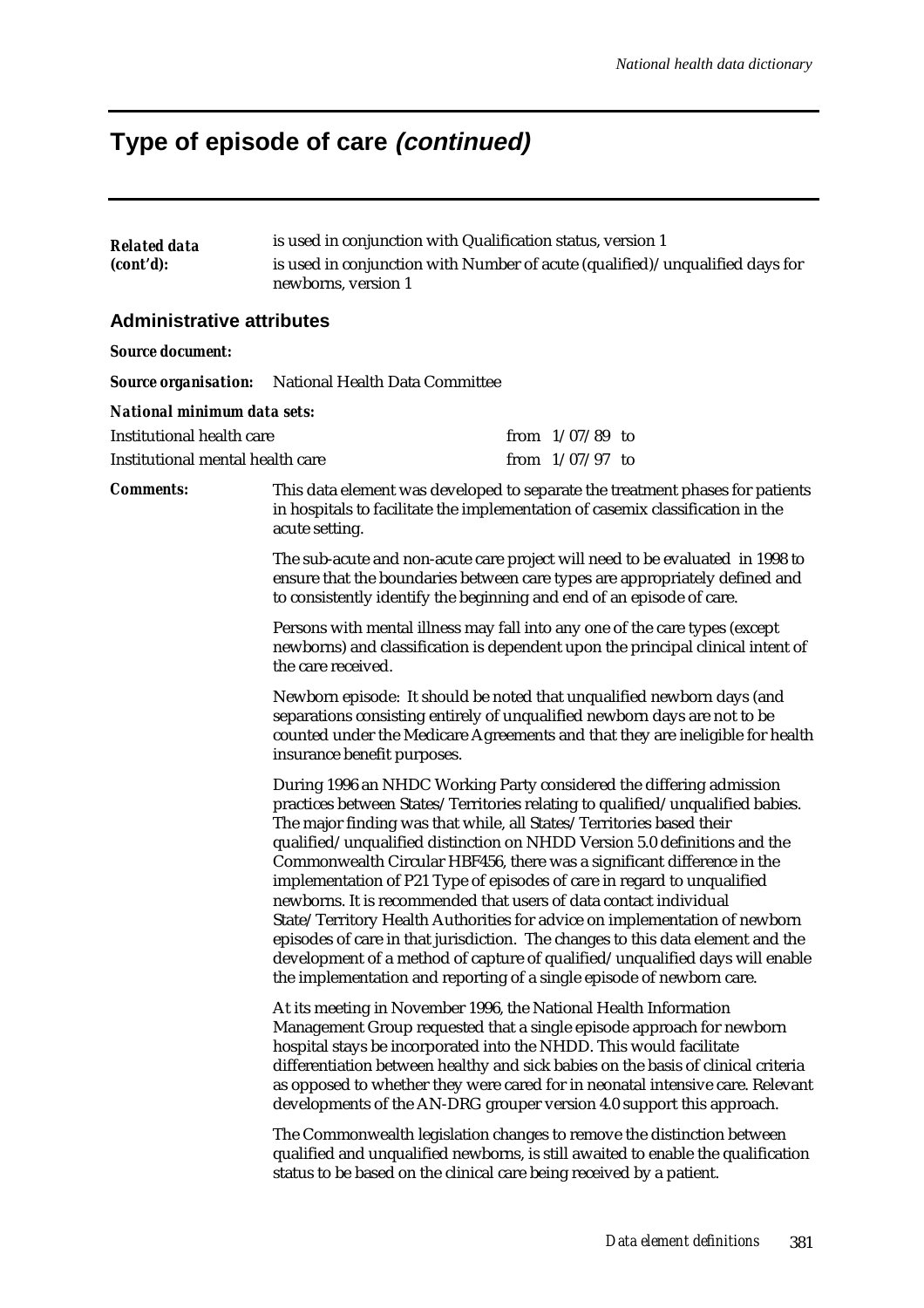## Type of episode of care *(continued)*

***Related data (cont'd):*** is used in conjunction with Qualification status, version 1

is used in conjunction with Number of acute (qualified)/unqualified days for newborns, version 1

### Administrative attributes

***Source document:***

***Source organisation:*** National Health Data Committee

***National minimum data sets:***

| | |
|---|---|
| Institutional health care | from 1/07/89 to |
| Institutional mental health care | from 1/07/97 to |

***Comments:*** This data element was developed to separate the treatment phases for patients in hospitals to facilitate the implementation of casemix classification in the acute setting.

The sub-acute and non-acute care project will need to be evaluated in 1998 to ensure that the boundaries between care types are appropriately defined and to consistently identify the beginning and end of an episode of care.

Persons with mental illness may fall into any one of the care types (except newborns) and classification is dependent upon the principal clinical intent of the care received.

Newborn episode: It should be noted that unqualified newborn days (and separations consisting entirely of unqualified newborn days are not to be counted under the Medicare Agreements and that they are ineligible for health insurance benefit purposes.

During 1996 an NHDC Working Party considered the differing admission practices between States/Territories relating to qualified/unqualified babies. The major finding was that while, all States/Territories based their qualified/unqualified distinction on NHDD Version 5.0 definitions and the Commonwealth Circular HBF456, there was a significant difference in the implementation of P21 Type of episodes of care in regard to unqualified newborns. It is recommended that users of data contact individual State/Territory Health Authorities for advice on implementation of newborn episodes of care in that jurisdiction. The changes to this data element and the development of a method of capture of qualified/unqualified days will enable the implementation and reporting of a single episode of newborn care.

At its meeting in November 1996, the National Health Information Management Group requested that a single episode approach for newborn hospital stays be incorporated into the NHDD. This would facilitate differentiation between healthy and sick babies on the basis of clinical criteria as opposed to whether they were cared for in neonatal intensive care. Relevant developments of the AN-DRG grouper version 4.0 support this approach.

The Commonwealth legislation changes to remove the distinction between qualified and unqualified newborns, is still awaited to enable the qualification status to be based on the clinical care being received by a patient.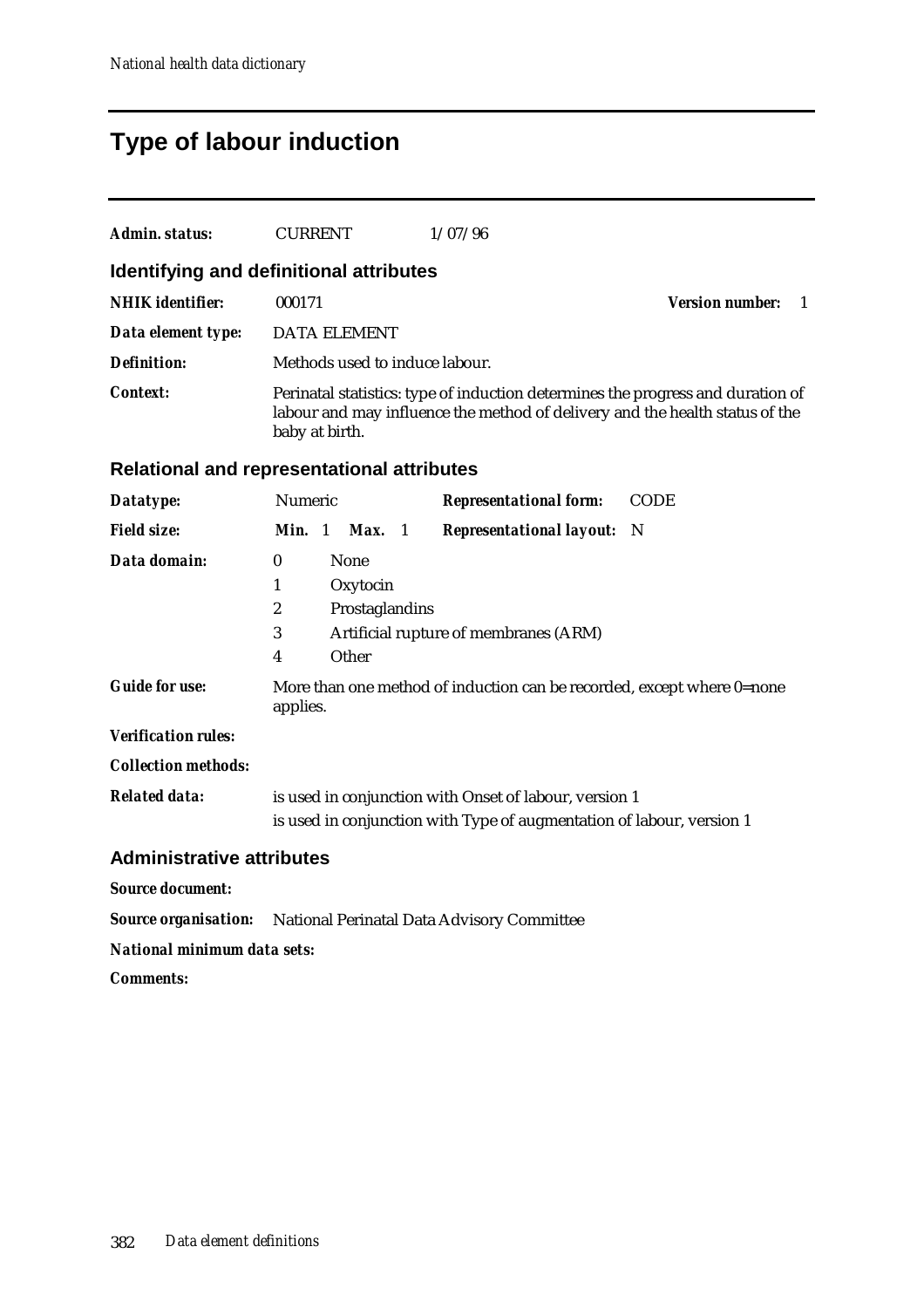# Type of labour induction

***Admin. status:*** CURRENT 1/07/96

## Identifying and definitional attributes

***NHIK identifier:*** 000171 ***Version number:*** 1

***Data element type:*** DATA ELEMENT

***Definition:*** Methods used to induce labour.

***Context:*** Perinatal statistics: type of induction determines the progress and duration of labour and may influence the method of delivery and the health status of the baby at birth.

## Relational and representational attributes

***Datatype:*** Numeric ***Representational form:*** CODE

***Field size:*** ***Min.*** 1 ***Max.*** 1 ***Representational layout:*** N

***Data domain:***

0 None
1 Oxytocin
2 Prostaglandins
3 Artificial rupture of membranes (ARM)
4 Other

***Guide for use:*** More than one method of induction can be recorded, except where 0=none applies.

***Verification rules:***

***Collection methods:***

***Related data:*** is used in conjunction with Onset of labour, version 1
is used in conjunction with Type of augmentation of labour, version 1

## Administrative attributes

***Source document:***

***Source organisation:*** National Perinatal Data Advisory Committee

***National minimum data sets:***

***Comments:***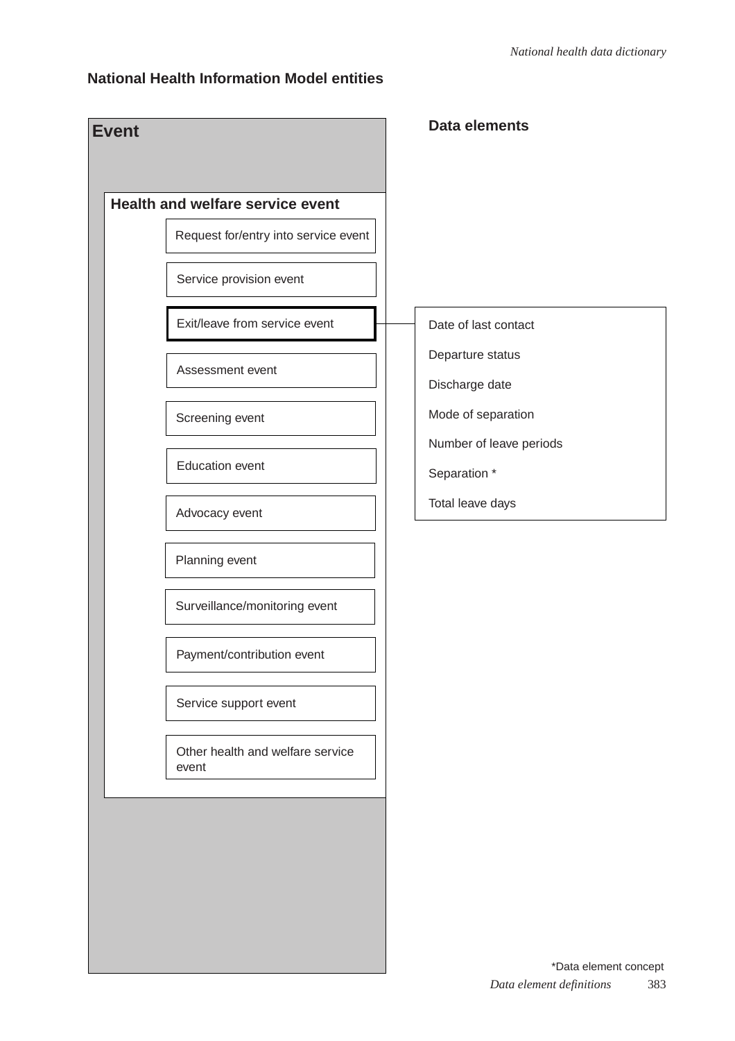## National Health Information Model entities

**Event**

**Health and welfare service event**

- Request for/entry into service event
- Service provision event
- **Exit/leave from service event**
- Assessment event
- Screening event
- Education event
- Advocacy event
- Planning event
- Surveillance/monitoring event
- Payment/contribution event
- Service support event
- Other health and welfare service event

**Data elements**

- Date of last contact
- Departure status
- Discharge date
- Mode of separation
- Number of leave periods
- Separation *
- Total leave days

*Data element concept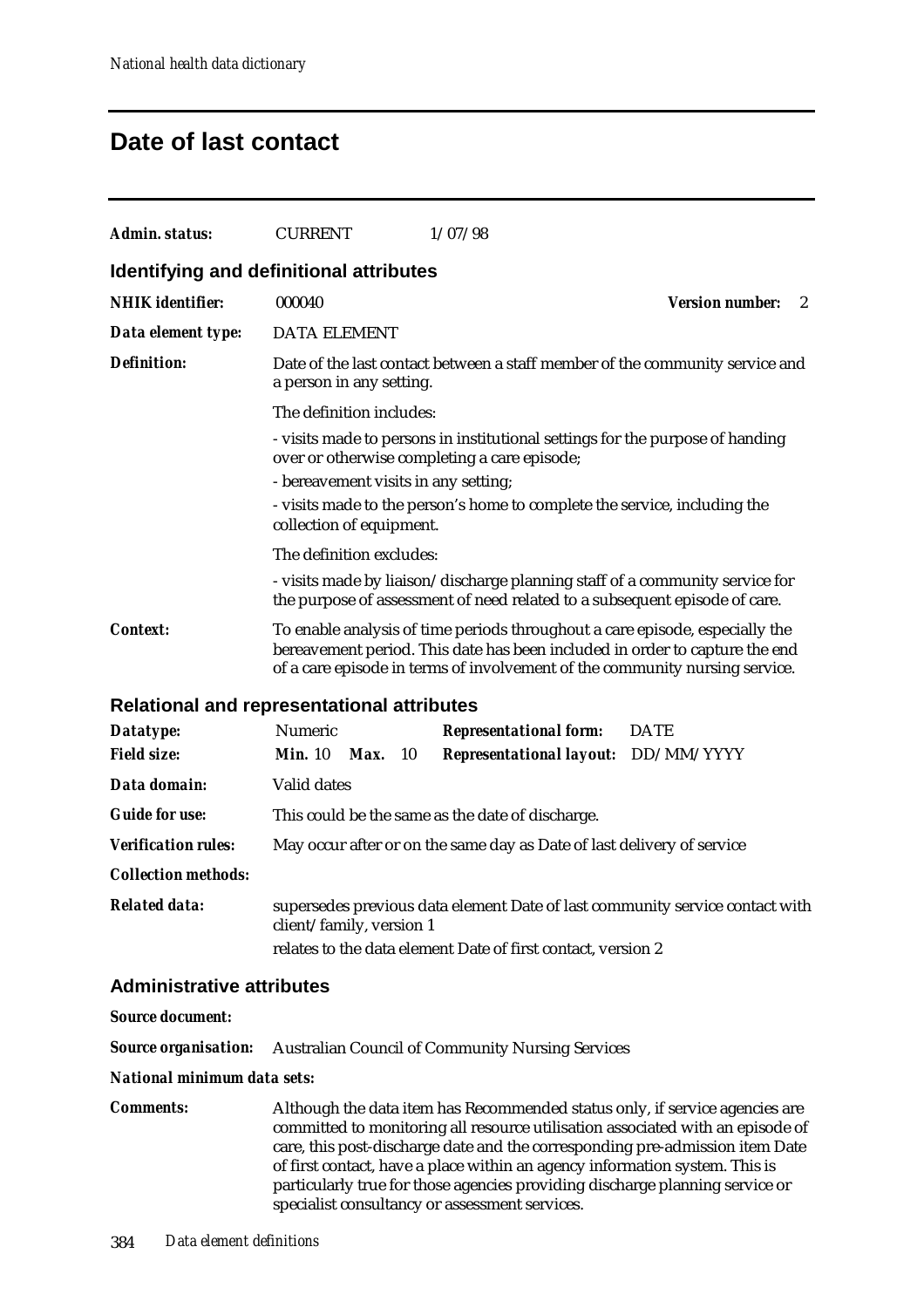# Date of last contact

| | | | |
|---|---|---|---|
| ***Admin. status:*** | CURRENT | 1/07/98 | |

## Identifying and definitional attributes

| | | | |
|---|---|---|---|
| ***NHIK identifier:*** | 000040 | ***Version number:*** | 2 |
| ***Data element type:*** | DATA ELEMENT | | |

***Definition:*** Date of the last contact between a staff member of the community service and a person in any setting.

The definition includes:

- visits made to persons in institutional settings for the purpose of handing over or otherwise completing a care episode;

- bereavement visits in any setting;

- visits made to the person's home to complete the service, including the collection of equipment.

The definition excludes:

- visits made by liaison/discharge planning staff of a community service for the purpose of assessment of need related to a subsequent episode of care.

***Context:*** To enable analysis of time periods throughout a care episode, especially the bereavement period. This date has been included in order to capture the end of a care episode in terms of involvement of the community nursing service.

## Relational and representational attributes

| | | | |
|---|---|---|---|
| ***Datatype:*** | Numeric | ***Representational form:*** | DATE |
| ***Field size:*** | ***Min.*** 10 ***Max.*** 10 | ***Representational layout:*** | DD/MM/YYYY |

***Data domain:*** Valid dates

***Guide for use:*** This could be the same as the date of discharge.

***Verification rules:*** May occur after or on the same day as Date of last delivery of service

***Collection methods:***

***Related data:*** supersedes previous data element Date of last community service contact with client/family, version 1

relates to the data element Date of first contact, version 2

## Administrative attributes

***Source document:***

***Source organisation:*** Australian Council of Community Nursing Services

***National minimum data sets:***

***Comments:*** Although the data item has Recommended status only, if service agencies are committed to monitoring all resource utilisation associated with an episode of care, this post-discharge date and the corresponding pre-admission item Date of first contact, have a place within an agency information system. This is particularly true for those agencies providing discharge planning service or specialist consultancy or assessment services.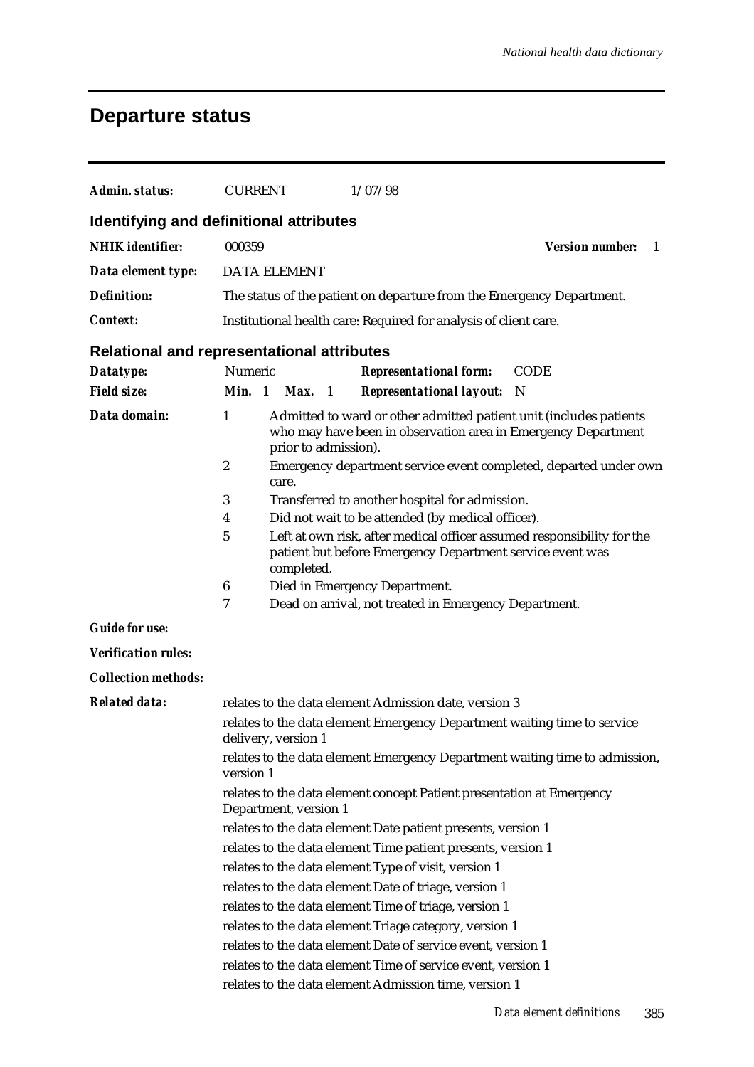## Departure status

***Admin. status:*** CURRENT 1/07/98

### Identifying and definitional attributes

***NHIK identifier:*** 000359 ***Version number:*** 1

***Data element type:*** DATA ELEMENT

***Definition:*** The status of the patient on departure from the Emergency Department.

***Context:*** Institutional health care: Required for analysis of client care.

### Relational and representational attributes

***Datatype:*** Numeric ***Representational form:*** CODE

***Field size:*** ***Min.*** 1 ***Max.*** 1 ***Representational layout:*** N

***Data domain:***

1 Admitted to ward or other admitted patient unit (includes patients who may have been in observation area in Emergency Department prior to admission).
2 Emergency department service event completed, departed under own care.
3 Transferred to another hospital for admission.
4 Did not wait to be attended (by medical officer).
5 Left at own risk, after medical officer assumed responsibility for the patient but before Emergency Department service event was completed.
6 Died in Emergency Department.
7 Dead on arrival, not treated in Emergency Department.

***Guide for use:***

***Verification rules:***

***Collection methods:***

***Related data:***

relates to the data element Admission date, version 3

relates to the data element Emergency Department waiting time to service delivery, version 1

relates to the data element Emergency Department waiting time to admission, version 1

relates to the data element concept Patient presentation at Emergency Department, version 1

relates to the data element Date patient presents, version 1

relates to the data element Time patient presents, version 1

relates to the data element Type of visit, version 1

relates to the data element Date of triage, version 1

relates to the data element Time of triage, version 1

relates to the data element Triage category, version 1

relates to the data element Date of service event, version 1

relates to the data element Time of service event, version 1

relates to the data element Admission time, version 1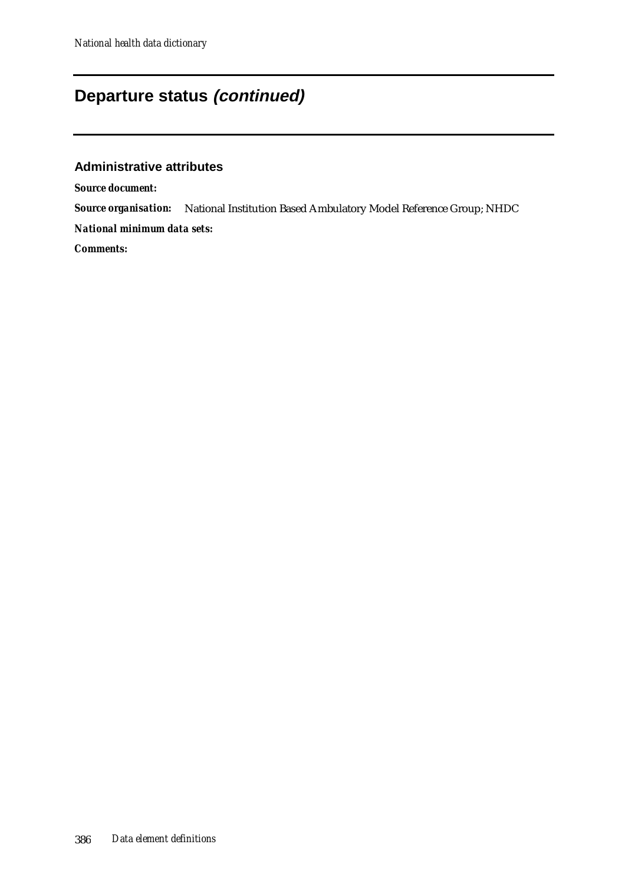# Departure status *(continued)*

## Administrative attributes

***Source document:***

***Source organisation:*** National Institution Based Ambulatory Model Reference Group; NHDC

***National minimum data sets:***

***Comments:***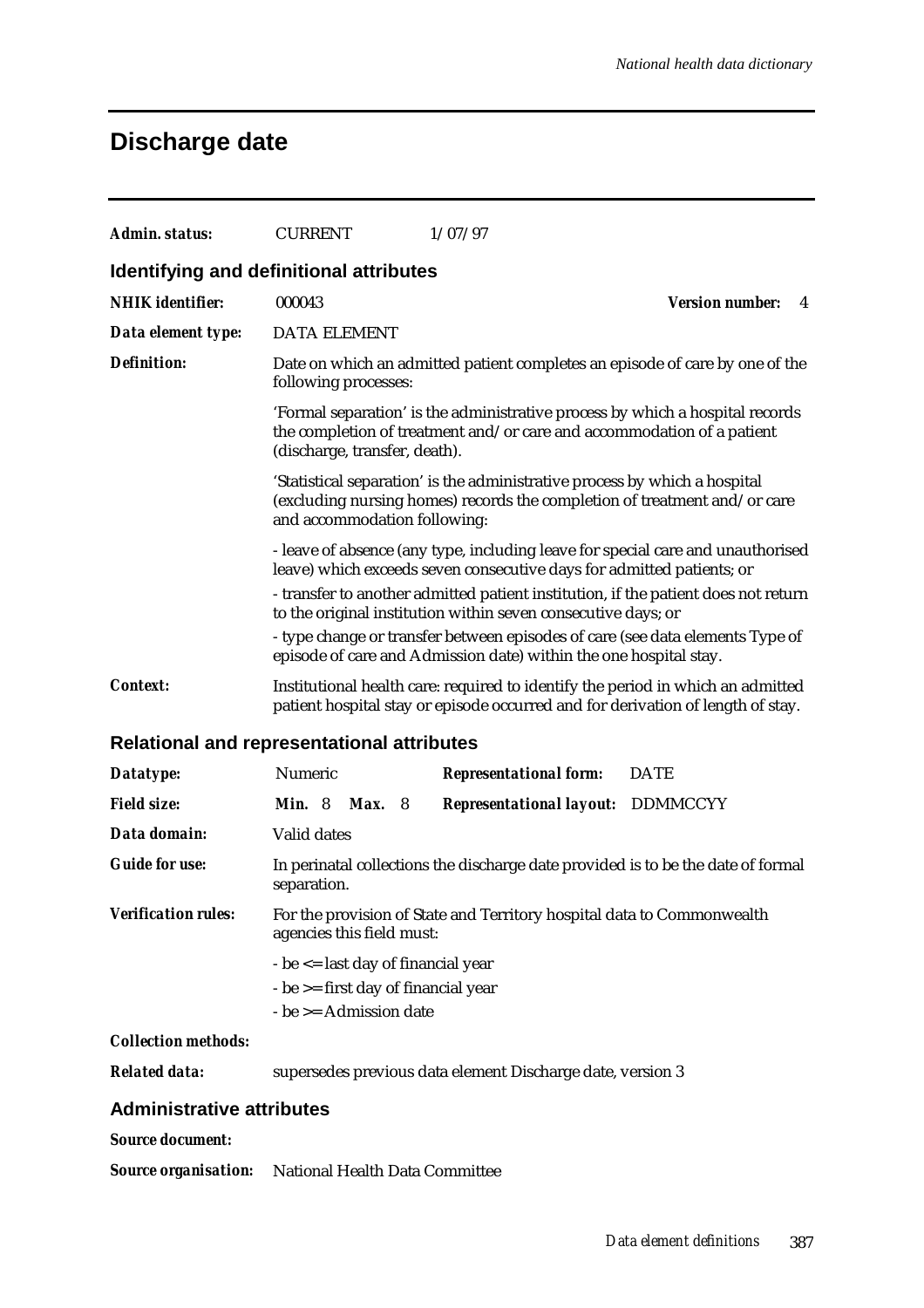# Discharge date

| | | |
|---|---|---|
| ***Admin. status:*** | CURRENT | 1/07/97 |

## Identifying and definitional attributes

***NHIK identifier:*** 000043 ***Version number:*** 4

***Data element type:*** DATA ELEMENT

***Definition:*** Date on which an admitted patient completes an episode of care by one of the following processes:

'Formal separation' is the administrative process by which a hospital records the completion of treatment and/or care and accommodation of a patient (discharge, transfer, death).

'Statistical separation' is the administrative process by which a hospital (excluding nursing homes) records the completion of treatment and/or care and accommodation following:

- leave of absence (any type, including leave for special care and unauthorised leave) which exceeds seven consecutive days for admitted patients; or
- transfer to another admitted patient institution, if the patient does not return to the original institution within seven consecutive days; or
- type change or transfer between episodes of care (see data elements Type of episode of care and Admission date) within the one hospital stay.

***Context:*** Institutional health care: required to identify the period in which an admitted patient hospital stay or episode occurred and for derivation of length of stay.

## Relational and representational attributes

***Datatype:*** Numeric ***Representational form:*** DATE

***Field size:*** ***Min.*** 8 ***Max.*** 8 ***Representational layout:*** DDMMCCYY

***Data domain:*** Valid dates

***Guide for use:*** In perinatal collections the discharge date provided is to be the date of formal separation.

***Verification rules:*** For the provision of State and Territory hospital data to Commonwealth agencies this field must:

- be <= last day of financial year
- be >= first day of financial year
- be >= Admission date

***Collection methods:***

***Related data:*** supersedes previous data element Discharge date, version 3

## Administrative attributes

***Source document:***

***Source organisation:*** National Health Data Committee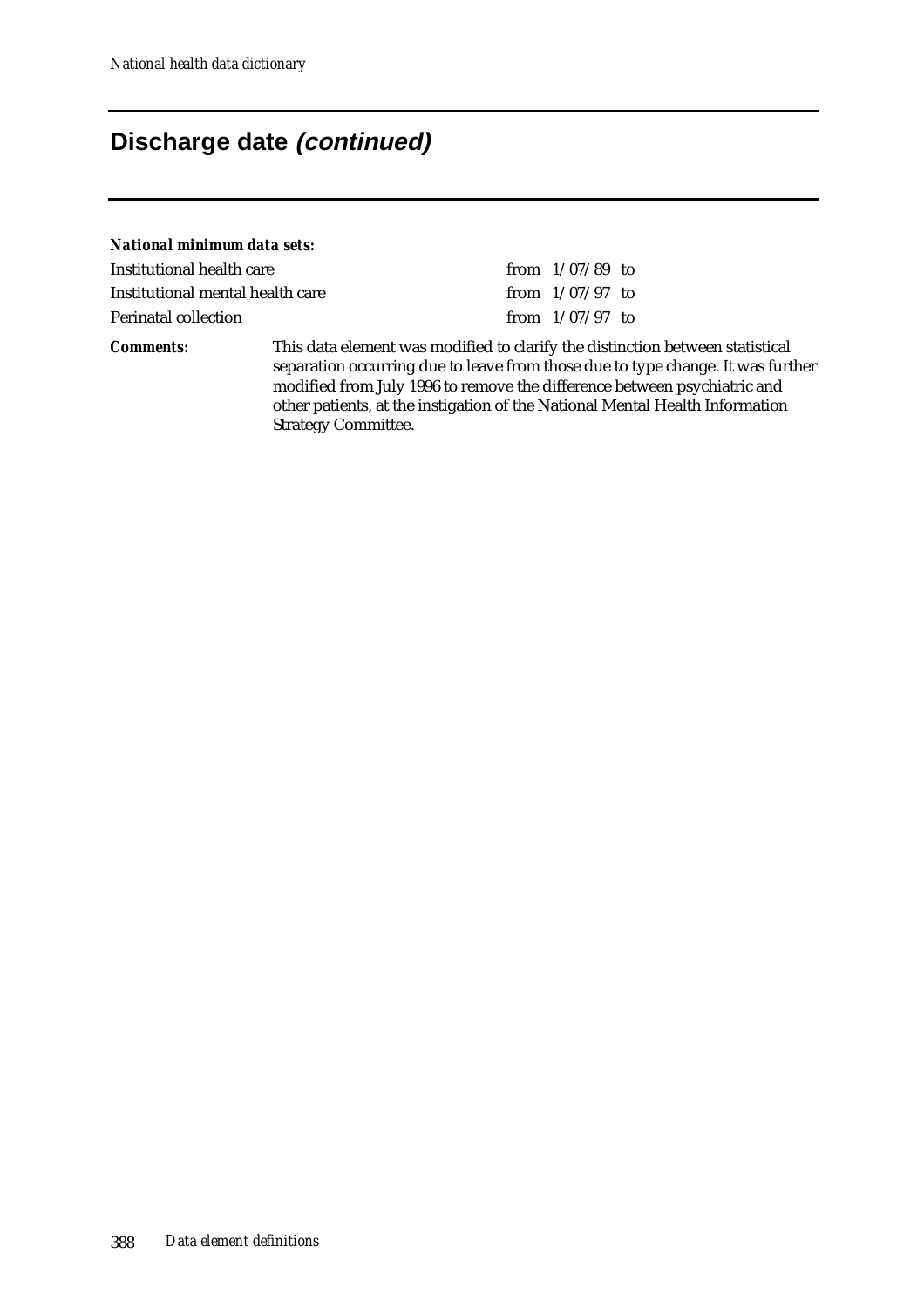## Discharge date *(continued)*

***National minimum data sets:***

| | |
|---|---|
| Institutional health care | from 1/07/89 to |
| Institutional mental health care | from 1/07/97 to |
| Perinatal collection | from 1/07/97 to |

***Comments:*** This data element was modified to clarify the distinction between statistical separation occurring due to leave from those due to type change. It was further modified from July 1996 to remove the difference between psychiatric and other patients, at the instigation of the National Mental Health Information Strategy Committee.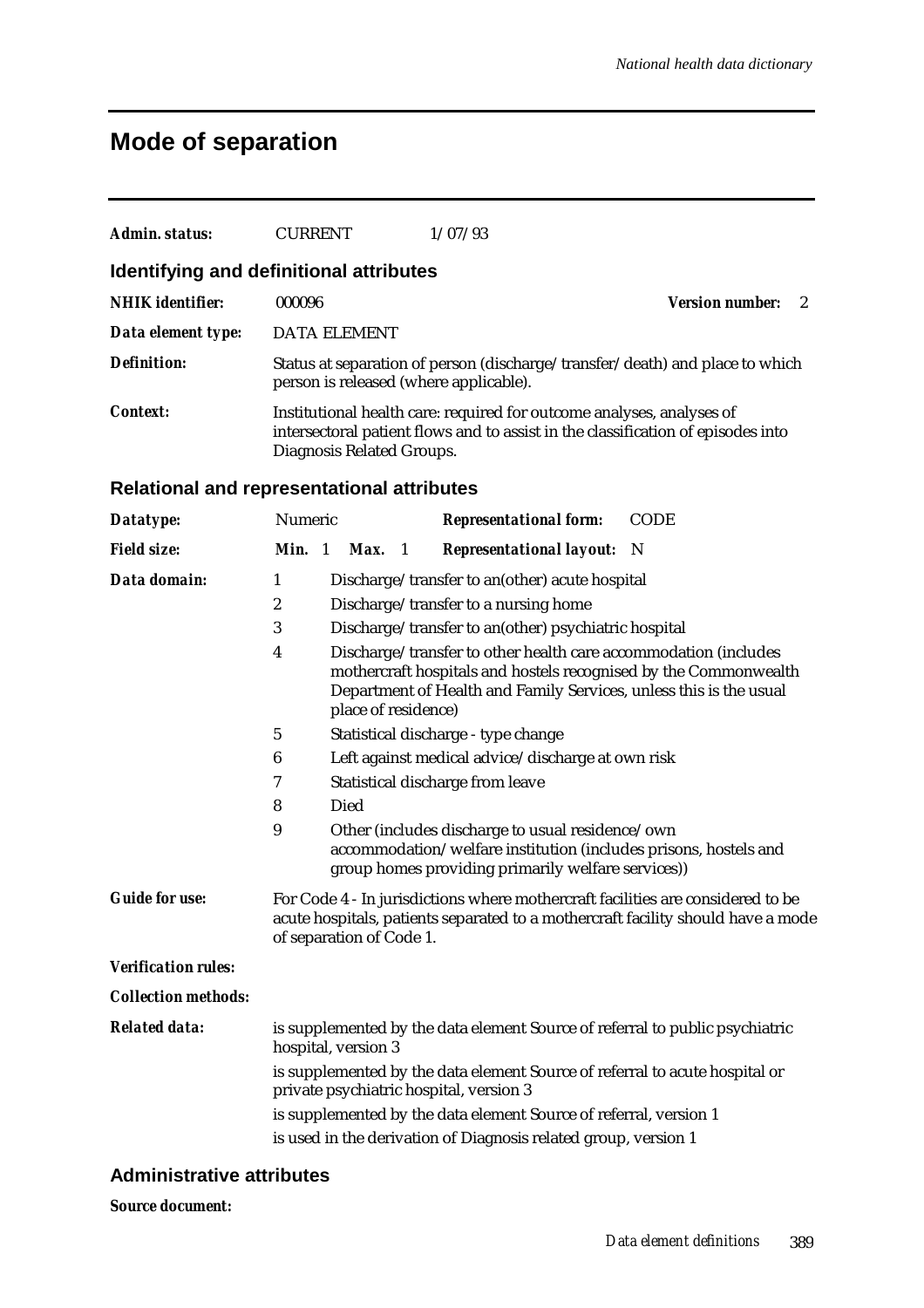# Mode of separation

| | | |
|---|---|---|
| ***Admin. status:*** | CURRENT | 1/07/93 |

## Identifying and definitional attributes

| | |
|---|---|
| ***NHIK identifier:*** | 000096 — ***Version number:*** 2 |
| ***Data element type:*** | DATA ELEMENT |
| ***Definition:*** | Status at separation of person (discharge/transfer/death) and place to which person is released (where applicable). |
| ***Context:*** | Institutional health care: required for outcome analyses, analyses of intersectoral patient flows and to assist in the classification of episodes into Diagnosis Related Groups. |

## Relational and representational attributes

| | |
|---|---|
| ***Datatype:*** | Numeric — ***Representational form:*** CODE |
| ***Field size:*** | ***Min.*** 1 ***Max.*** 1 — ***Representational layout:*** N |

***Data domain:***

1 Discharge/transfer to an(other) acute hospital

2 Discharge/transfer to a nursing home

3 Discharge/transfer to an(other) psychiatric hospital

4 Discharge/transfer to other health care accommodation (includes mothercraft hospitals and hostels recognised by the Commonwealth Department of Health and Family Services, unless this is the usual place of residence)

5 Statistical discharge - type change

6 Left against medical advice/discharge at own risk

7 Statistical discharge from leave

8 Died

9 Other (includes discharge to usual residence/own accommodation/welfare institution (includes prisons, hostels and group homes providing primarily welfare services))

***Guide for use:*** For Code 4 - In jurisdictions where mothercraft facilities are considered to be acute hospitals, patients separated to a mothercraft facility should have a mode of separation of Code 1.

***Verification rules:***

***Collection methods:***

***Related data:***

is supplemented by the data element Source of referral to public psychiatric hospital, version 3

is supplemented by the data element Source of referral to acute hospital or private psychiatric hospital, version 3

is supplemented by the data element Source of referral, version 1

is used in the derivation of Diagnosis related group, version 1

## Administrative attributes

***Source document:***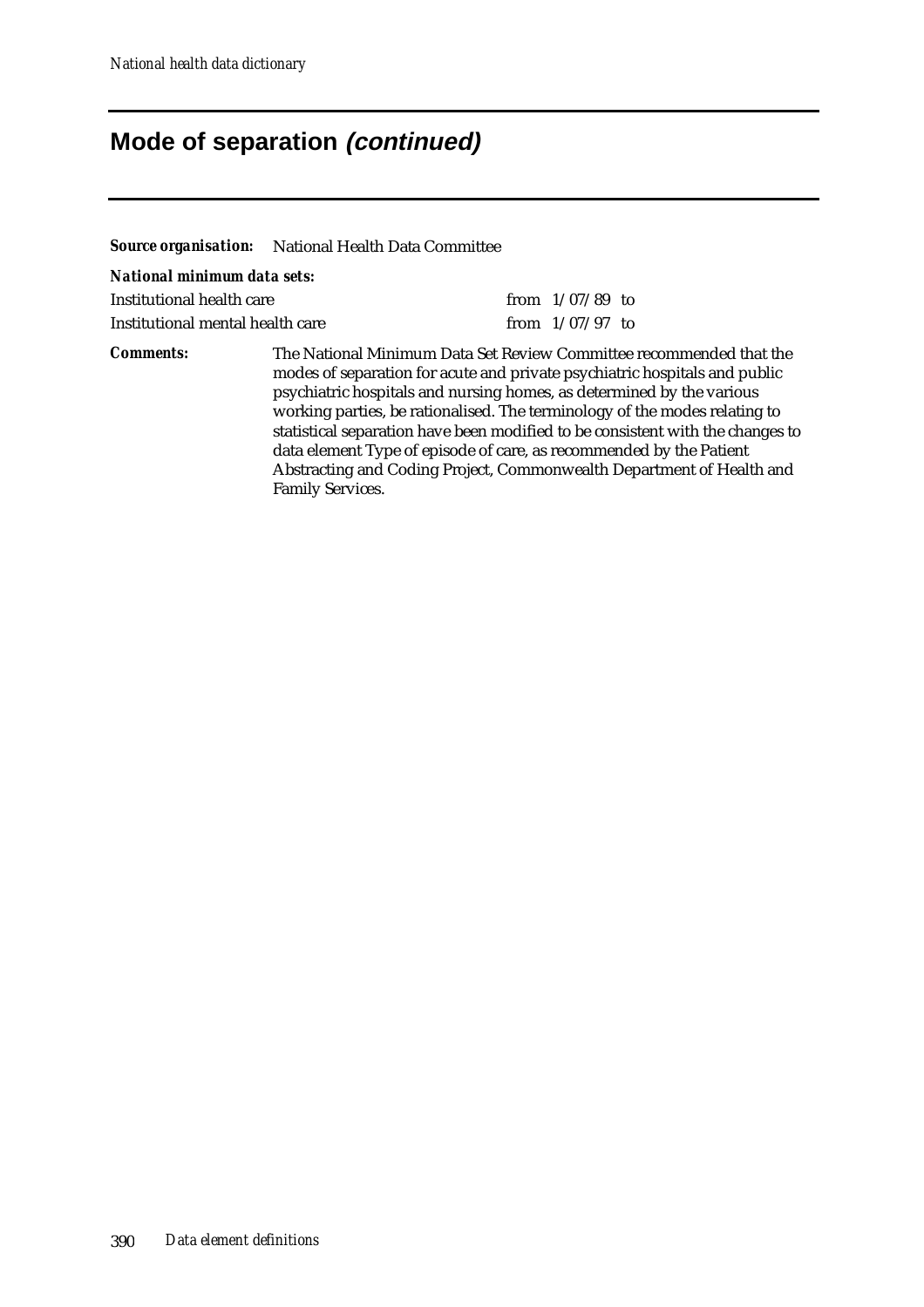## Mode of separation *(continued)*

***Source organisation:*** National Health Data Committee

***National minimum data sets:***

| | |
|---|---|
| Institutional health care | from 1/07/89 to |
| Institutional mental health care | from 1/07/97 to |

***Comments:*** The National Minimum Data Set Review Committee recommended that the modes of separation for acute and private psychiatric hospitals and public psychiatric hospitals and nursing homes, as determined by the various working parties, be rationalised. The terminology of the modes relating to statistical separation have been modified to be consistent with the changes to data element Type of episode of care, as recommended by the Patient Abstracting and Coding Project, Commonwealth Department of Health and Family Services.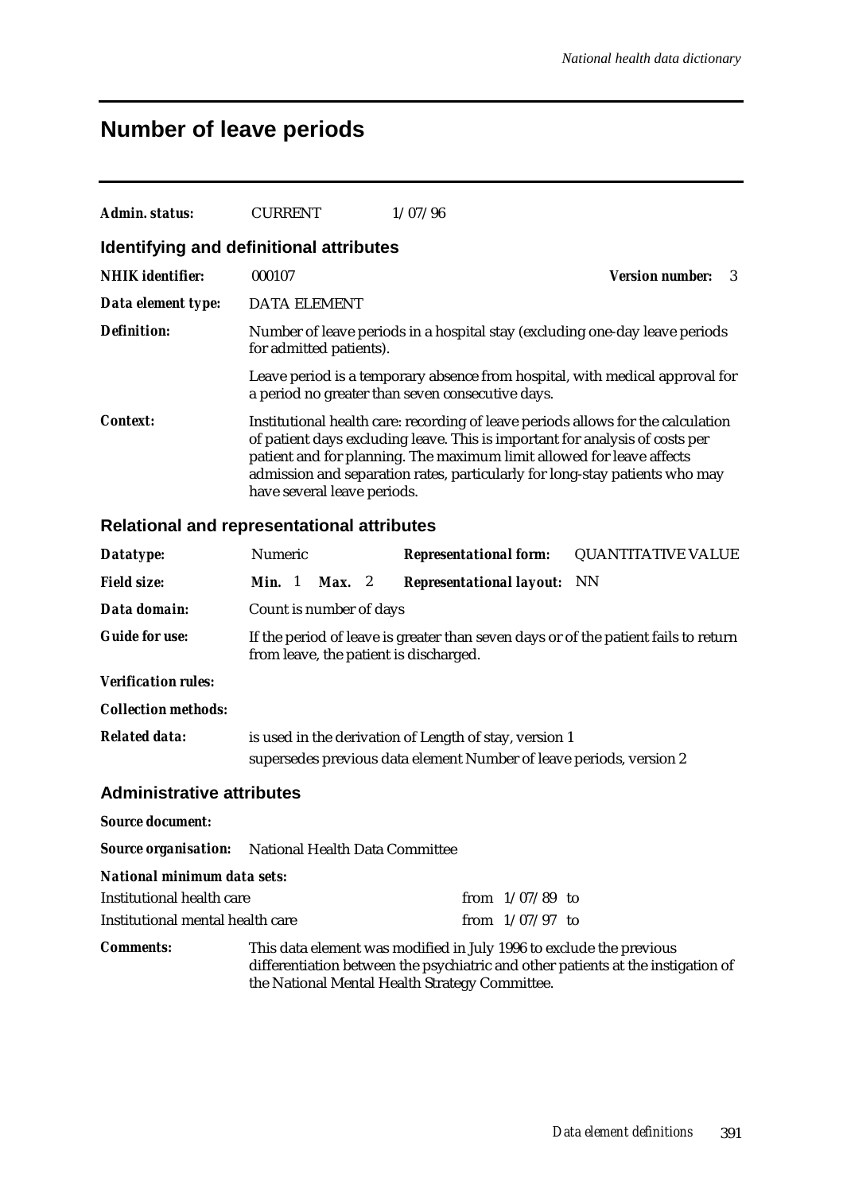# Number of leave periods

| | | |
|---|---|---|
| ***Admin. status:*** | CURRENT | 1/07/96 |

## Identifying and definitional attributes

| | | |
|---|---|---|
| ***NHIK identifier:*** | 000107 | ***Version number:*** 3 |
| ***Data element type:*** | DATA ELEMENT | |
| ***Definition:*** | Number of leave periods in a hospital stay (excluding one-day leave periods for admitted patients). | |
| | Leave period is a temporary absence from hospital, with medical approval for a period no greater than seven consecutive days. | |
| ***Context:*** | Institutional health care: recording of leave periods allows for the calculation of patient days excluding leave. This is important for analysis of costs per patient and for planning. The maximum limit allowed for leave affects admission and separation rates, particularly for long-stay patients who may have several leave periods. | |

## Relational and representational attributes

| | | | |
|---|---|---|---|
| ***Datatype:*** | Numeric | ***Representational form:*** | QUANTITATIVE VALUE |
| ***Field size:*** | ***Min.*** 1 ***Max.*** 2 | ***Representational layout:*** | NN |
| ***Data domain:*** | Count is number of days | | |
| ***Guide for use:*** | If the period of leave is greater than seven days or of the patient fails to return from leave, the patient is discharged. | | |
| ***Verification rules:*** | | | |
| ***Collection methods:*** | | | |
| ***Related data:*** | is used in the derivation of Length of stay, version 1<br>supersedes previous data element Number of leave periods, version 2 | | |

## Administrative attributes

***Source document:***

***Source organisation:*** National Health Data Committee

***National minimum data sets:***

| | |
|---|---|
| Institutional health care | from 1/07/89 to |
| Institutional mental health care | from 1/07/97 to |

***Comments:*** This data element was modified in July 1996 to exclude the previous differentiation between the psychiatric and other patients at the instigation of the National Mental Health Strategy Committee.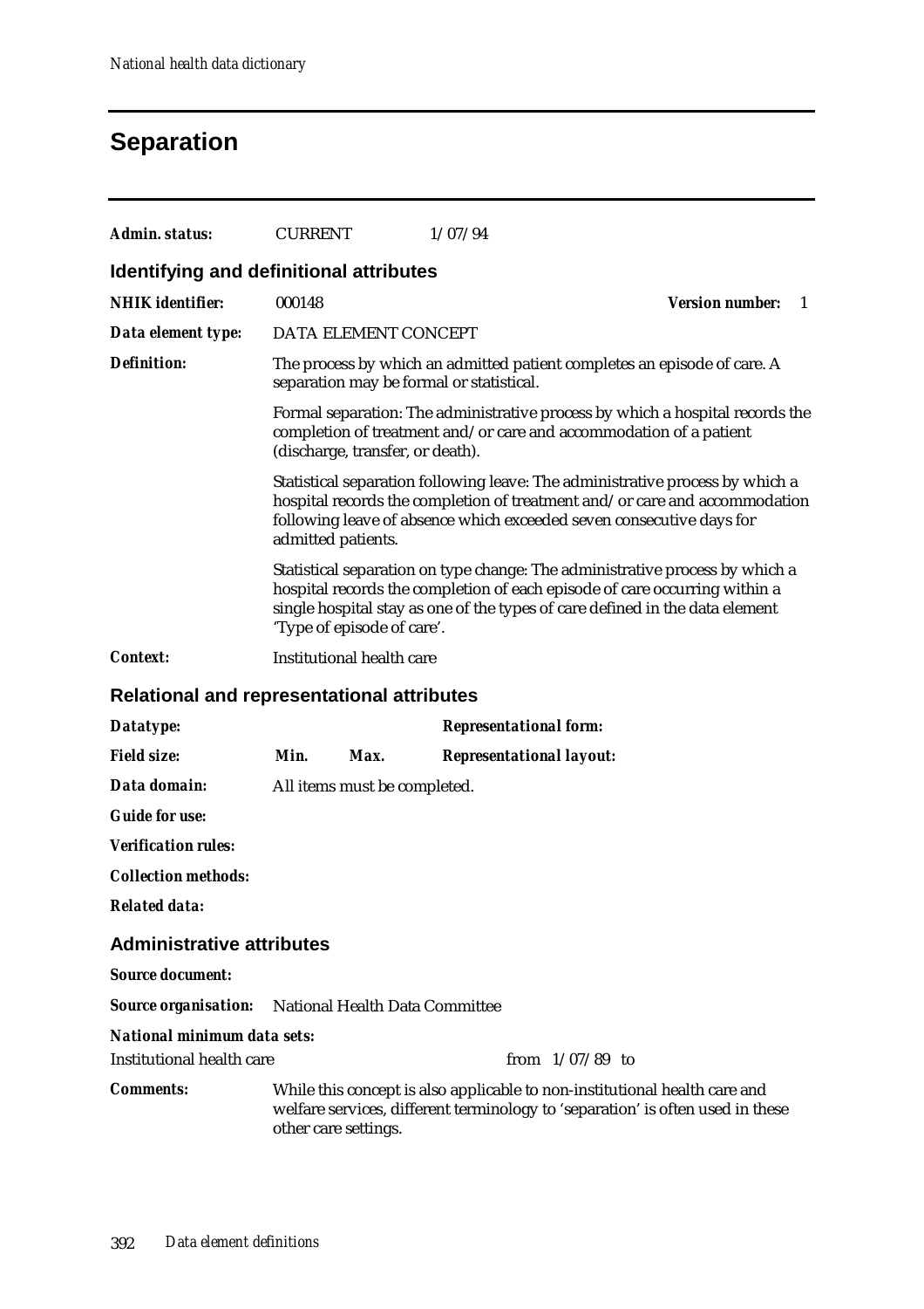# Separation

***Admin. status:*** CURRENT 1/07/94

## Identifying and definitional attributes

***NHIK identifier:*** 000148 ***Version number:*** 1

***Data element type:*** DATA ELEMENT CONCEPT

***Definition:*** The process by which an admitted patient completes an episode of care. A separation may be formal or statistical.

Formal separation: The administrative process by which a hospital records the completion of treatment and/or care and accommodation of a patient (discharge, transfer, or death).

Statistical separation following leave: The administrative process by which a hospital records the completion of treatment and/or care and accommodation following leave of absence which exceeded seven consecutive days for admitted patients.

Statistical separation on type change: The administrative process by which a hospital records the completion of each episode of care occurring within a single hospital stay as one of the types of care defined in the data element 'Type of episode of care'.

***Context:*** Institutional health care

## Relational and representational attributes

***Datatype:*** ***Representational form:***

***Field size:*** ***Min.*** ***Max.*** ***Representational layout:***

***Data domain:*** All items must be completed.

***Guide for use:***

***Verification rules:***

***Collection methods:***

***Related data:***

## Administrative attributes

***Source document:***

***Source organisation:*** National Health Data Committee

***National minimum data sets:***

Institutional health care from 1/07/89 to

***Comments:*** While this concept is also applicable to non-institutional health care and welfare services, different terminology to 'separation' is often used in these other care settings.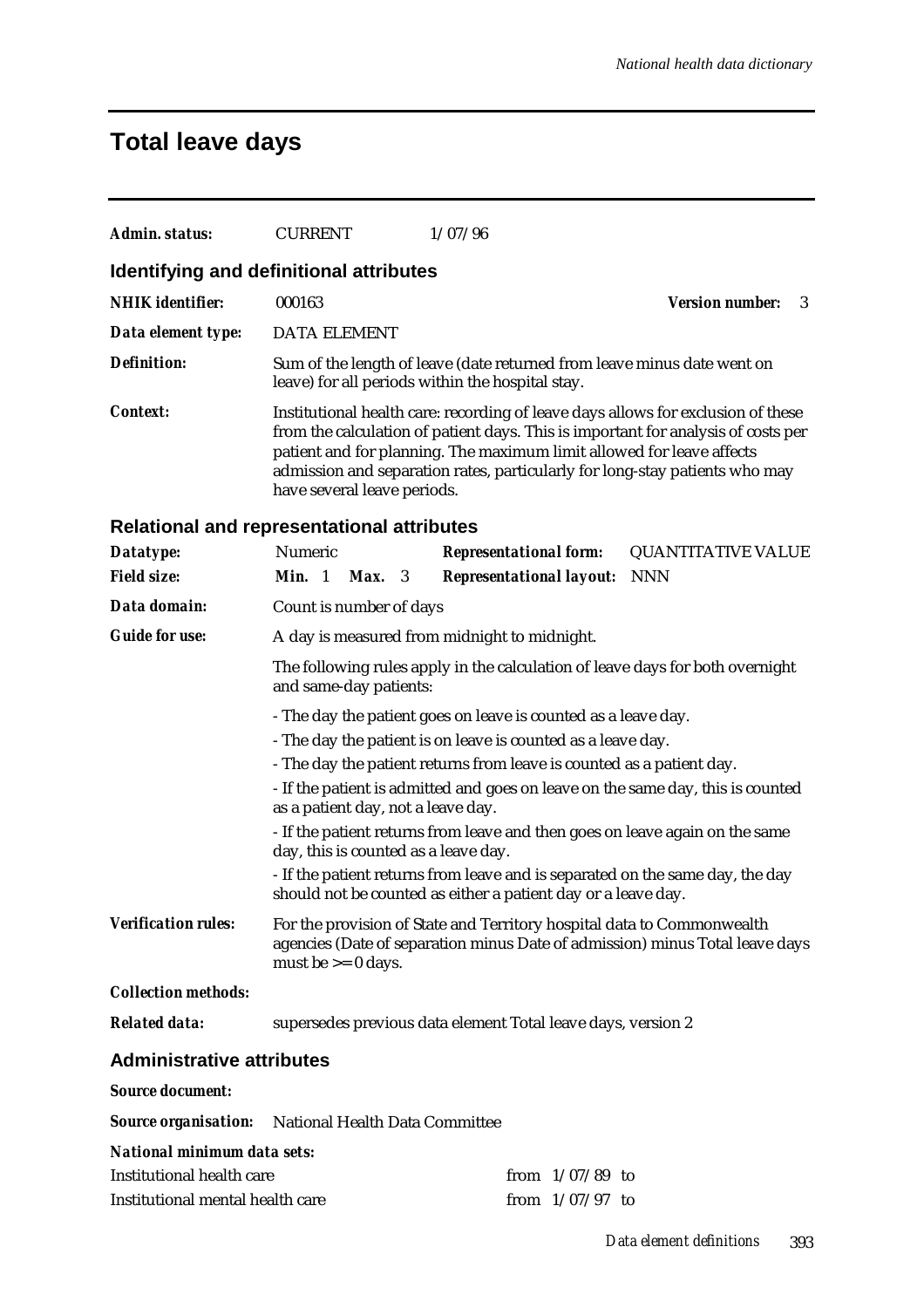# Total leave days

***Admin. status:*** CURRENT 1/07/96

## Identifying and definitional attributes

***NHIK identifier:*** 000163 ***Version number:*** 3

***Data element type:*** DATA ELEMENT

***Definition:*** Sum of the length of leave (date returned from leave minus date went on leave) for all periods within the hospital stay.

***Context:*** Institutional health care: recording of leave days allows for exclusion of these from the calculation of patient days. This is important for analysis of costs per patient and for planning. The maximum limit allowed for leave affects admission and separation rates, particularly for long-stay patients who may have several leave periods.

## Relational and representational attributes

***Datatype:*** Numeric ***Representational form:*** QUANTITATIVE VALUE

***Field size:*** ***Min.*** 1 ***Max.*** 3 ***Representational layout:*** NNN

***Data domain:*** Count is number of days

***Guide for use:*** A day is measured from midnight to midnight.

The following rules apply in the calculation of leave days for both overnight and same-day patients:

- The day the patient goes on leave is counted as a leave day.
- The day the patient is on leave is counted as a leave day.
- The day the patient returns from leave is counted as a patient day.
- If the patient is admitted and goes on leave on the same day, this is counted as a patient day, not a leave day.
- If the patient returns from leave and then goes on leave again on the same day, this is counted as a leave day.
- If the patient returns from leave and is separated on the same day, the day should not be counted as either a patient day or a leave day.

***Verification rules:*** For the provision of State and Territory hospital data to Commonwealth agencies (Date of separation minus Date of admission) minus Total leave days must be >= 0 days.

***Collection methods:***

***Related data:*** supersedes previous data element Total leave days, version 2

## Administrative attributes

***Source document:***

***Source organisation:*** National Health Data Committee

***National minimum data sets:***

| | |
|---|---|
| Institutional health care | from 1/07/89 to |
| Institutional mental health care | from 1/07/97 to |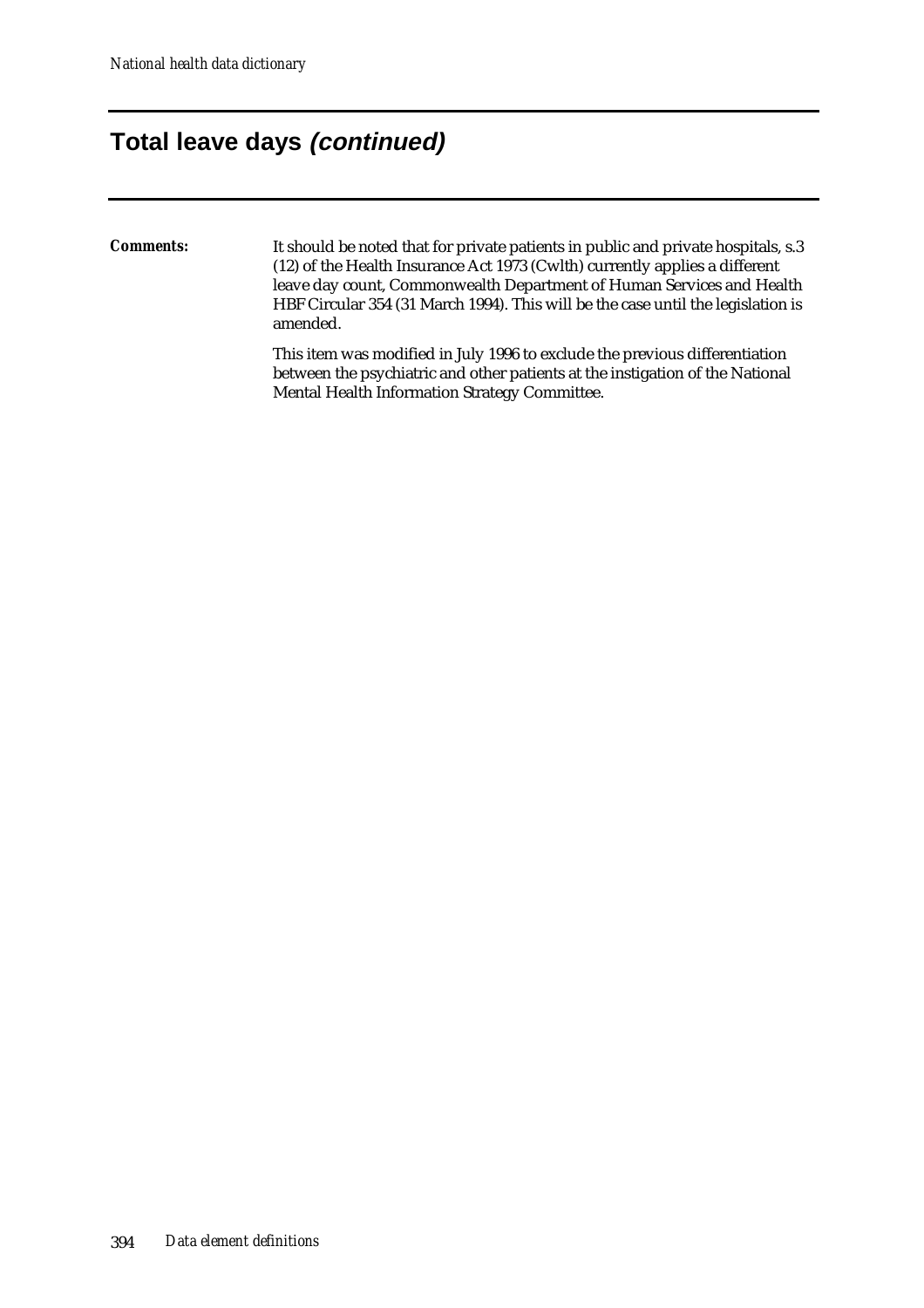## Total leave days *(continued)*

***Comments:*** It should be noted that for private patients in public and private hospitals, s.3 (12) of the Health Insurance Act 1973 (Cwlth) currently applies a different leave day count, Commonwealth Department of Human Services and Health HBF Circular 354 (31 March 1994). This will be the case until the legislation is amended.

This item was modified in July 1996 to exclude the previous differentiation between the psychiatric and other patients at the instigation of the National Mental Health Information Strategy Committee.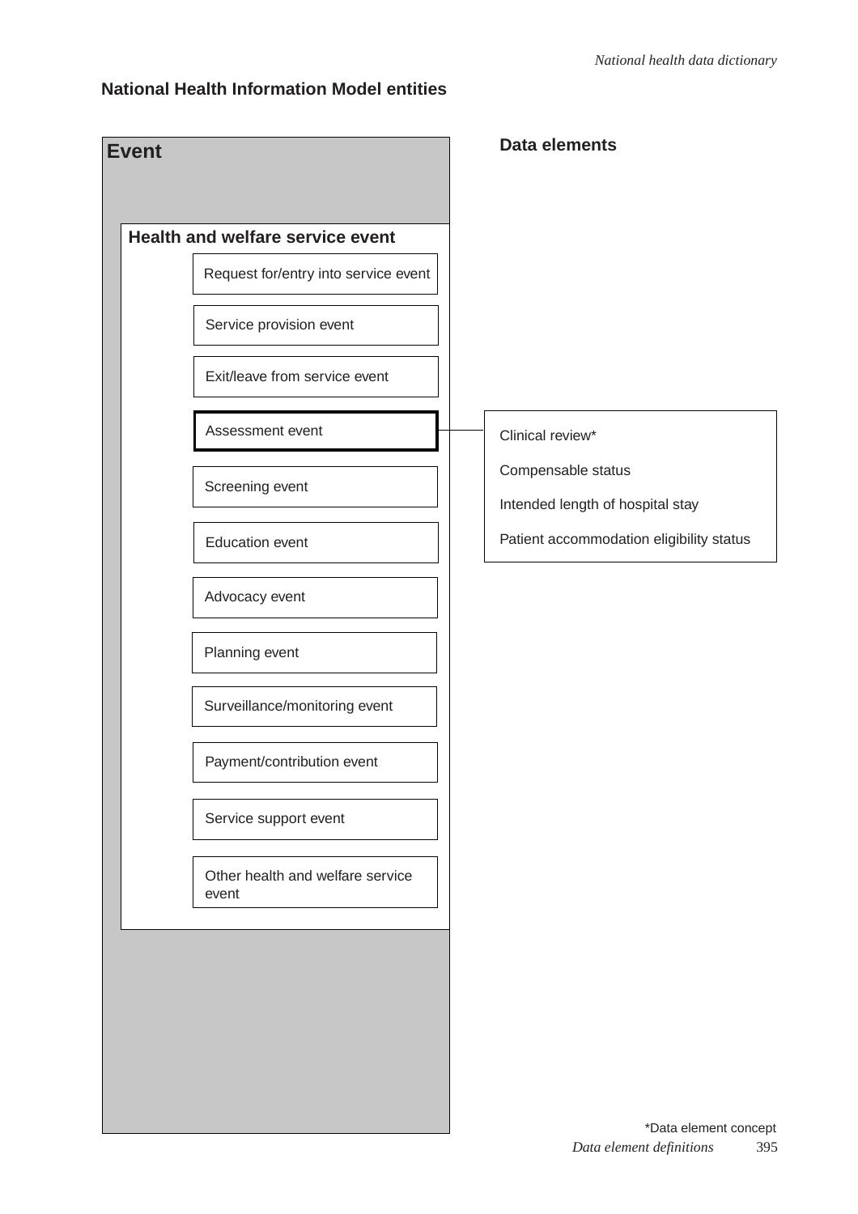## National Health Information Model entities

**Event**

**Health and welfare service event**

- Request for/entry into service event
- Service provision event
- Exit/leave from service event
- Assessment event
- Screening event
- Education event
- Advocacy event
- Planning event
- Surveillance/monitoring event
- Payment/contribution event
- Service support event
- Other health and welfare service event

**Data elements**

- Clinical review*
- Compensable status
- Intended length of hospital stay
- Patient accommodation eligibility status

*Data element concept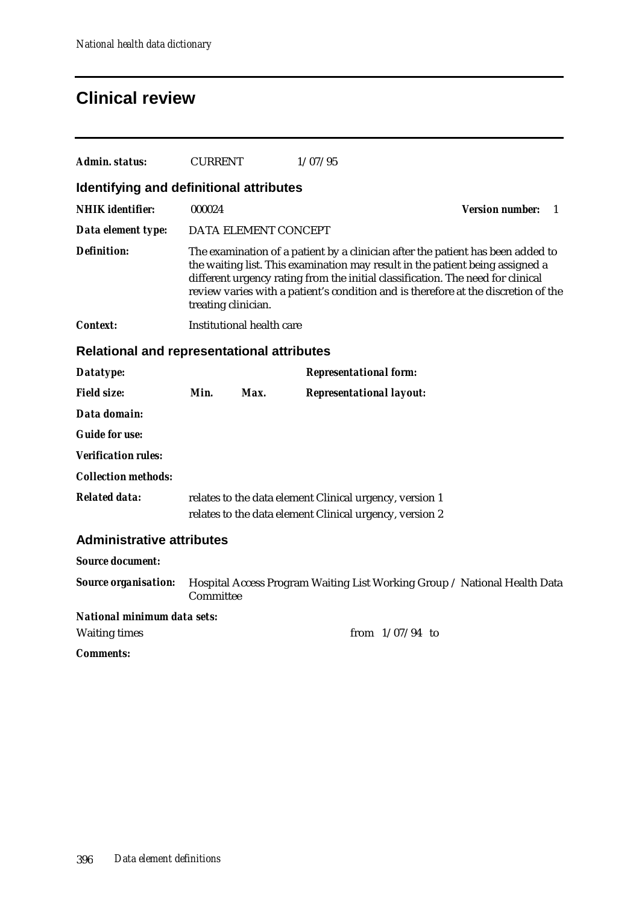# Clinical review

**Admin. status:** CURRENT 1/07/95

## Identifying and definitional attributes

**NHIK identifier:** 000024 **Version number:** 1

**Data element type:** DATA ELEMENT CONCEPT

**Definition:** The examination of a patient by a clinician after the patient has been added to the waiting list. This examination may result in the patient being assigned a different urgency rating from the initial classification. The need for clinical review varies with a patient's condition and is therefore at the discretion of the treating clinician.

**Context:** Institutional health care

## Relational and representational attributes

**Datatype:** **Representational form:**

**Field size:** **Min.** **Max.** **Representational layout:**

**Data domain:**

**Guide for use:**

**Verification rules:**

**Collection methods:**

**Related data:** relates to the data element Clinical urgency, version 1
relates to the data element Clinical urgency, version 2

## Administrative attributes

**Source document:**

**Source organisation:** Hospital Access Program Waiting List Working Group / National Health Data Committee

**National minimum data sets:**

Waiting times from 1/07/94 to

**Comments:**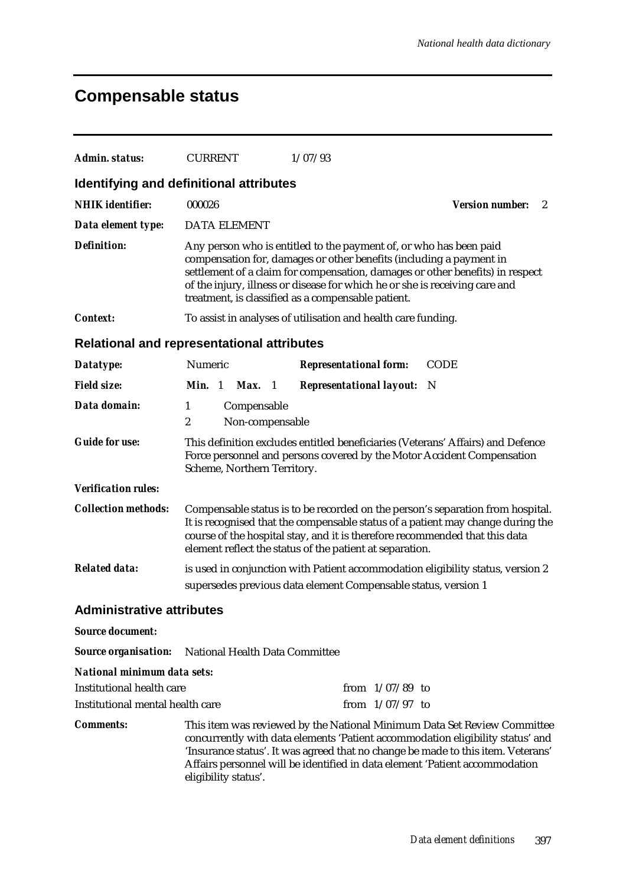# Compensable status

***Admin. status:*** CURRENT 1/07/93

## Identifying and definitional attributes

***NHIK identifier:*** 000026 ***Version number:*** 2

***Data element type:*** DATA ELEMENT

***Definition:*** Any person who is entitled to the payment of, or who has been paid compensation for, damages or other benefits (including a payment in settlement of a claim for compensation, damages or other benefits) in respect of the injury, illness or disease for which he or she is receiving care and treatment, is classified as a compensable patient.

***Context:*** To assist in analyses of utilisation and health care funding.

## Relational and representational attributes

***Datatype:*** Numeric ***Representational form:*** CODE

***Field size:*** ***Min.*** 1 ***Max.*** 1 ***Representational layout:*** N

***Data domain:***
1 Compensable
2 Non-compensable

***Guide for use:*** This definition excludes entitled beneficiaries (Veterans' Affairs) and Defence Force personnel and persons covered by the Motor Accident Compensation Scheme, Northern Territory.

***Verification rules:***

***Collection methods:*** Compensable status is to be recorded on the person's separation from hospital. It is recognised that the compensable status of a patient may change during the course of the hospital stay, and it is therefore recommended that this data element reflect the status of the patient at separation.

***Related data:*** is used in conjunction with Patient accommodation eligibility status, version 2

supersedes previous data element Compensable status, version 1

## Administrative attributes

***Source document:***

***Source organisation:*** National Health Data Committee

***National minimum data sets:***

| | |
|---|---|
| Institutional health care | from 1/07/89 to |
| Institutional mental health care | from 1/07/97 to |

***Comments:*** This item was reviewed by the National Minimum Data Set Review Committee concurrently with data elements 'Patient accommodation eligibility status' and 'Insurance status'. It was agreed that no change be made to this item. Veterans' Affairs personnel will be identified in data element 'Patient accommodation eligibility status'.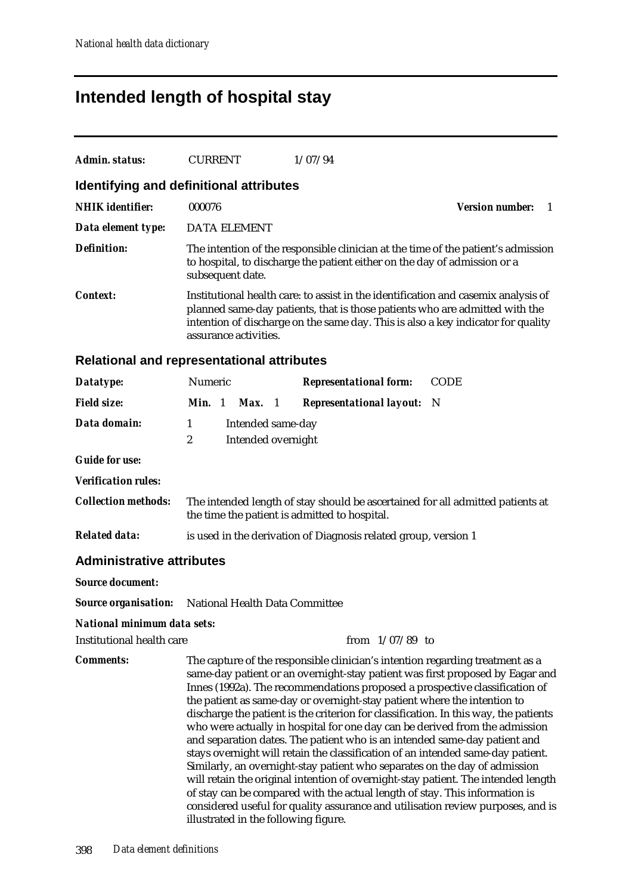# Intended length of hospital stay

***Admin. status:*** CURRENT 1/07/94

## Identifying and definitional attributes

***NHIK identifier:*** 000076 ***Version number:*** 1

***Data element type:*** DATA ELEMENT

***Definition:*** The intention of the responsible clinician at the time of the patient's admission to hospital, to discharge the patient either on the day of admission or a subsequent date.

***Context:*** Institutional health care: to assist in the identification and casemix analysis of planned same-day patients, that is those patients who are admitted with the intention of discharge on the same day. This is also a key indicator for quality assurance activities.

## Relational and representational attributes

***Datatype:*** Numeric ***Representational form:*** CODE

***Field size:*** ***Min.*** 1 ***Max.*** 1 ***Representational layout:*** N

***Data domain:***

1 Intended same-day
2 Intended overnight

***Guide for use:***

***Verification rules:***

***Collection methods:*** The intended length of stay should be ascertained for all admitted patients at the time the patient is admitted to hospital.

***Related data:*** is used in the derivation of Diagnosis related group, version 1

## Administrative attributes

***Source document:***

***Source organisation:*** National Health Data Committee

***National minimum data sets:***

Institutional health care from 1/07/89 to

***Comments:*** The capture of the responsible clinician's intention regarding treatment as a same-day patient or an overnight-stay patient was first proposed by Eagar and Innes (1992a). The recommendations proposed a prospective classification of the patient as same-day or overnight-stay patient where the intention to discharge the patient is the criterion for classification. In this way, the patients who were actually in hospital for one day can be derived from the admission and separation dates. The patient who is an intended same-day patient and stays overnight will retain the classification of an intended same-day patient. Similarly, an overnight-stay patient who separates on the day of admission will retain the original intention of overnight-stay patient. The intended length of stay can be compared with the actual length of stay. This information is considered useful for quality assurance and utilisation review purposes, and is illustrated in the following figure.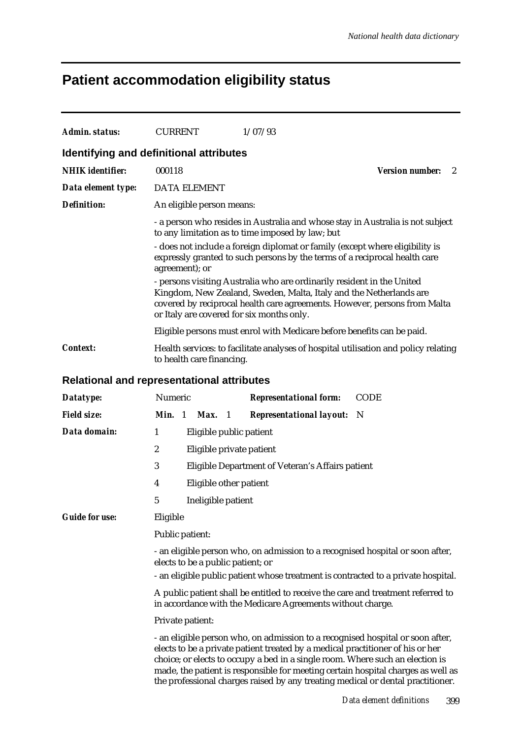# Patient accommodation eligibility status

| | | |
|---|---|---|
| ***Admin. status:*** | CURRENT | 1/07/93 |

## Identifying and definitional attributes

***NHIK identifier:*** 000118 ***Version number:*** 2

***Data element type:*** DATA ELEMENT

***Definition:*** An eligible person means:

- a person who resides in Australia and whose stay in Australia is not subject to any limitation as to time imposed by law; but

- does not include a foreign diplomat or family (except where eligibility is expressly granted to such persons by the terms of a reciprocal health care agreement); or

- persons visiting Australia who are ordinarily resident in the United Kingdom, New Zealand, Sweden, Malta, Italy and the Netherlands are covered by reciprocal health care agreements. However, persons from Malta or Italy are covered for six months only.

Eligible persons must enrol with Medicare before benefits can be paid.

***Context:*** Health services: to facilitate analyses of hospital utilisation and policy relating to health care financing.

## Relational and representational attributes

***Datatype:*** Numeric ***Representational form:*** CODE

***Field size:*** ***Min.*** 1 ***Max.*** 1 ***Representational layout:*** N

***Data domain:***

| | |
|---|---|
| 1 | Eligible public patient |
| 2 | Eligible private patient |
| 3 | Eligible Department of Veteran's Affairs patient |
| 4 | Eligible other patient |
| 5 | Ineligible patient |

***Guide for use:*** Eligible

Public patient:

- an eligible person who, on admission to a recognised hospital or soon after, elects to be a public patient; or

- an eligible public patient whose treatment is contracted to a private hospital.

A public patient shall be entitled to receive the care and treatment referred to in accordance with the Medicare Agreements without charge.

Private patient:

- an eligible person who, on admission to a recognised hospital or soon after, elects to be a private patient treated by a medical practitioner of his or her choice; or elects to occupy a bed in a single room. Where such an election is made, the patient is responsible for meeting certain hospital charges as well as the professional charges raised by any treating medical or dental practitioner.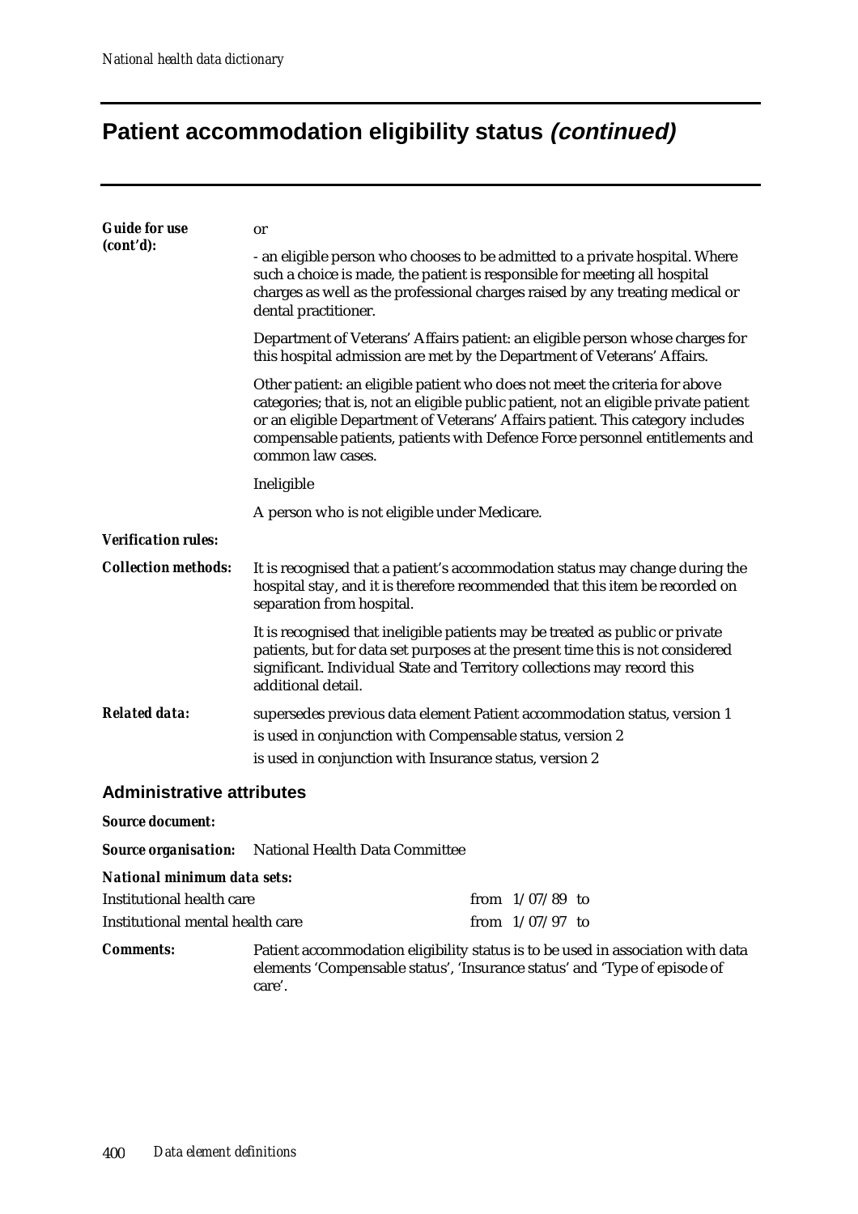# Patient accommodation eligibility status *(continued)*

***Guide for use (cont'd):***

or

- an eligible person who chooses to be admitted to a private hospital. Where such a choice is made, the patient is responsible for meeting all hospital charges as well as the professional charges raised by any treating medical or dental practitioner.

Department of Veterans' Affairs patient: an eligible person whose charges for this hospital admission are met by the Department of Veterans' Affairs.

Other patient: an eligible patient who does not meet the criteria for above categories; that is, not an eligible public patient, not an eligible private patient or an eligible Department of Veterans' Affairs patient. This category includes compensable patients, patients with Defence Force personnel entitlements and common law cases.

Ineligible

A person who is not eligible under Medicare.

***Verification rules:***

***Collection methods:*** It is recognised that a patient's accommodation status may change during the hospital stay, and it is therefore recommended that this item be recorded on separation from hospital.

It is recognised that ineligible patients may be treated as public or private patients, but for data set purposes at the present time this is not considered significant. Individual State and Territory collections may record this additional detail.

***Related data:*** supersedes previous data element Patient accommodation status, version 1

is used in conjunction with Compensable status, version 2

is used in conjunction with Insurance status, version 2

## Administrative attributes

***Source document:***

***Source organisation:*** National Health Data Committee

***National minimum data sets:***

| | |
|---|---|
| Institutional health care | from 1/07/89 to |
| Institutional mental health care | from 1/07/97 to |

***Comments:*** Patient accommodation eligibility status is to be used in association with data elements 'Compensable status', 'Insurance status' and 'Type of episode of care'.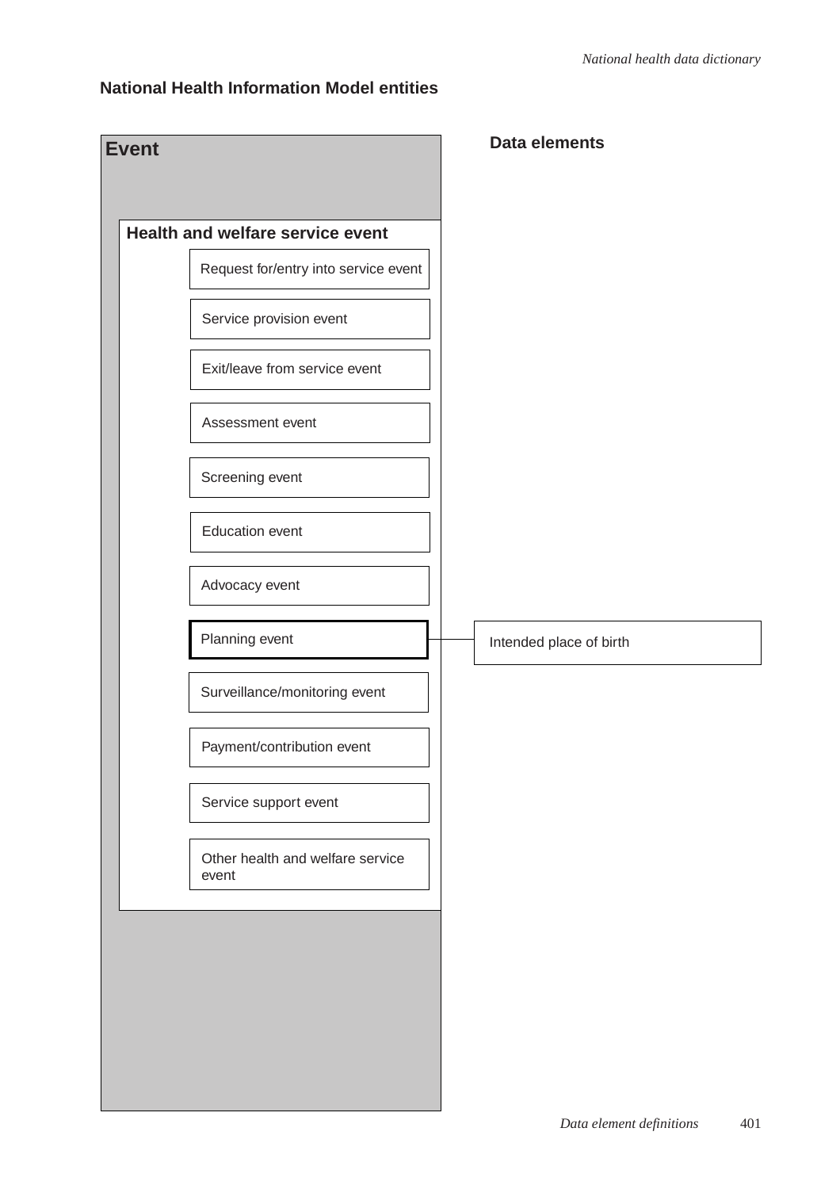## National Health Information Model entities

**Event**

**Health and welfare service event**

- Request for/entry into service event
- Service provision event
- Exit/leave from service event
- Assessment event
- Screening event
- Education event
- Advocacy event
- Planning event
- Surveillance/monitoring event
- Payment/contribution event
- Service support event
- Other health and welfare service event

**Data elements**

- Intended place of birth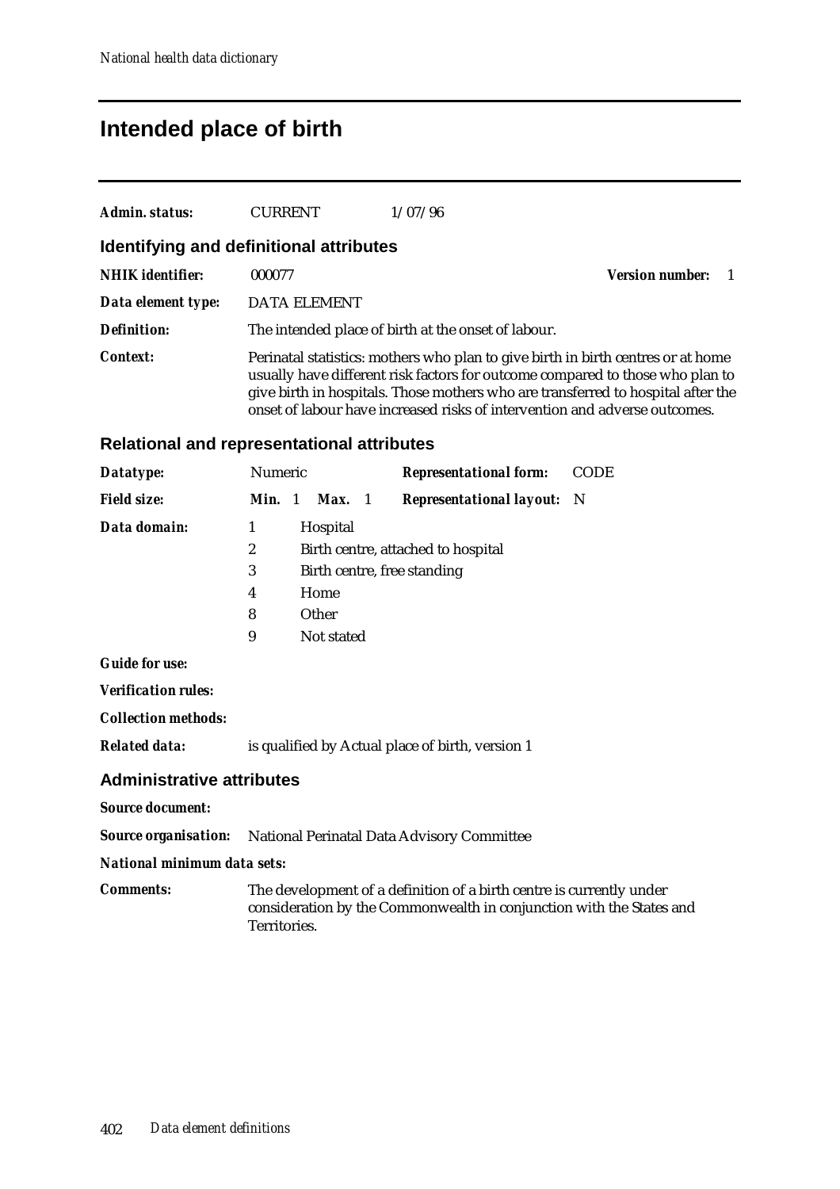# Intended place of birth

***Admin. status:*** CURRENT 1/07/96

## Identifying and definitional attributes

***NHIK identifier:*** 000077 ***Version number:*** 1

***Data element type:*** DATA ELEMENT

***Definition:*** The intended place of birth at the onset of labour.

***Context:*** Perinatal statistics: mothers who plan to give birth in birth centres or at home usually have different risk factors for outcome compared to those who plan to give birth in hospitals. Those mothers who are transferred to hospital after the onset of labour have increased risks of intervention and adverse outcomes.

## Relational and representational attributes

***Datatype:*** Numeric ***Representational form:*** CODE

***Field size:*** ***Min.*** 1 ***Max.*** 1 ***Representational layout:*** N

***Data domain:***

| | |
|---|---|
| 1 | Hospital |
| 2 | Birth centre, attached to hospital |
| 3 | Birth centre, free standing |
| 4 | Home |
| 8 | Other |
| 9 | Not stated |

***Guide for use:***

***Verification rules:***

***Collection methods:***

***Related data:*** is qualified by Actual place of birth, version 1

## Administrative attributes

***Source document:***

***Source organisation:*** National Perinatal Data Advisory Committee

***National minimum data sets:***

***Comments:*** The development of a definition of a birth centre is currently under consideration by the Commonwealth in conjunction with the States and Territories.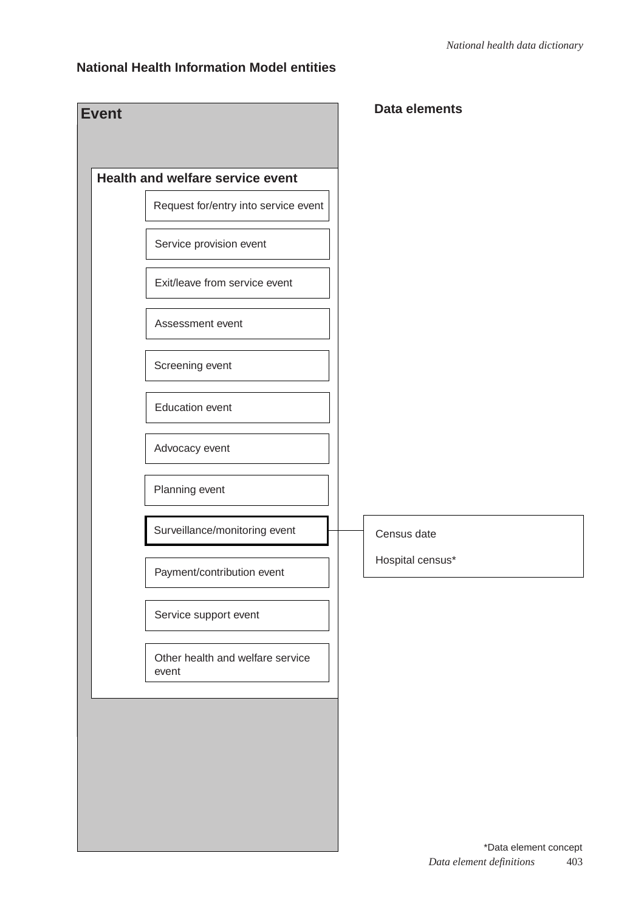## National Health Information Model entities

**Event**

**Health and welfare service event**

- Request for/entry into service event
- Service provision event
- Exit/leave from service event
- Assessment event
- Screening event
- Education event
- Advocacy event
- Planning event
- Surveillance/monitoring event
- Payment/contribution event
- Service support event
- Other health and welfare service event

**Data elements**

Census date

Hospital census*

*Data element concept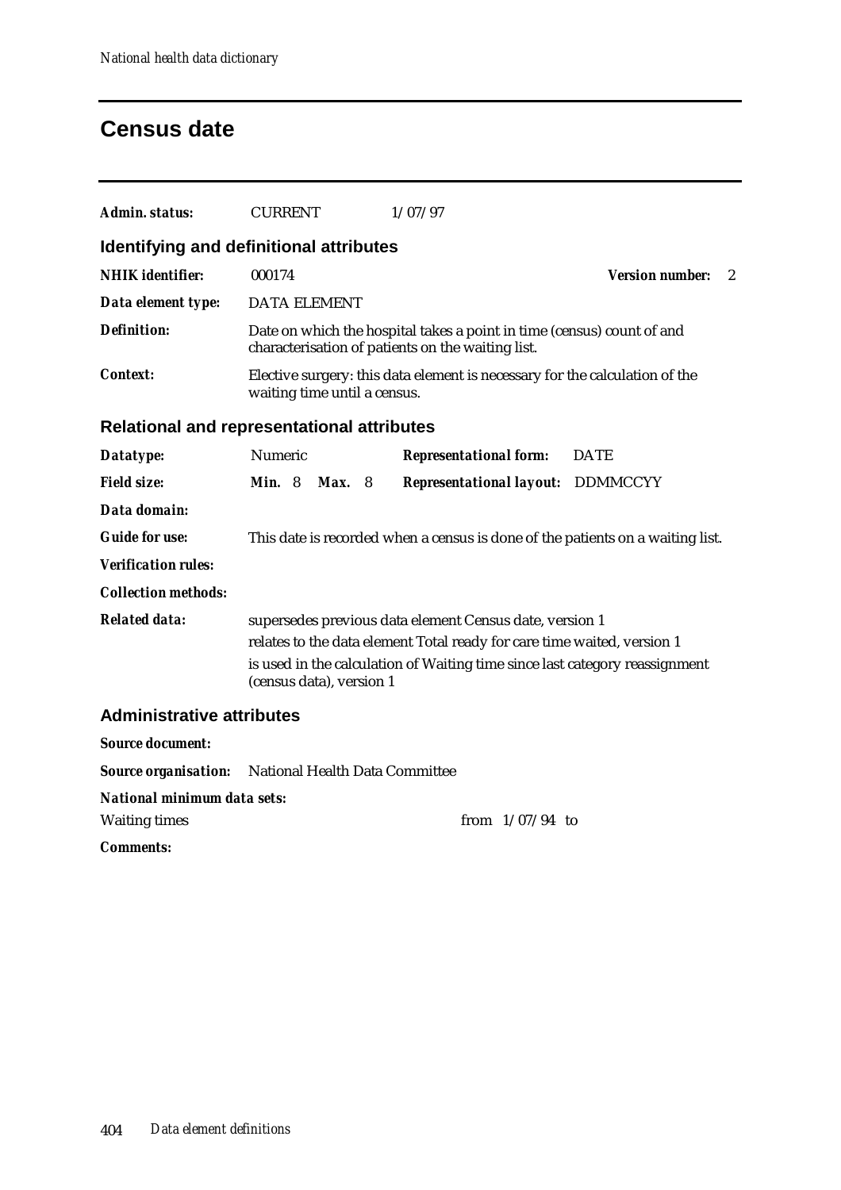# Census date

***Admin. status:*** CURRENT 1/07/97

## Identifying and definitional attributes

***NHIK identifier:*** 000174 ***Version number:*** 2

***Data element type:*** DATA ELEMENT

***Definition:*** Date on which the hospital takes a point in time (census) count of and characterisation of patients on the waiting list.

***Context:*** Elective surgery: this data element is necessary for the calculation of the waiting time until a census.

## Relational and representational attributes

***Datatype:*** Numeric ***Representational form:*** DATE

***Field size:*** ***Min.*** 8 ***Max.*** 8 ***Representational layout:*** DDMMCCYY

***Data domain:***

***Guide for use:*** This date is recorded when a census is done of the patients on a waiting list.

***Verification rules:***

***Collection methods:***

***Related data:*** supersedes previous data element Census date, version 1

relates to the data element Total ready for care time waited, version 1

is used in the calculation of Waiting time since last category reassignment (census data), version 1

## Administrative attributes

***Source document:***

***Source organisation:*** National Health Data Committee

***National minimum data sets:***

Waiting times from 1/07/94 to

***Comments:***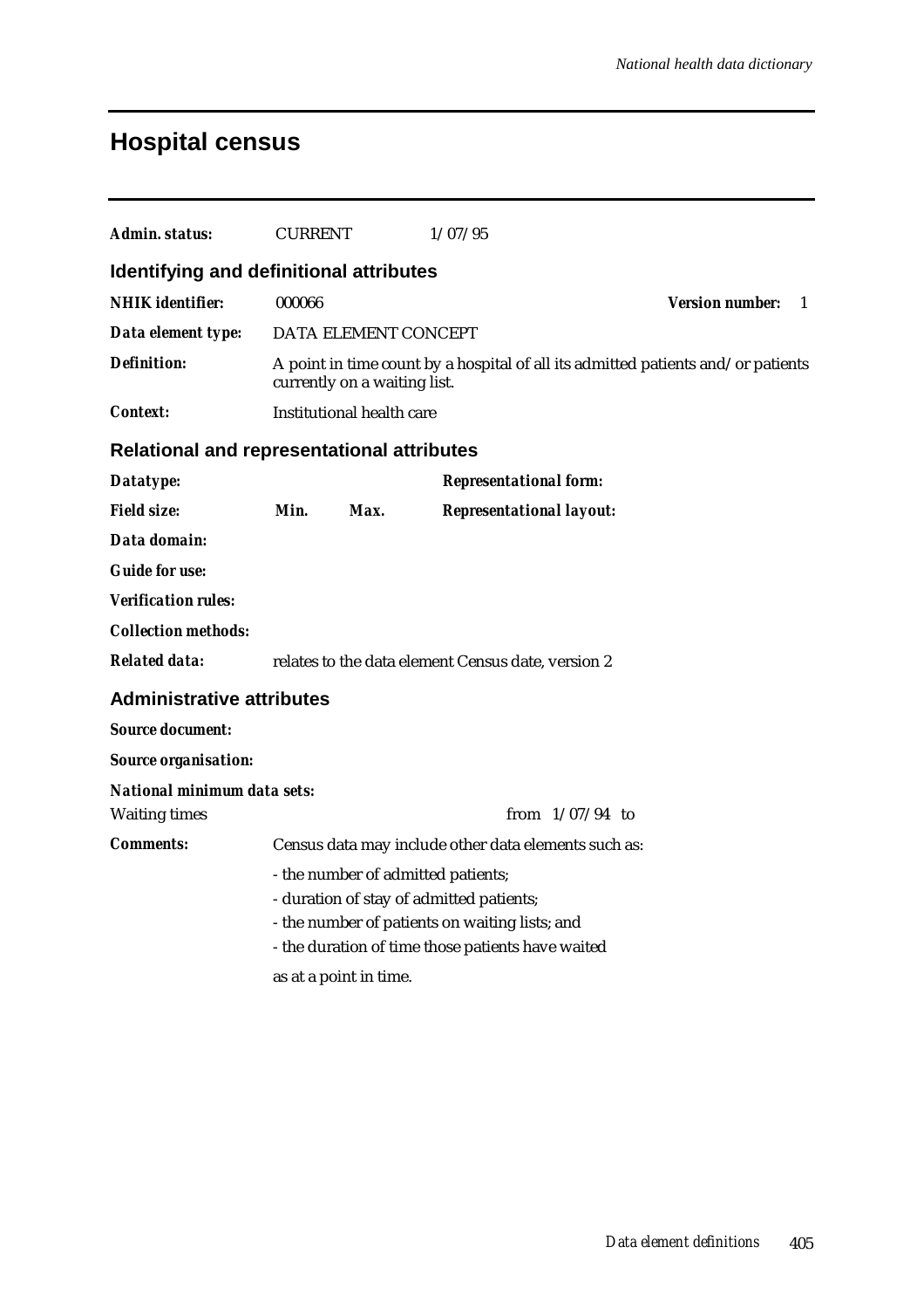# Hospital census

***Admin. status:*** CURRENT 1/07/95

## Identifying and definitional attributes

***NHIK identifier:*** 000066 ***Version number:*** 1

***Data element type:*** DATA ELEMENT CONCEPT

***Definition:*** A point in time count by a hospital of all its admitted patients and/or patients currently on a waiting list.

***Context:*** Institutional health care

## Relational and representational attributes

***Datatype:*** ***Representational form:***

***Field size:*** ***Min.*** ***Max.*** ***Representational layout:***

***Data domain:***

***Guide for use:***

***Verification rules:***

***Collection methods:***

***Related data:*** relates to the data element Census date, version 2

## Administrative attributes

***Source document:***

***Source organisation:***

***National minimum data sets:***

Waiting times from 1/07/94 to

***Comments:*** Census data may include other data elements such as:

- the number of admitted patients;
- duration of stay of admitted patients;
- the number of patients on waiting lists; and
- the duration of time those patients have waited

as at a point in time.